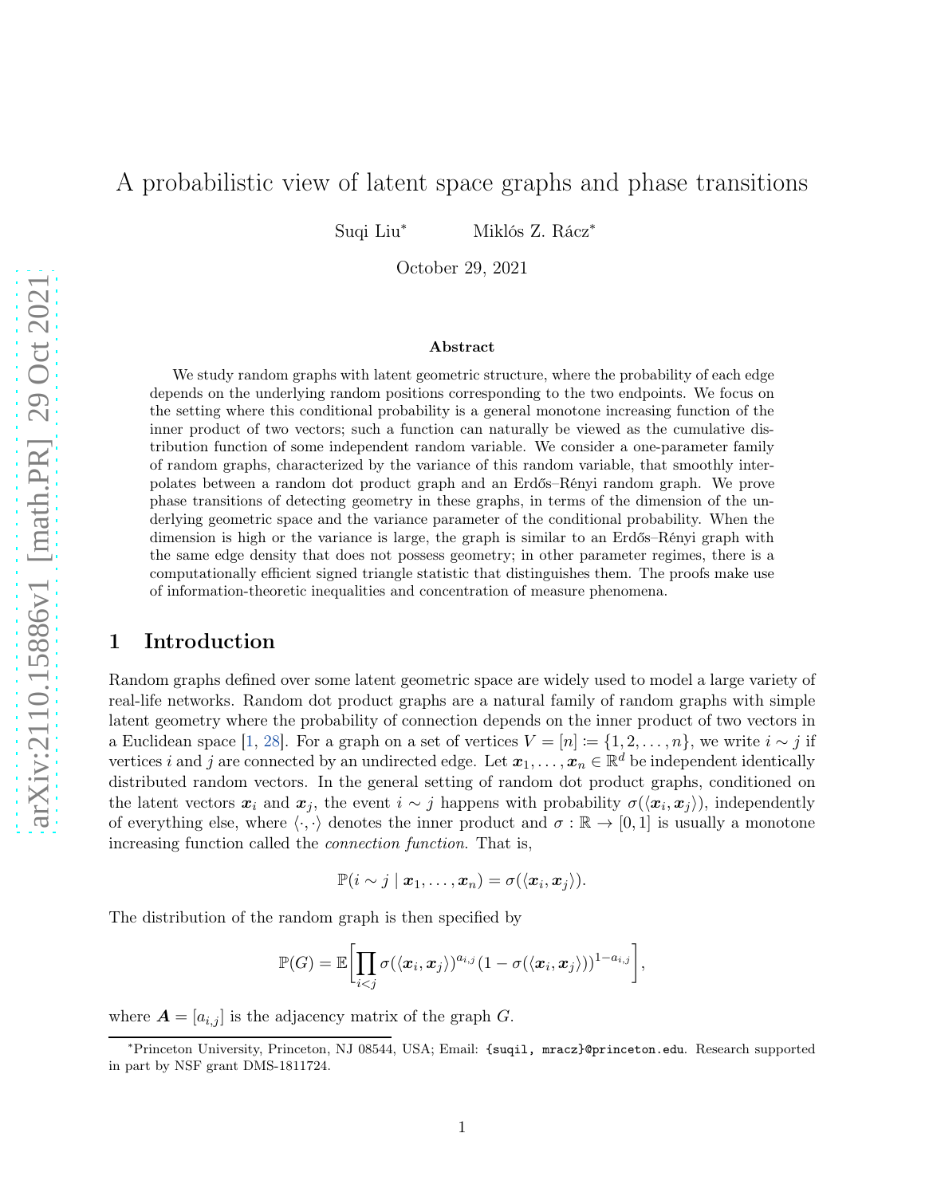# A probabilistic view of latent space graphs and phase transitions

Suqi Liu[*] Miklós Z. Rácz[*]

October 29, 2021

### Abstract

We study random graphs with latent geometric structure, where the probability of each edge depends on the underlying random positions corresponding to the two endpoints. We focus on the setting where this conditional probability is a general monotone increasing function of the inner product of two vectors; such a function can naturally be viewed as the cumulative distribution function of some independent random variable. We consider a one-parameter family of random graphs, characterized by the variance of this random variable, that smoothly interpolates between a random dot product graph and an Erdős–Rényi random graph. We prove phase transitions of detecting geometry in these graphs, in terms of the dimension of the underlying geometric space and the variance parameter of the conditional probability. When the dimension is high or the variance is large, the graph is similar to an Erdős–Rényi graph with the same edge density that does not possess geometry; in other parameter regimes, there is a computationally efficient signed triangle statistic that distinguishes them. The proofs make use of information-theoretic inequalities and concentration of measure phenomena.

## 1 Introduction

Random graphs defined over some latent geometric space are widely used to model a large variety of real-life networks. Random dot product graphs are a natural family of random graphs with simple latent geometry where the probability of connection depends on the inner product of two vectors in a Euclidean space [1, 28]. For a graph on a set of vertices $V = [n] := \{1, 2, \dots, n\}$, we write $i \sim j$ if vertices $i$ and $j$ are connected by an undirected edge. Let $\boldsymbol{x}_1, \dots, \boldsymbol{x}_n \in \mathbb{R}^d$ be independent identically distributed random vectors. In the general setting of random dot product graphs, conditioned on the latent vectors $\boldsymbol{x}_i$ and $\boldsymbol{x}_j$, the event $i \sim j$ happens with probability $\sigma(\langle \boldsymbol{x}_i, \boldsymbol{x}_j \rangle)$, independently of everything else, where $\langle \cdot, \cdot \rangle$ denotes the inner product and $\sigma : \mathbb{R} \to [0, 1]$ is usually a monotone increasing function called the *connection function*. That is,

$$\mathbb{P}(i \sim j \mid \boldsymbol{x}_1, \dots, \boldsymbol{x}_n) = \sigma(\langle \boldsymbol{x}_i, \boldsymbol{x}_j \rangle).$$

The distribution of the random graph is then specified by

$$\mathbb{P}(G) = \mathbb{E}\bigg[\prod_{i<j} \sigma(\langle \boldsymbol{x}_i, \boldsymbol{x}_j \rangle)^{a_{i,j}} (1 - \sigma(\langle \boldsymbol{x}_i, \boldsymbol{x}_j \rangle))^{1-a_{i,j}}\bigg],$$

where $\boldsymbol{A} = [a_{i,j}]$ is the adjacency matrix of the graph $G$.

---

[*]Princeton University, Princeton, NJ 08544, USA; Email: `{suqil, mracz}@princeton.edu`. Research supported in part by NSF grant DMS-1811724.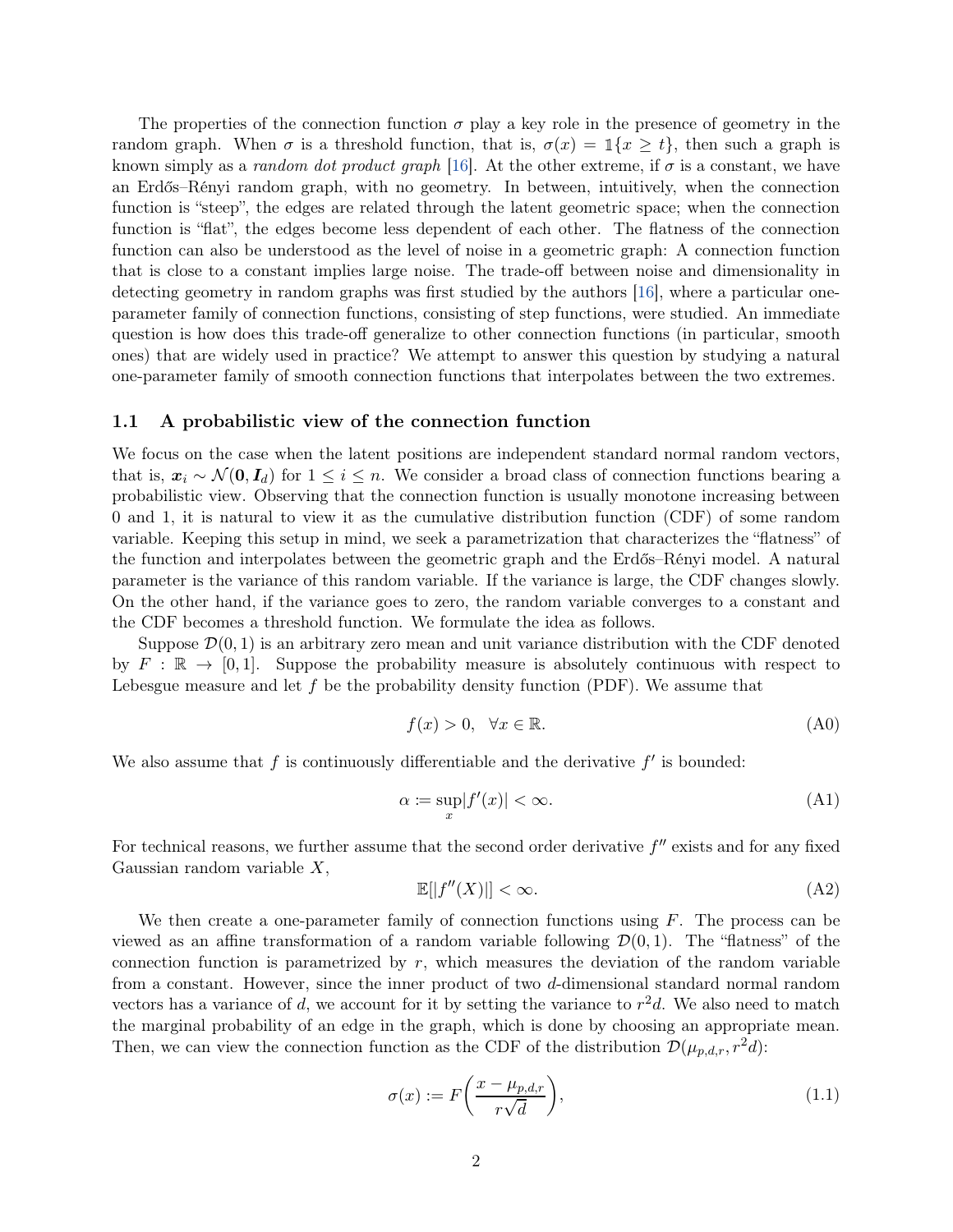The properties of the connection function $\sigma$ play a key role in the presence of geometry in the random graph. When $\sigma$ is a threshold function, that is, $\sigma(x) = \mathbb{1}\{x \geq t\}$, then such a graph is known simply as a *random dot product graph* [16]. At the other extreme, if $\sigma$ is a constant, we have an Erdős–Rényi random graph, with no geometry. In between, intuitively, when the connection function is "steep", the edges are related through the latent geometric space; when the connection function is "flat", the edges become less dependent of each other. The flatness of the connection function can also be understood as the level of noise in a geometric graph: A connection function that is close to a constant implies large noise. The trade-off between noise and dimensionality in detecting geometry in random graphs was first studied by the authors [16], where a particular one-parameter family of connection functions, consisting of step functions, were studied. An immediate question is how does this trade-off generalize to other connection functions (in particular, smooth ones) that are widely used in practice? We attempt to answer this question by studying a natural one-parameter family of smooth connection functions that interpolates between the two extremes.

## 1.1 A probabilistic view of the connection function

We focus on the case when the latent positions are independent standard normal random vectors, that is, $\boldsymbol{x}_i \sim \mathcal{N}(\boldsymbol{0}, \boldsymbol{I}_d)$ for $1 \leq i \leq n$. We consider a broad class of connection functions bearing a probabilistic view. Observing that the connection function is usually monotone increasing between 0 and 1, it is natural to view it as the cumulative distribution function (CDF) of some random variable. Keeping this setup in mind, we seek a parametrization that characterizes the "flatness" of the function and interpolates between the geometric graph and the Erdős–Rényi model. A natural parameter is the variance of this random variable. If the variance is large, the CDF changes slowly. On the other hand, if the variance goes to zero, the random variable converges to a constant and the CDF becomes a threshold function. We formulate the idea as follows.

Suppose $\mathcal{D}(0,1)$ is an arbitrary zero mean and unit variance distribution with the CDF denoted by $F : \mathbb{R} \to [0,1]$. Suppose the probability measure is absolutely continuous with respect to Lebesgue measure and let $f$ be the probability density function (PDF). We assume that

$$f(x) > 0, \quad \forall x \in \mathbb{R}. \tag{A0}$$

We also assume that $f$ is continuously differentiable and the derivative $f'$ is bounded:

$$\alpha := \sup_x |f'(x)| < \infty. \tag{A1}$$

For technical reasons, we further assume that the second order derivative $f''$ exists and for any fixed Gaussian random variable $X$,

$$\mathbb{E}[|f''(X)|] < \infty. \tag{A2}$$

We then create a one-parameter family of connection functions using $F$. The process can be viewed as an affine transformation of a random variable following $\mathcal{D}(0,1)$. The "flatness" of the connection function is parametrized by $r$, which measures the deviation of the random variable from a constant. However, since the inner product of two $d$-dimensional standard normal random vectors has a variance of $d$, we account for it by setting the variance to $r^2 d$. We also need to match the marginal probability of an edge in the graph, which is done by choosing an appropriate mean. Then, we can view the connection function as the CDF of the distribution $\mathcal{D}(\mu_{p,d,r}, r^2 d)$:

$$\sigma(x) := F\left(\frac{x - \mu_{p,d,r}}{r\sqrt{d}}\right), \tag{1.1}$$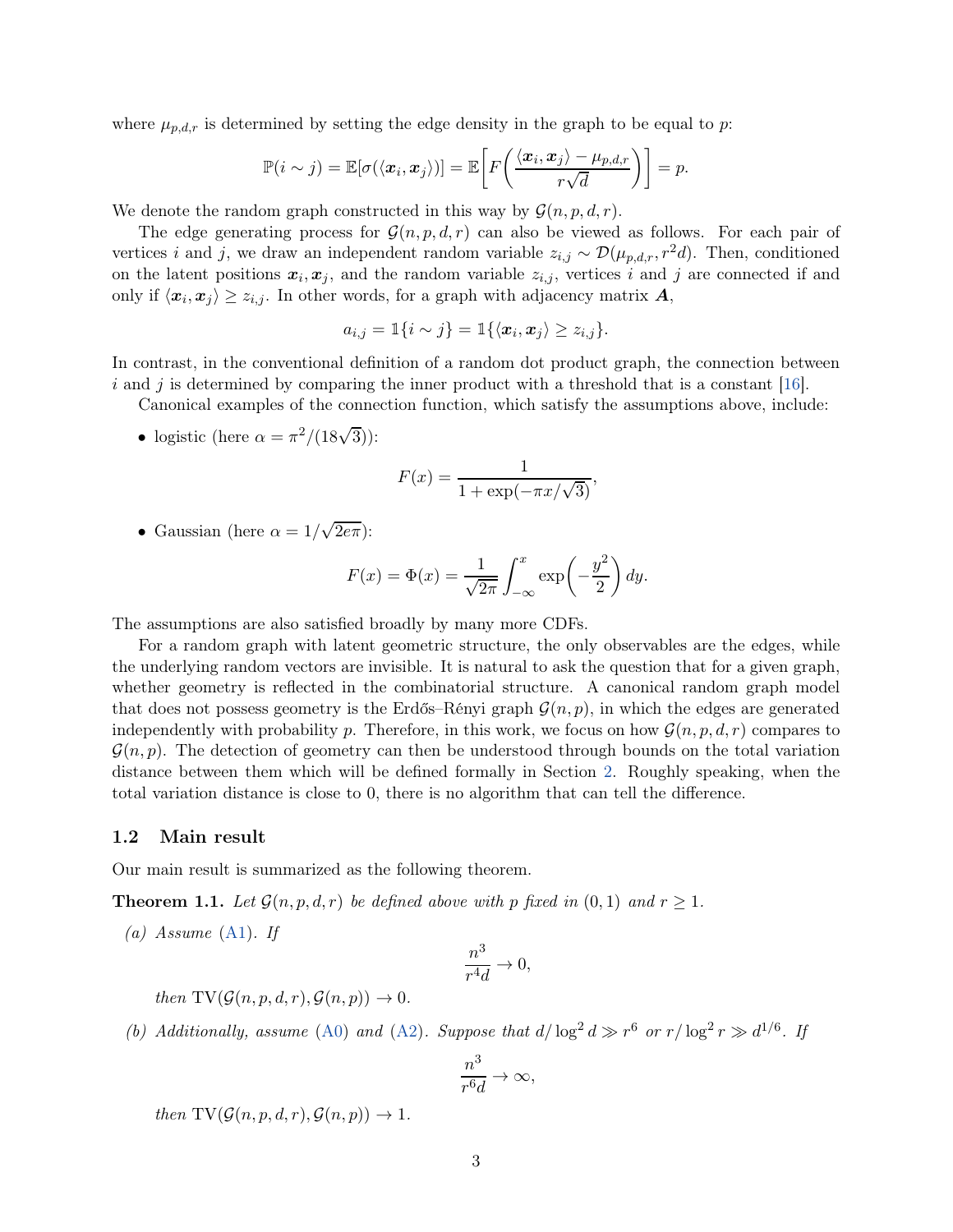where $\mu_{p,d,r}$ is determined by setting the edge density in the graph to be equal to $p$:

$$\mathbb{P}(i \sim j) = \mathbb{E}[\sigma(\langle \boldsymbol{x}_i, \boldsymbol{x}_j \rangle)] = \mathbb{E}\left[ F\left( \frac{\langle \boldsymbol{x}_i, \boldsymbol{x}_j \rangle - \mu_{p,d,r}}{r\sqrt{d}} \right) \right] = p.$$

We denote the random graph constructed in this way by $\mathcal{G}(n, p, d, r)$.

The edge generating process for $\mathcal{G}(n, p, d, r)$ can also be viewed as follows. For each pair of vertices $i$ and $j$, we draw an independent random variable $z_{i,j} \sim \mathcal{D}(\mu_{p,d,r}, r^2 d)$. Then, conditioned on the latent positions $\boldsymbol{x}_i, \boldsymbol{x}_j$, and the random variable $z_{i,j}$, vertices $i$ and $j$ are connected if and only if $\langle \boldsymbol{x}_i, \boldsymbol{x}_j \rangle \geq z_{i,j}$. In other words, for a graph with adjacency matrix $\boldsymbol{A}$,

$$a_{i,j} = \mathbb{1}\{i \sim j\} = \mathbb{1}\{\langle \boldsymbol{x}_i, \boldsymbol{x}_j \rangle \geq z_{i,j}\}.$$

In contrast, in the conventional definition of a random dot product graph, the connection between $i$ and $j$ is determined by comparing the inner product with a threshold that is a constant [16].

Canonical examples of the connection function, which satisfy the assumptions above, include:

- logistic (here $\alpha = \pi^2/(18\sqrt{3})$):

$$F(x) = \frac{1}{1 + \exp(-\pi x/\sqrt{3})},$$

- Gaussian (here $\alpha = 1/\sqrt{2e\pi}$):

$$F(x) = \Phi(x) = \frac{1}{\sqrt{2\pi}} \int_{-\infty}^{x} \exp\left( -\frac{y^2}{2} \right) dy.$$

The assumptions are also satisfied broadly by many more CDFs.

For a random graph with latent geometric structure, the only observables are the edges, while the underlying random vectors are invisible. It is natural to ask the question that for a given graph, whether geometry is reflected in the combinatorial structure. A canonical random graph model that does not possess geometry is the Erdős–Rényi graph $\mathcal{G}(n, p)$, in which the edges are generated independently with probability $p$. Therefore, in this work, we focus on how $\mathcal{G}(n, p, d, r)$ compares to $\mathcal{G}(n, p)$. The detection of geometry can then be understood through bounds on the total variation distance between them which will be defined formally in Section 2. Roughly speaking, when the total variation distance is close to 0, there is no algorithm that can tell the difference.

## 1.2 Main result

Our main result is summarized as the following theorem.

**Theorem 1.1.** *Let $\mathcal{G}(n, p, d, r)$ be defined above with $p$ fixed in $(0, 1)$ and $r \geq 1$.*

*(a) Assume (A1). If*

$$\frac{n^3}{r^4 d} \to 0,$$

*then $\mathrm{TV}(\mathcal{G}(n, p, d, r), \mathcal{G}(n, p)) \to 0$.*

*(b) Additionally, assume (A0) and (A2). Suppose that $d/\log^2 d \gg r^6$ or $r/\log^2 r \gg d^{1/6}$. If*

$$\frac{n^3}{r^6 d} \to \infty,$$

*then $\mathrm{TV}(\mathcal{G}(n, p, d, r), \mathcal{G}(n, p)) \to 1$.*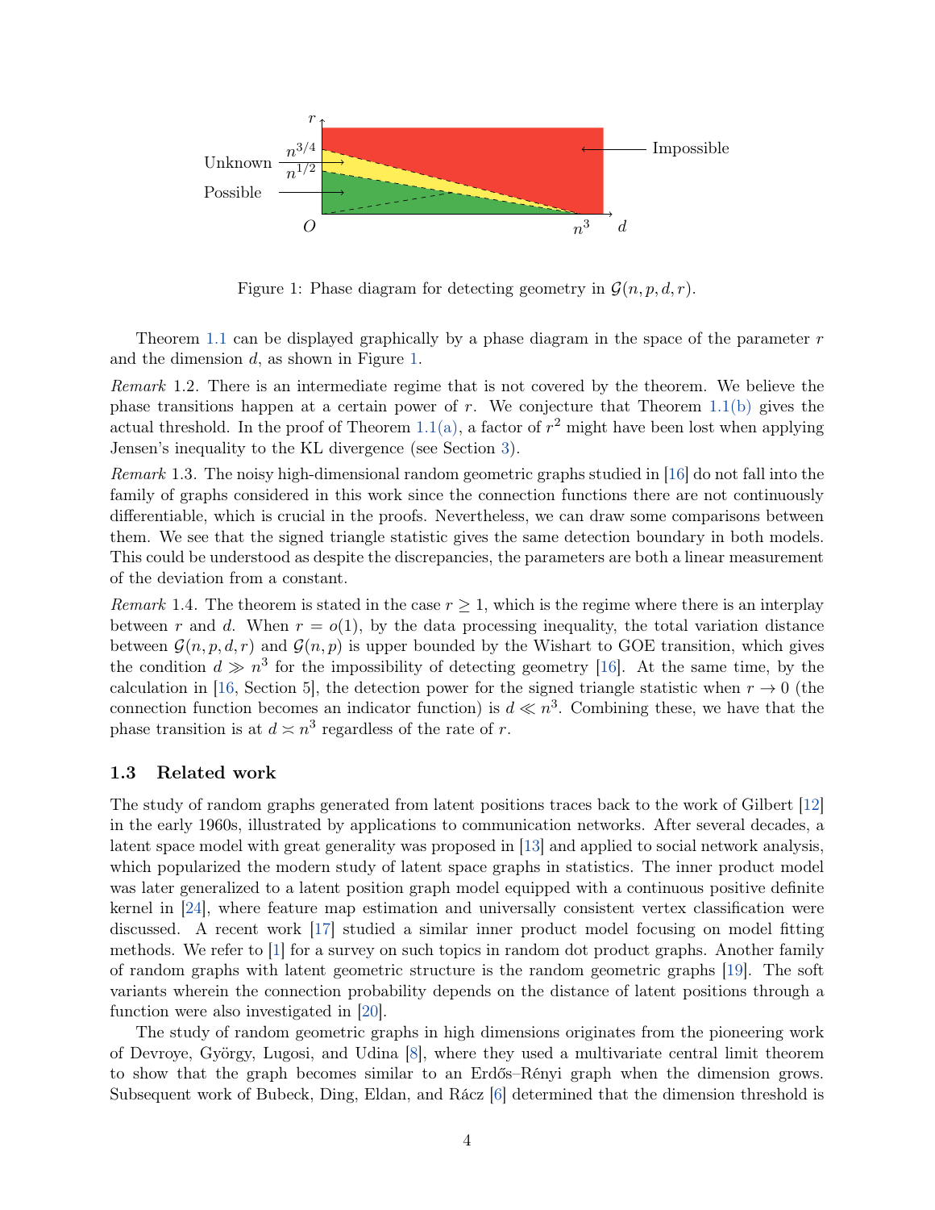Figure 1: Phase diagram for detecting geometry in $\mathcal{G}(n, p, d, r)$.

Theorem 1.1 can be displayed graphically by a phase diagram in the space of the parameter $r$ and the dimension $d$, as shown in Figure 1.

*Remark* 1.2. There is an intermediate regime that is not covered by the theorem. We believe the phase transitions happen at a certain power of $r$. We conjecture that Theorem 1.1(b) gives the actual threshold. In the proof of Theorem 1.1(a), a factor of $r^2$ might have been lost when applying Jensen's inequality to the KL divergence (see Section 3).

*Remark* 1.3. The noisy high-dimensional random geometric graphs studied in [16] do not fall into the family of graphs considered in this work since the connection functions there are not continuously differentiable, which is crucial in the proofs. Nevertheless, we can draw some comparisons between them. We see that the signed triangle statistic gives the same detection boundary in both models. This could be understood as despite the discrepancies, the parameters are both a linear measurement of the deviation from a constant.

*Remark* 1.4. The theorem is stated in the case $r \geq 1$, which is the regime where there is an interplay between $r$ and $d$. When $r = o(1)$, by the data processing inequality, the total variation distance between $\mathcal{G}(n, p, d, r)$ and $\mathcal{G}(n, p)$ is upper bounded by the Wishart to GOE transition, which gives the condition $d \gg n^3$ for the impossibility of detecting geometry [16]. At the same time, by the calculation in [16, Section 5], the detection power for the signed triangle statistic when $r \to 0$ (the connection function becomes an indicator function) is $d \ll n^3$. Combining these, we have that the phase transition is at $d \asymp n^3$ regardless of the rate of $r$.

### 1.3 Related work

The study of random graphs generated from latent positions traces back to the work of Gilbert [12] in the early 1960s, illustrated by applications to communication networks. After several decades, a latent space model with great generality was proposed in [13] and applied to social network analysis, which popularized the modern study of latent space graphs in statistics. The inner product model was later generalized to a latent position graph model equipped with a continuous positive definite kernel in [24], where feature map estimation and universally consistent vertex classification were discussed. A recent work [17] studied a similar inner product model focusing on model fitting methods. We refer to [1] for a survey on such topics in random dot product graphs. Another family of random graphs with latent geometric structure is the random geometric graphs [19]. The soft variants wherein the connection probability depends on the distance of latent positions through a function were also investigated in [20].

The study of random geometric graphs in high dimensions originates from the pioneering work of Devroye, György, Lugosi, and Udina [8], where they used a multivariate central limit theorem to show that the graph becomes similar to an Erdős–Rényi graph when the dimension grows. Subsequent work of Bubeck, Ding, Eldan, and Rácz [6] determined that the dimension threshold is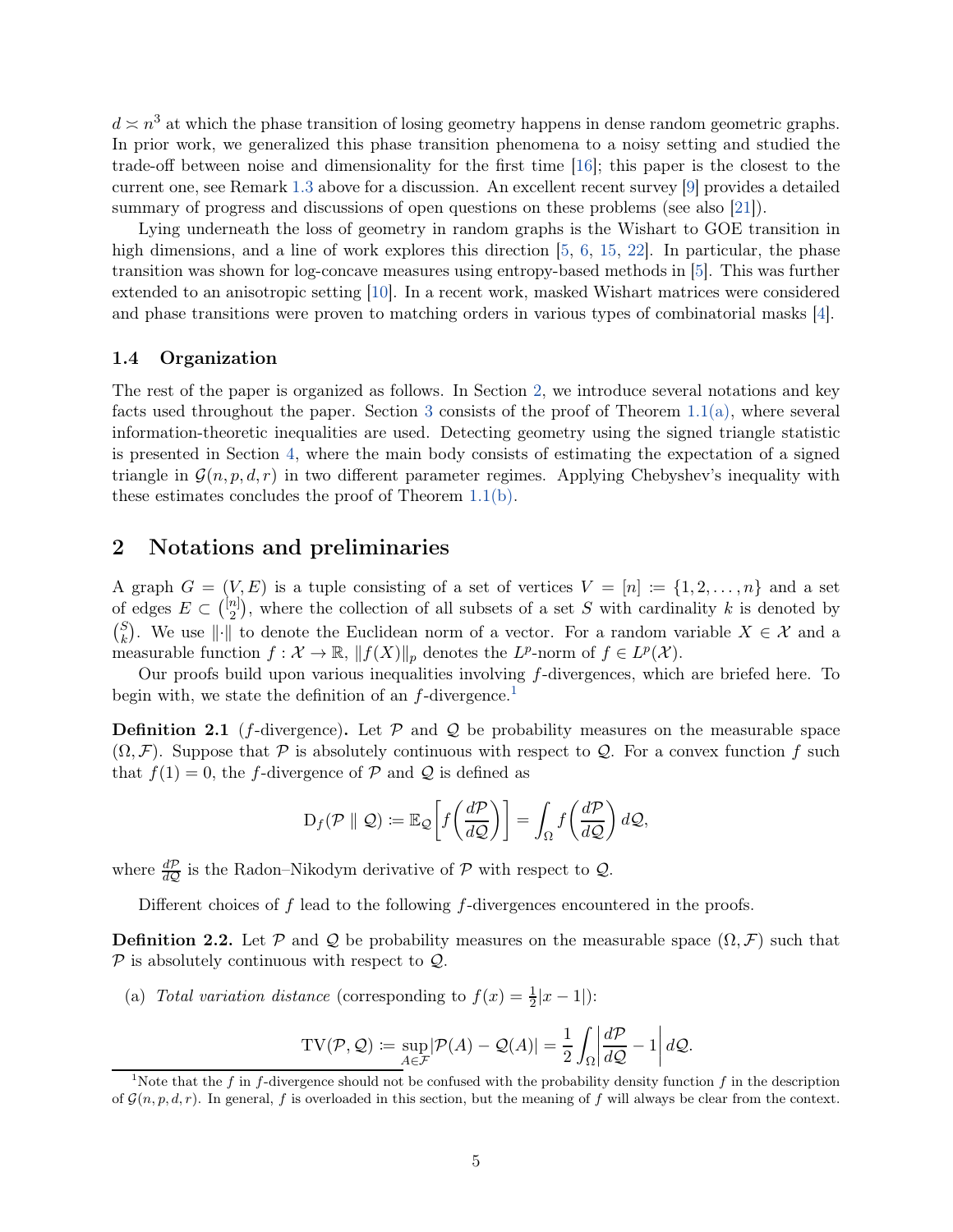$d \asymp n^3$ at which the phase transition of losing geometry happens in dense random geometric graphs. In prior work, we generalized this phase transition phenomena to a noisy setting and studied the trade-off between noise and dimensionality for the first time [16]; this paper is the closest to the current one, see Remark 1.3 above for a discussion. An excellent recent survey [9] provides a detailed summary of progress and discussions of open questions on these problems (see also [21]).

Lying underneath the loss of geometry in random graphs is the Wishart to GOE transition in high dimensions, and a line of work explores this direction [5, 6, 15, 22]. In particular, the phase transition was shown for log-concave measures using entropy-based methods in [5]. This was further extended to an anisotropic setting [10]. In a recent work, masked Wishart matrices were considered and phase transitions were proven to matching orders in various types of combinatorial masks [4].

### 1.4 Organization

The rest of the paper is organized as follows. In Section 2, we introduce several notations and key facts used throughout the paper. Section 3 consists of the proof of Theorem 1.1(a), where several information-theoretic inequalities are used. Detecting geometry using the signed triangle statistic is presented in Section 4, where the main body consists of estimating the expectation of a signed triangle in $\mathcal{G}(n, p, d, r)$ in two different parameter regimes. Applying Chebyshev's inequality with these estimates concludes the proof of Theorem 1.1(b).

## 2 Notations and preliminaries

A graph $G = (V, E)$ is a tuple consisting of a set of vertices $V = [n] \coloneqq \{1, 2, \ldots, n\}$ and a set of edges $E \subset \binom{[n]}{2}$, where the collection of all subsets of a set $S$ with cardinality $k$ is denoted by $\binom{S}{k}$. We use $\|\cdot\|$ to denote the Euclidean norm of a vector. For a random variable $X \in \mathcal{X}$ and a measurable function $f : \mathcal{X} \to \mathbb{R}$, $\|f(X)\|_p$ denotes the $L^p$-norm of $f \in L^p(\mathcal{X})$.

Our proofs build upon various inequalities involving $f$-divergences, which are briefed here. To begin with, we state the definition of an $f$-divergence.[1]

**Definition 2.1** ($f$-divergence)**.** Let $\mathcal{P}$ and $\mathcal{Q}$ be probability measures on the measurable space $(\Omega, \mathcal{F})$. Suppose that $\mathcal{P}$ is absolutely continuous with respect to $\mathcal{Q}$. For a convex function $f$ such that $f(1) = 0$, the $f$-divergence of $\mathcal{P}$ and $\mathcal{Q}$ is defined as

$$\mathrm{D}_f(\mathcal{P} \parallel \mathcal{Q}) \coloneqq \mathbb{E}_{\mathcal{Q}}\left[f\left(\frac{d\mathcal{P}}{d\mathcal{Q}}\right)\right] = \int_{\Omega} f\left(\frac{d\mathcal{P}}{d\mathcal{Q}}\right) d\mathcal{Q},$$

where $\frac{d\mathcal{P}}{d\mathcal{Q}}$ is the Radon–Nikodym derivative of $\mathcal{P}$ with respect to $\mathcal{Q}$.

Different choices of $f$ lead to the following $f$-divergences encountered in the proofs.

**Definition 2.2.** Let $\mathcal{P}$ and $\mathcal{Q}$ be probability measures on the measurable space $(\Omega, \mathcal{F})$ such that $\mathcal{P}$ is absolutely continuous with respect to $\mathcal{Q}$.

(a) *Total variation distance* (corresponding to $f(x) = \frac{1}{2}|x - 1|$):

$$\mathrm{TV}(\mathcal{P}, \mathcal{Q}) \coloneqq \sup_{A \in \mathcal{F}} |\mathcal{P}(A) - \mathcal{Q}(A)| = \frac{1}{2} \int_{\Omega} \left| \frac{d\mathcal{P}}{d\mathcal{Q}} - 1 \right| d\mathcal{Q}.$$

[1] Note that the $f$ in $f$-divergence should not be confused with the probability density function $f$ in the description of $\mathcal{G}(n, p, d, r)$. In general, $f$ is overloaded in this section, but the meaning of $f$ will always be clear from the context.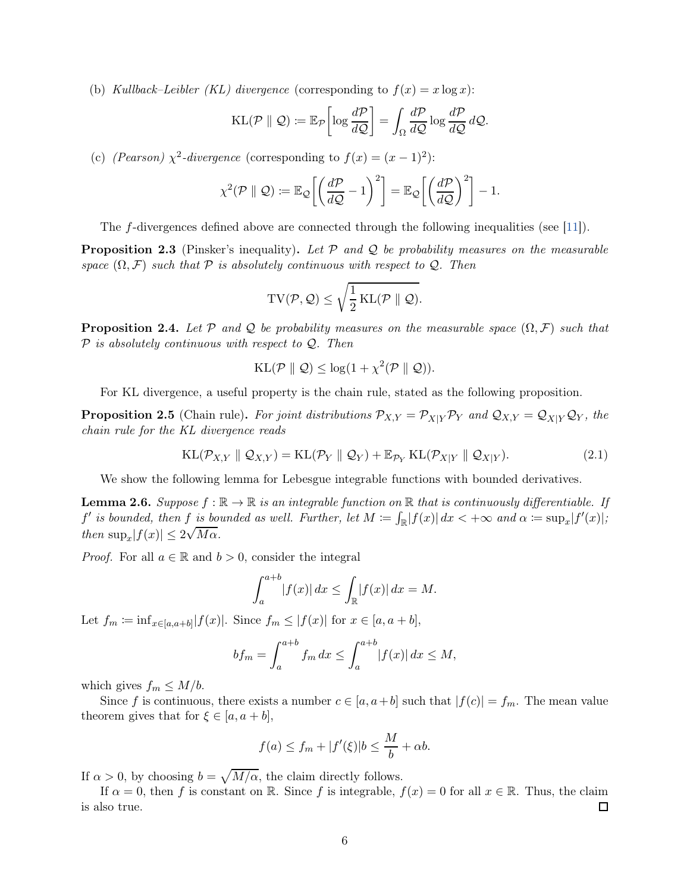(b) *Kullback–Leibler (KL) divergence* (corresponding to $f(x) = x \log x$):

$$\mathrm{KL}(\mathcal{P} \parallel \mathcal{Q}) \coloneqq \mathbb{E}_{\mathcal{P}}\left[\log \frac{d\mathcal{P}}{d\mathcal{Q}}\right] = \int_{\Omega} \frac{d\mathcal{P}}{d\mathcal{Q}} \log \frac{d\mathcal{P}}{d\mathcal{Q}} \, d\mathcal{Q}.$$

(c) *(Pearson)* $\chi^2$*-divergence* (corresponding to $f(x) = (x-1)^2$):

$$\chi^2(\mathcal{P} \parallel \mathcal{Q}) \coloneqq \mathbb{E}_{\mathcal{Q}}\left[\left(\frac{d\mathcal{P}}{d\mathcal{Q}} - 1\right)^2\right] = \mathbb{E}_{\mathcal{Q}}\left[\left(\frac{d\mathcal{P}}{d\mathcal{Q}}\right)^2\right] - 1.$$

The $f$-divergences defined above are connected through the following inequalities (see [11]).

**Proposition 2.3** (Pinsker's inequality)**.** *Let $\mathcal{P}$ and $\mathcal{Q}$ be probability measures on the measurable space $(\Omega, \mathcal{F})$ such that $\mathcal{P}$ is absolutely continuous with respect to $\mathcal{Q}$. Then*

$$\mathrm{TV}(\mathcal{P}, \mathcal{Q}) \leq \sqrt{\frac{1}{2} \mathrm{KL}(\mathcal{P} \parallel \mathcal{Q})}.$$

**Proposition 2.4.** *Let $\mathcal{P}$ and $\mathcal{Q}$ be probability measures on the measurable space $(\Omega, \mathcal{F})$ such that $\mathcal{P}$ is absolutely continuous with respect to $\mathcal{Q}$. Then*

$$\mathrm{KL}(\mathcal{P} \parallel \mathcal{Q}) \leq \log(1 + \chi^2(\mathcal{P} \parallel \mathcal{Q})).$$

For KL divergence, a useful property is the chain rule, stated as the following proposition.

**Proposition 2.5** (Chain rule)**.** *For joint distributions $\mathcal{P}_{X,Y} = \mathcal{P}_{X|Y}\mathcal{P}_Y$ and $\mathcal{Q}_{X,Y} = \mathcal{Q}_{X|Y}\mathcal{Q}_Y$, the chain rule for the KL divergence reads*

$$\mathrm{KL}(\mathcal{P}_{X,Y} \parallel \mathcal{Q}_{X,Y}) = \mathrm{KL}(\mathcal{P}_Y \parallel \mathcal{Q}_Y) + \mathbb{E}_{\mathcal{P}_Y} \mathrm{KL}(\mathcal{P}_{X|Y} \parallel \mathcal{Q}_{X|Y}). \tag{2.1}$$

We show the following lemma for Lebesgue integrable functions with bounded derivatives.

**Lemma 2.6.** *Suppose $f : \mathbb{R} \to \mathbb{R}$ is an integrable function on $\mathbb{R}$ that is continuously differentiable. If $f'$ is bounded, then $f$ is bounded as well. Further, let $M \coloneqq \int_{\mathbb{R}} |f(x)| \, dx < +\infty$ and $\alpha \coloneqq \sup_x |f'(x)|$; then $\sup_x |f(x)| \leq 2\sqrt{M\alpha}$.*

*Proof.* For all $a \in \mathbb{R}$ and $b > 0$, consider the integral

$$\int_a^{a+b} |f(x)| \, dx \leq \int_{\mathbb{R}} |f(x)| \, dx = M.$$

Let $f_m \coloneqq \inf_{x \in [a, a+b]} |f(x)|$. Since $f_m \leq |f(x)|$ for $x \in [a, a+b]$,

$$b f_m = \int_a^{a+b} f_m \, dx \leq \int_a^{a+b} |f(x)| \, dx \leq M,$$

which gives $f_m \leq M/b$.

Since $f$ is continuous, there exists a number $c \in [a, a+b]$ such that $|f(c)| = f_m$. The mean value theorem gives that for $\xi \in [a, a+b]$,

$$f(a) \leq f_m + |f'(\xi)| b \leq \frac{M}{b} + \alpha b.$$

If $\alpha > 0$, by choosing $b = \sqrt{M/\alpha}$, the claim directly follows.

If $\alpha = 0$, then $f$ is constant on $\mathbb{R}$. Since $f$ is integrable, $f(x) = 0$ for all $x \in \mathbb{R}$. Thus, the claim is also true. $\square$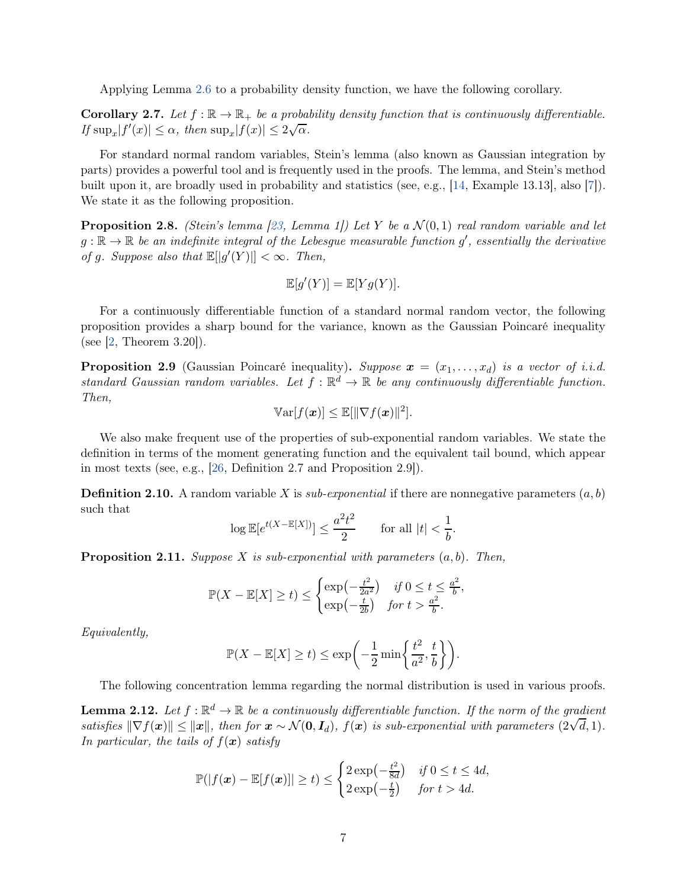Applying Lemma 2.6 to a probability density function, we have the following corollary.

**Corollary 2.7.** *Let $f : \mathbb{R} \to \mathbb{R}_+$ be a probability density function that is continuously differentiable. If $\sup_x |f'(x)| \le \alpha$, then $\sup_x |f(x)| \le 2\sqrt{\alpha}$.*

For standard normal random variables, Stein's lemma (also known as Gaussian integration by parts) provides a powerful tool and is frequently used in the proofs. The lemma, and Stein's method built upon it, are broadly used in probability and statistics (see, e.g., [14, Example 13.13], also [7]). We state it as the following proposition.

**Proposition 2.8.** *(Stein's lemma [23, Lemma 1]) Let $Y$ be a $\mathcal{N}(0, 1)$ real random variable and let $g : \mathbb{R} \to \mathbb{R}$ be an indefinite integral of the Lebesgue measurable function $g'$, essentially the derivative of $g$. Suppose also that $\mathbb{E}[|g'(Y)|] < \infty$. Then,*

$$\mathbb{E}[g'(Y)] = \mathbb{E}[Y g(Y)].$$

For a continuously differentiable function of a standard normal random vector, the following proposition provides a sharp bound for the variance, known as the Gaussian Poincaré inequality (see [2, Theorem 3.20]).

**Proposition 2.9** (Gaussian Poincaré inequality)**.** *Suppose $\boldsymbol{x} = (x_1, \dots, x_d)$ is a vector of i.i.d. standard Gaussian random variables. Let $f : \mathbb{R}^d \to \mathbb{R}$ be any continuously differentiable function. Then,*

$$\mathbb{V}\text{ar}[f(\boldsymbol{x})] \le \mathbb{E}[\|\nabla f(\boldsymbol{x})\|^2].$$

We also make frequent use of the properties of sub-exponential random variables. We state the definition in terms of the moment generating function and the equivalent tail bound, which appear in most texts (see, e.g., [26, Definition 2.7 and Proposition 2.9]).

**Definition 2.10.** A random variable $X$ is *sub-exponential* if there are nonnegative parameters $(a, b)$ such that

$$\log \mathbb{E}[e^{t(X - \mathbb{E}[X])}] \le \frac{a^2 t^2}{2} \qquad \text{for all } |t| < \frac{1}{b}.$$

**Proposition 2.11.** *Suppose $X$ is sub-exponential with parameters $(a, b)$. Then,*

$$\mathbb{P}(X - \mathbb{E}[X] \ge t) \le \begin{cases} \exp\left(-\frac{t^2}{2a^2}\right) & \text{if } 0 \le t \le \frac{a^2}{b}, \\ \exp\left(-\frac{t}{2b}\right) & \text{for } t > \frac{a^2}{b}. \end{cases}$$

*Equivalently,*

$$\mathbb{P}(X - \mathbb{E}[X] \ge t) \le \exp\left(-\frac{1}{2} \min\left\{\frac{t^2}{a^2}, \frac{t}{b}\right\}\right).$$

The following concentration lemma regarding the normal distribution is used in various proofs.

**Lemma 2.12.** *Let $f : \mathbb{R}^d \to \mathbb{R}$ be a continuously differentiable function. If the norm of the gradient satisfies $\|\nabla f(\boldsymbol{x})\| \le \|\boldsymbol{x}\|$, then for $\boldsymbol{x} \sim \mathcal{N}(\boldsymbol{0}, \boldsymbol{I}_d)$, $f(\boldsymbol{x})$ is sub-exponential with parameters $(2\sqrt{d}, 1)$. In particular, the tails of $f(\boldsymbol{x})$ satisfy*

$$\mathbb{P}(|f(\boldsymbol{x}) - \mathbb{E}[f(\boldsymbol{x})]| \ge t) \le \begin{cases} 2\exp\left(-\frac{t^2}{8d}\right) & \text{if } 0 \le t \le 4d, \\ 2\exp\left(-\frac{t}{2}\right) & \text{for } t > 4d. \end{cases}$$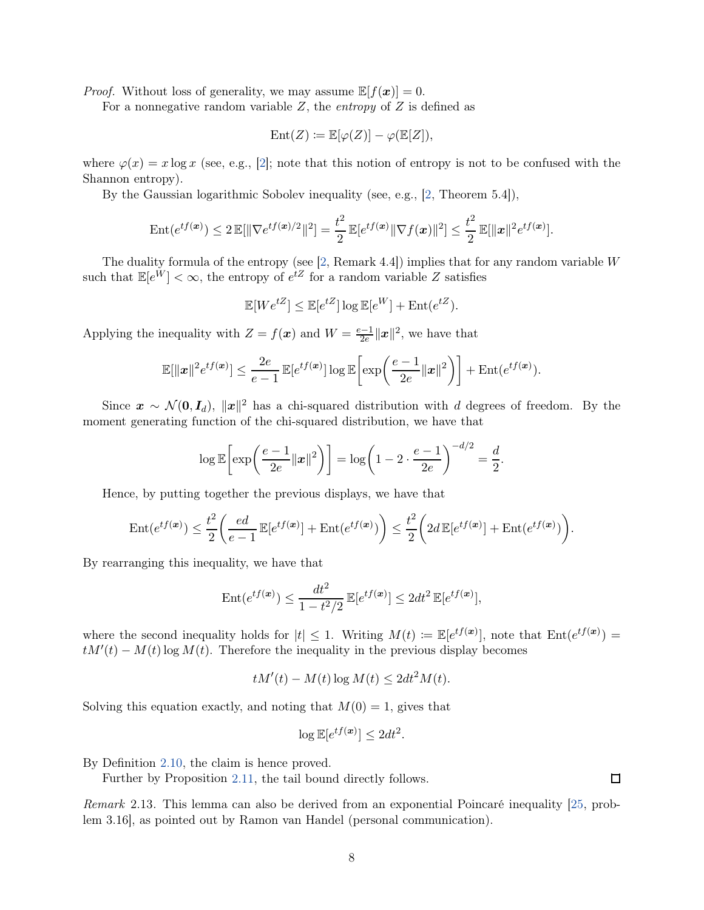*Proof.* Without loss of generality, we may assume $\mathbb{E}[f(\boldsymbol{x})] = 0$.

For a nonnegative random variable $Z$, the *entropy* of $Z$ is defined as

$$\mathrm{Ent}(Z) \coloneqq \mathbb{E}[\varphi(Z)] - \varphi(\mathbb{E}[Z]),$$

where $\varphi(x) = x \log x$ (see, e.g., [2]; note that this notion of entropy is not to be confused with the Shannon entropy).

By the Gaussian logarithmic Sobolev inequality (see, e.g., [2, Theorem 5.4]),

$$\mathrm{Ent}(e^{tf(\boldsymbol{x})}) \le 2\,\mathbb{E}[\|\nabla e^{tf(\boldsymbol{x})/2}\|^2] = \frac{t^2}{2}\,\mathbb{E}[e^{tf(\boldsymbol{x})}\|\nabla f(\boldsymbol{x})\|^2] \le \frac{t^2}{2}\,\mathbb{E}[\|\boldsymbol{x}\|^2 e^{tf(\boldsymbol{x})}].$$

The duality formula of the entropy (see [2, Remark 4.4]) implies that for any random variable $W$ such that $\mathbb{E}[e^W] < \infty$, the entropy of $e^{tZ}$ for a random variable $Z$ satisfies

$$\mathbb{E}[We^{tZ}] \le \mathbb{E}[e^{tZ}] \log \mathbb{E}[e^W] + \mathrm{Ent}(e^{tZ}).$$

Applying the inequality with $Z = f(\boldsymbol{x})$ and $W = \frac{e-1}{2e}\|\boldsymbol{x}\|^2$, we have that

$$\mathbb{E}[\|\boldsymbol{x}\|^2 e^{tf(\boldsymbol{x})}] \le \frac{2e}{e-1}\,\mathbb{E}[e^{tf(\boldsymbol{x})}] \log \mathbb{E}\left[\exp\left(\frac{e-1}{2e}\|\boldsymbol{x}\|^2\right)\right] + \mathrm{Ent}(e^{tf(\boldsymbol{x})}).$$

Since $\boldsymbol{x} \sim \mathcal{N}(\boldsymbol{0}, \boldsymbol{I}_d)$, $\|\boldsymbol{x}\|^2$ has a chi-squared distribution with $d$ degrees of freedom. By the moment generating function of the chi-squared distribution, we have that

$$\log \mathbb{E}\left[\exp\left(\frac{e-1}{2e}\|\boldsymbol{x}\|^2\right)\right] = \log\left(1 - 2 \cdot \frac{e-1}{2e}\right)^{-d/2} = \frac{d}{2}.$$

Hence, by putting together the previous displays, we have that

$$\mathrm{Ent}(e^{tf(\boldsymbol{x})}) \le \frac{t^2}{2}\left(\frac{ed}{e-1}\,\mathbb{E}[e^{tf(\boldsymbol{x})}] + \mathrm{Ent}(e^{tf(\boldsymbol{x})})\right) \le \frac{t^2}{2}\left(2d\,\mathbb{E}[e^{tf(\boldsymbol{x})}] + \mathrm{Ent}(e^{tf(\boldsymbol{x})})\right).$$

By rearranging this inequality, we have that

$$\mathrm{Ent}(e^{tf(\boldsymbol{x})}) \le \frac{dt^2}{1 - t^2/2}\,\mathbb{E}[e^{tf(\boldsymbol{x})}] \le 2dt^2\,\mathbb{E}[e^{tf(\boldsymbol{x})}],$$

where the second inequality holds for $|t| \le 1$. Writing $M(t) \coloneqq \mathbb{E}[e^{tf(\boldsymbol{x})}]$, note that $\mathrm{Ent}(e^{tf(\boldsymbol{x})}) = tM'(t) - M(t)\log M(t)$. Therefore the inequality in the previous display becomes

$$tM'(t) - M(t)\log M(t) \le 2dt^2 M(t).$$

Solving this equation exactly, and noting that $M(0) = 1$, gives that

$$\log \mathbb{E}[e^{tf(\boldsymbol{x})}] \le 2dt^2.$$

By Definition 2.10, the claim is hence proved.

Further by Proposition 2.11, the tail bound directly follows. $\square$

*Remark* 2.13. This lemma can also be derived from an exponential Poincaré inequality [25, problem 3.16], as pointed out by Ramon van Handel (personal communication).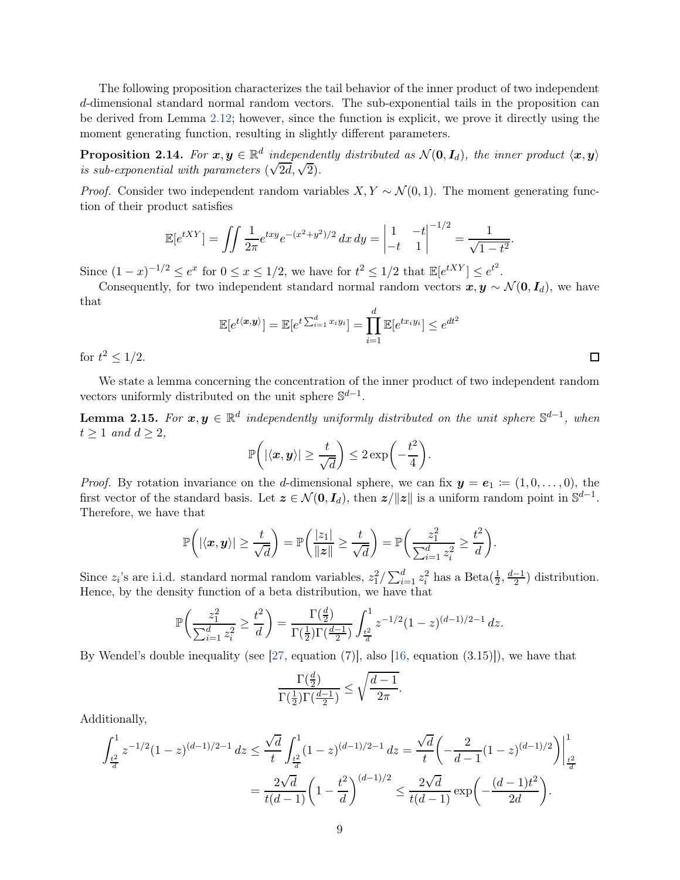The following proposition characterizes the tail behavior of the inner product of two independent $d$-dimensional standard normal random vectors. The sub-exponential tails in the proposition can be derived from Lemma 2.12; however, since the function is explicit, we prove it directly using the moment generating function, resulting in slightly different parameters.

**Proposition 2.14.** *For $\boldsymbol{x}, \boldsymbol{y} \in \mathbb{R}^d$ independently distributed as $\mathcal{N}(\mathbf{0}, \boldsymbol{I}_d)$, the inner product $\langle \boldsymbol{x}, \boldsymbol{y} \rangle$ is sub-exponential with parameters $(\sqrt{2d}, \sqrt{2})$.*

*Proof.* Consider two independent random variables $X, Y \sim \mathcal{N}(0, 1)$. The moment generating function of their product satisfies

$$
\mathbb{E}[e^{tXY}] = \iint \frac{1}{2\pi} e^{txy} e^{-(x^2+y^2)/2} \, dx \, dy = \begin{vmatrix} 1 & -t \\ -t & 1 \end{vmatrix}^{-1/2} = \frac{1}{\sqrt{1-t^2}}.
$$

Since $(1-x)^{-1/2} \leq e^x$ for $0 \leq x \leq 1/2$, we have for $t^2 \leq 1/2$ that $\mathbb{E}[e^{tXY}] \leq e^{t^2}$.

Consequently, for two independent standard normal random vectors $\boldsymbol{x}, \boldsymbol{y} \sim \mathcal{N}(\mathbf{0}, \boldsymbol{I}_d)$, we have that

$$
\mathbb{E}[e^{t\langle \boldsymbol{x}, \boldsymbol{y} \rangle}] = \mathbb{E}[e^{t \sum_{i=1}^d x_i y_i}] = \prod_{i=1}^d \mathbb{E}[e^{t x_i y_i}] \leq e^{dt^2}
$$

for $t^2 \leq 1/2$. $\square$

We state a lemma concerning the concentration of the inner product of two independent random vectors uniformly distributed on the unit sphere $\mathbb{S}^{d-1}$.

**Lemma 2.15.** *For $\boldsymbol{x}, \boldsymbol{y} \in \mathbb{R}^d$ independently uniformly distributed on the unit sphere $\mathbb{S}^{d-1}$, when $t \geq 1$ and $d \geq 2$,*

$$
\mathbb{P}\left( |\langle \boldsymbol{x}, \boldsymbol{y} \rangle| \geq \frac{t}{\sqrt{d}} \right) \leq 2 \exp\left( -\frac{t^2}{4} \right).
$$

*Proof.* By rotation invariance on the $d$-dimensional sphere, we can fix $\boldsymbol{y} = \boldsymbol{e}_1 \coloneqq (1, 0, \ldots, 0)$, the first vector of the standard basis. Let $\boldsymbol{z} \in \mathcal{N}(\mathbf{0}, \boldsymbol{I}_d)$, then $\boldsymbol{z}/\|\boldsymbol{z}\|$ is a uniform random point in $\mathbb{S}^{d-1}$. Therefore, we have that

$$
\mathbb{P}\left( |\langle \boldsymbol{x}, \boldsymbol{y} \rangle| \geq \frac{t}{\sqrt{d}} \right) = \mathbb{P}\left( \frac{|z_1|}{\|\boldsymbol{z}\|} \geq \frac{t}{\sqrt{d}} \right) = \mathbb{P}\left( \frac{z_1^2}{\sum_{i=1}^d z_i^2} \geq \frac{t^2}{d} \right).
$$

Since $z_i$'s are i.i.d. standard normal random variables, $z_1^2 / \sum_{i=1}^d z_i^2$ has a $\mathrm{Beta}(\frac{1}{2}, \frac{d-1}{2})$ distribution. Hence, by the density function of a beta distribution, we have that

$$
\mathbb{P}\left( \frac{z_1^2}{\sum_{i=1}^d z_i^2} \geq \frac{t^2}{d} \right) = \frac{\Gamma(\frac{d}{2})}{\Gamma(\frac{1}{2})\Gamma(\frac{d-1}{2})} \int_{\frac{t^2}{d}}^1 z^{-1/2} (1-z)^{(d-1)/2-1} \, dz.
$$

By Wendel's double inequality (see [27, equation (7)], also [16, equation (3.15)]), we have that

$$
\frac{\Gamma(\frac{d}{2})}{\Gamma(\frac{1}{2})\Gamma(\frac{d-1}{2})} \leq \sqrt{\frac{d-1}{2\pi}}.
$$

Additionally,

$$
\begin{aligned}
\int_{\frac{t^2}{d}}^1 z^{-1/2} (1-z)^{(d-1)/2-1} \, dz &\leq \frac{\sqrt{d}}{t} \int_{\frac{t^2}{d}}^1 (1-z)^{(d-1)/2-1} \, dz = \frac{\sqrt{d}}{t} \left( -\frac{2}{d-1} (1-z)^{(d-1)/2} \right) \Bigg|_{\frac{t^2}{d}}^1 \\
&= \frac{2\sqrt{d}}{t(d-1)} \left( 1 - \frac{t^2}{d} \right)^{(d-1)/2} \leq \frac{2\sqrt{d}}{t(d-1)} \exp\left( -\frac{(d-1)t^2}{2d} \right).
\end{aligned}
$$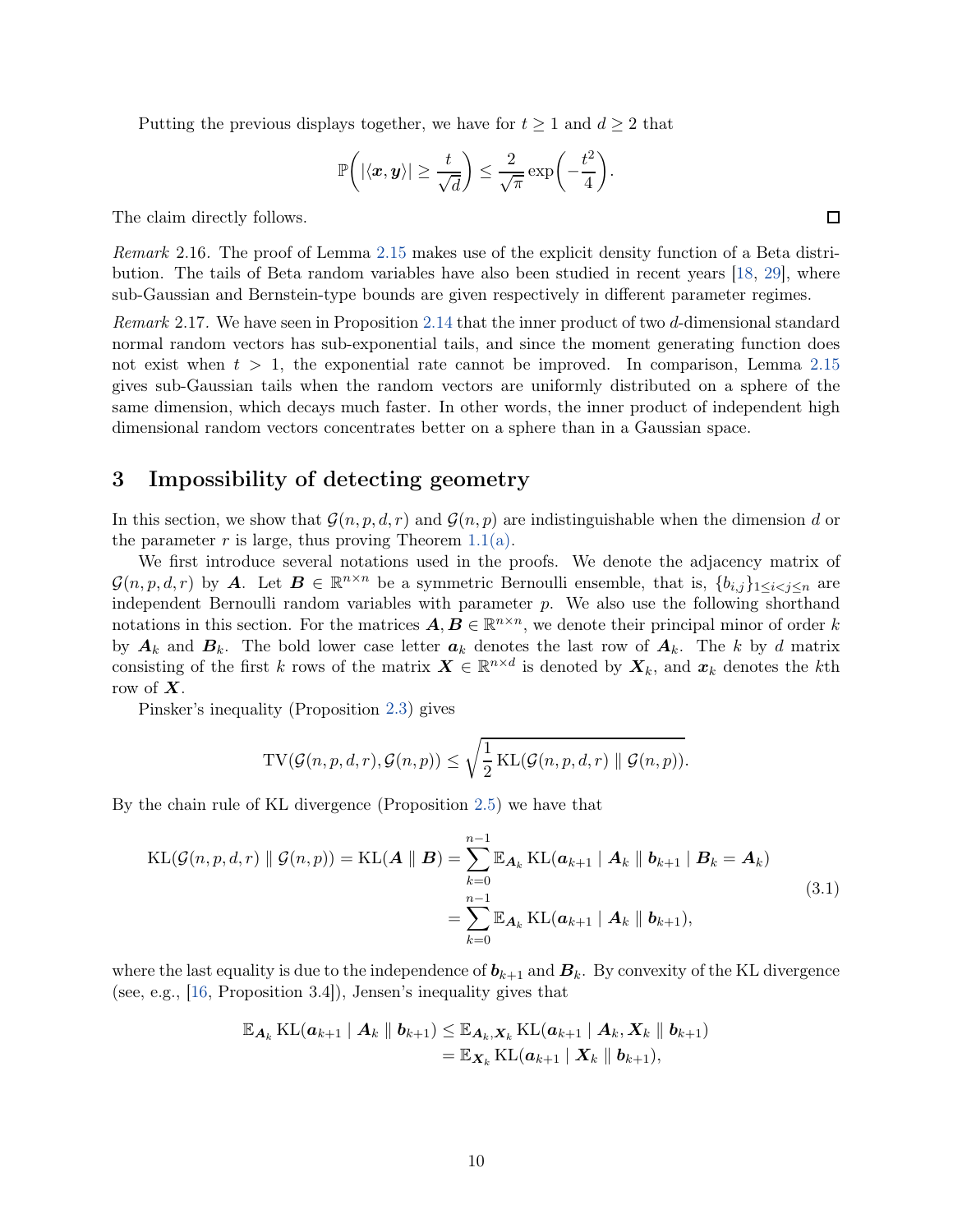Putting the previous displays together, we have for $t \geq 1$ and $d \geq 2$ that

$$\mathbb{P}\left(|\langle \boldsymbol{x}, \boldsymbol{y} \rangle| \geq \frac{t}{\sqrt{d}}\right) \leq \frac{2}{\sqrt{\pi}} \exp\left(-\frac{t^2}{4}\right).$$

The claim directly follows. □

*Remark* 2.16. The proof of Lemma 2.15 makes use of the explicit density function of a Beta distribution. The tails of Beta random variables have also been studied in recent years [18, 29], where sub-Gaussian and Bernstein-type bounds are given respectively in different parameter regimes.

*Remark* 2.17. We have seen in Proposition 2.14 that the inner product of two $d$-dimensional standard normal random vectors has sub-exponential tails, and since the moment generating function does not exist when $t > 1$, the exponential rate cannot be improved. In comparison, Lemma 2.15 gives sub-Gaussian tails when the random vectors are uniformly distributed on a sphere of the same dimension, which decays much faster. In other words, the inner product of independent high dimensional random vectors concentrates better on a sphere than in a Gaussian space.

# 3 Impossibility of detecting geometry

In this section, we show that $\mathcal{G}(n, p, d, r)$ and $\mathcal{G}(n, p)$ are indistinguishable when the dimension $d$ or the parameter $r$ is large, thus proving Theorem 1.1(a).

We first introduce several notations used in the proofs. We denote the adjacency matrix of $\mathcal{G}(n, p, d, r)$ by $\boldsymbol{A}$. Let $\boldsymbol{B} \in \mathbb{R}^{n \times n}$ be a symmetric Bernoulli ensemble, that is, $\{b_{i,j}\}_{1 \leq i < j \leq n}$ are independent Bernoulli random variables with parameter $p$. We also use the following shorthand notations in this section. For the matrices $\boldsymbol{A}, \boldsymbol{B} \in \mathbb{R}^{n \times n}$, we denote their principal minor of order $k$ by $\boldsymbol{A}_k$ and $\boldsymbol{B}_k$. The bold lower case letter $\boldsymbol{a}_k$ denotes the last row of $\boldsymbol{A}_k$. The $k$ by $d$ matrix consisting of the first $k$ rows of the matrix $\boldsymbol{X} \in \mathbb{R}^{n \times d}$ is denoted by $\boldsymbol{X}_k$, and $\boldsymbol{x}_k$ denotes the $k$th row of $\boldsymbol{X}$.

Pinsker's inequality (Proposition 2.3) gives

$$\mathrm{TV}(\mathcal{G}(n, p, d, r), \mathcal{G}(n, p)) \leq \sqrt{\frac{1}{2} \mathrm{KL}(\mathcal{G}(n, p, d, r) \parallel \mathcal{G}(n, p))}.$$

By the chain rule of KL divergence (Proposition 2.5) we have that

$$\begin{aligned}
\mathrm{KL}(\mathcal{G}(n, p, d, r) \parallel \mathcal{G}(n, p)) = \mathrm{KL}(\boldsymbol{A} \parallel \boldsymbol{B}) &= \sum_{k=0}^{n-1} \mathbb{E}_{\boldsymbol{A}_k} \mathrm{KL}(\boldsymbol{a}_{k+1} \mid \boldsymbol{A}_k \parallel \boldsymbol{b}_{k+1} \mid \boldsymbol{B}_k = \boldsymbol{A}_k) \\
&= \sum_{k=0}^{n-1} \mathbb{E}_{\boldsymbol{A}_k} \mathrm{KL}(\boldsymbol{a}_{k+1} \mid \boldsymbol{A}_k \parallel \boldsymbol{b}_{k+1}),
\end{aligned} \tag{3.1}$$

where the last equality is due to the independence of $\boldsymbol{b}_{k+1}$ and $\boldsymbol{B}_k$. By convexity of the KL divergence (see, e.g., [16, Proposition 3.4]), Jensen's inequality gives that

$$\begin{aligned}
\mathbb{E}_{\boldsymbol{A}_k} \mathrm{KL}(\boldsymbol{a}_{k+1} \mid \boldsymbol{A}_k \parallel \boldsymbol{b}_{k+1}) &\leq \mathbb{E}_{\boldsymbol{A}_k, \boldsymbol{X}_k} \mathrm{KL}(\boldsymbol{a}_{k+1} \mid \boldsymbol{A}_k, \boldsymbol{X}_k \parallel \boldsymbol{b}_{k+1}) \\
&= \mathbb{E}_{\boldsymbol{X}_k} \mathrm{KL}(\boldsymbol{a}_{k+1} \mid \boldsymbol{X}_k \parallel \boldsymbol{b}_{k+1}),
\end{aligned}$$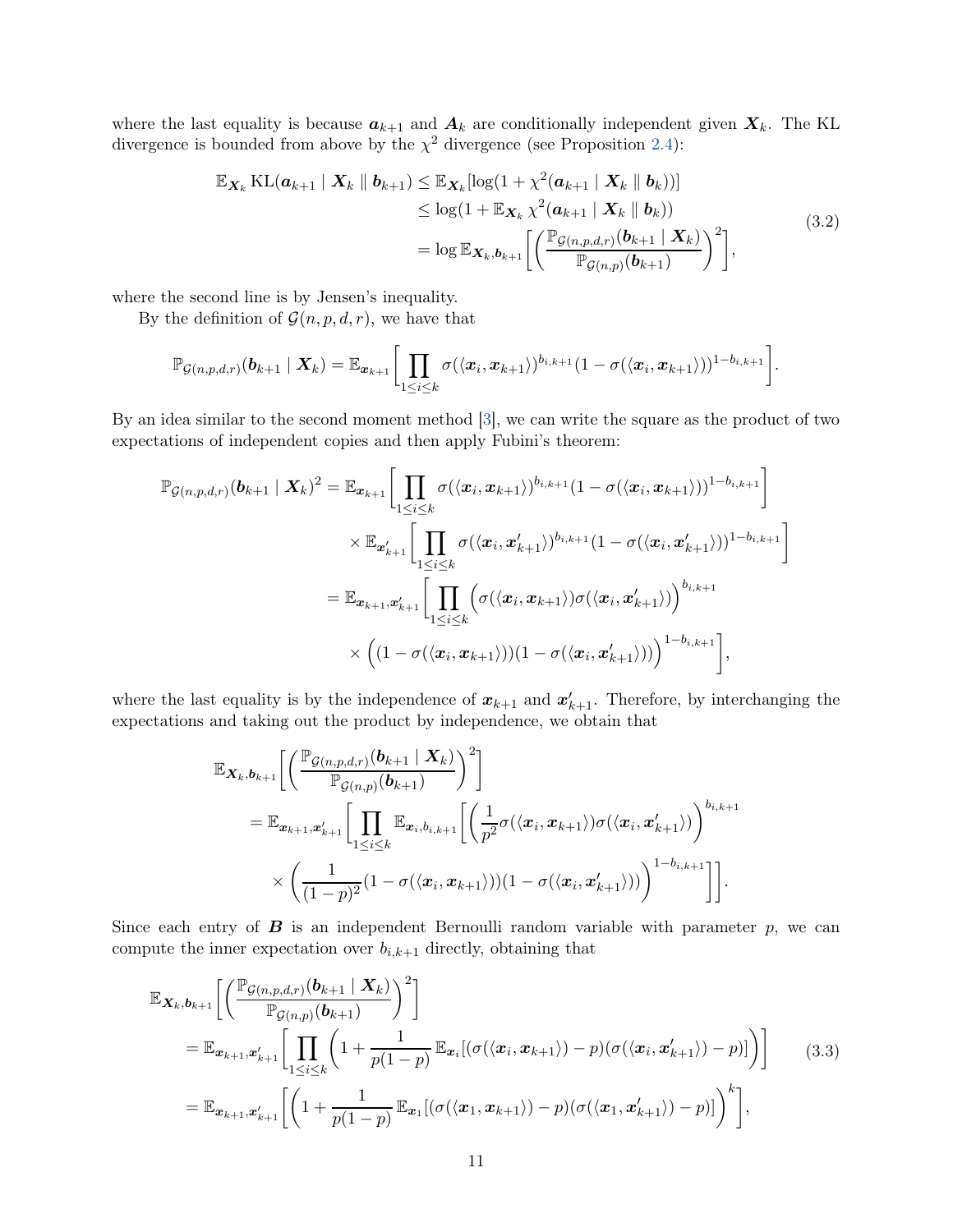where the last equality is because $\boldsymbol{a}_{k+1}$ and $\boldsymbol{A}_k$ are conditionally independent given $\boldsymbol{X}_k$. The KL divergence is bounded from above by the $\chi^2$ divergence (see Proposition 2.4):

$$
\begin{aligned}
\mathbb{E}_{\boldsymbol{X}_k} \mathrm{KL}(\boldsymbol{a}_{k+1} \mid \boldsymbol{X}_k \,\|\, \boldsymbol{b}_{k+1}) &\leq \mathbb{E}_{\boldsymbol{X}_k}[\log(1 + \chi^2(\boldsymbol{a}_{k+1} \mid \boldsymbol{X}_k \,\|\, \boldsymbol{b}_k))] \\
&\leq \log(1 + \mathbb{E}_{\boldsymbol{X}_k} \chi^2(\boldsymbol{a}_{k+1} \mid \boldsymbol{X}_k \,\|\, \boldsymbol{b}_k)) \\
&= \log \mathbb{E}_{\boldsymbol{X}_k, \boldsymbol{b}_{k+1}}\bigg[\bigg(\frac{\mathbb{P}_{\mathcal{G}(n,p,d,r)}(\boldsymbol{b}_{k+1} \mid \boldsymbol{X}_k)}{\mathbb{P}_{\mathcal{G}(n,p)}(\boldsymbol{b}_{k+1})}\bigg)^2\bigg],
\end{aligned}
\tag{3.2}
$$

where the second line is by Jensen's inequality.

By the definition of $\mathcal{G}(n, p, d, r)$, we have that

$$
\mathbb{P}_{\mathcal{G}(n,p,d,r)}(\boldsymbol{b}_{k+1} \mid \boldsymbol{X}_k) = \mathbb{E}_{\boldsymbol{x}_{k+1}}\bigg[\prod_{1 \leq i \leq k} \sigma(\langle \boldsymbol{x}_i, \boldsymbol{x}_{k+1}\rangle)^{b_{i,k+1}}(1 - \sigma(\langle \boldsymbol{x}_i, \boldsymbol{x}_{k+1}\rangle))^{1-b_{i,k+1}}\bigg].
$$

By an idea similar to the second moment method [3], we can write the square as the product of two expectations of independent copies and then apply Fubini's theorem:

$$
\begin{aligned}
\mathbb{P}_{\mathcal{G}(n,p,d,r)}(\boldsymbol{b}_{k+1} \mid \boldsymbol{X}_k)^2 &= \mathbb{E}_{\boldsymbol{x}_{k+1}}\bigg[\prod_{1 \leq i \leq k} \sigma(\langle \boldsymbol{x}_i, \boldsymbol{x}_{k+1}\rangle)^{b_{i,k+1}}(1 - \sigma(\langle \boldsymbol{x}_i, \boldsymbol{x}_{k+1}\rangle))^{1-b_{i,k+1}}\bigg] \\
&\quad \times \mathbb{E}_{\boldsymbol{x}'_{k+1}}\bigg[\prod_{1 \leq i \leq k} \sigma(\langle \boldsymbol{x}_i, \boldsymbol{x}'_{k+1}\rangle)^{b_{i,k+1}}(1 - \sigma(\langle \boldsymbol{x}_i, \boldsymbol{x}'_{k+1}\rangle))^{1-b_{i,k+1}}\bigg] \\
&= \mathbb{E}_{\boldsymbol{x}_{k+1}, \boldsymbol{x}'_{k+1}}\bigg[\prod_{1 \leq i \leq k} \Big(\sigma(\langle \boldsymbol{x}_i, \boldsymbol{x}_{k+1}\rangle)\sigma(\langle \boldsymbol{x}_i, \boldsymbol{x}'_{k+1}\rangle)\Big)^{b_{i,k+1}} \\
&\quad \times \Big((1 - \sigma(\langle \boldsymbol{x}_i, \boldsymbol{x}_{k+1}\rangle))(1 - \sigma(\langle \boldsymbol{x}_i, \boldsymbol{x}'_{k+1}\rangle))\Big)^{1-b_{i,k+1}}\bigg],
\end{aligned}
$$

where the last equality is by the independence of $\boldsymbol{x}_{k+1}$ and $\boldsymbol{x}'_{k+1}$. Therefore, by interchanging the expectations and taking out the product by independence, we obtain that

$$
\begin{aligned}
&\mathbb{E}_{\boldsymbol{X}_k, \boldsymbol{b}_{k+1}}\bigg[\bigg(\frac{\mathbb{P}_{\mathcal{G}(n,p,d,r)}(\boldsymbol{b}_{k+1} \mid \boldsymbol{X}_k)}{\mathbb{P}_{\mathcal{G}(n,p)}(\boldsymbol{b}_{k+1})}\bigg)^2\bigg] \\
&\quad = \mathbb{E}_{\boldsymbol{x}_{k+1}, \boldsymbol{x}'_{k+1}}\bigg[\prod_{1 \leq i \leq k} \mathbb{E}_{\boldsymbol{x}_i, b_{i,k+1}}\bigg[\bigg(\frac{1}{p^2}\sigma(\langle \boldsymbol{x}_i, \boldsymbol{x}_{k+1}\rangle)\sigma(\langle \boldsymbol{x}_i, \boldsymbol{x}'_{k+1}\rangle)\bigg)^{b_{i,k+1}} \\
&\qquad \times \bigg(\frac{1}{(1-p)^2}(1 - \sigma(\langle \boldsymbol{x}_i, \boldsymbol{x}_{k+1}\rangle))(1 - \sigma(\langle \boldsymbol{x}_i, \boldsymbol{x}'_{k+1}\rangle))\bigg)^{1-b_{i,k+1}}\bigg]\bigg].
\end{aligned}
$$

Since each entry of $\boldsymbol{B}$ is an independent Bernoulli random variable with parameter $p$, we can compute the inner expectation over $b_{i,k+1}$ directly, obtaining that

$$
\begin{aligned}
&\mathbb{E}_{\boldsymbol{X}_k, \boldsymbol{b}_{k+1}}\bigg[\bigg(\frac{\mathbb{P}_{\mathcal{G}(n,p,d,r)}(\boldsymbol{b}_{k+1} \mid \boldsymbol{X}_k)}{\mathbb{P}_{\mathcal{G}(n,p)}(\boldsymbol{b}_{k+1})}\bigg)^2\bigg] \\
&\quad = \mathbb{E}_{\boldsymbol{x}_{k+1}, \boldsymbol{x}'_{k+1}}\bigg[\prod_{1 \leq i \leq k}\bigg(1 + \frac{1}{p(1-p)}\mathbb{E}_{\boldsymbol{x}_i}[(\sigma(\langle \boldsymbol{x}_i, \boldsymbol{x}_{k+1}\rangle) - p)(\sigma(\langle \boldsymbol{x}_i, \boldsymbol{x}'_{k+1}\rangle) - p)]\bigg)\bigg] \\
&\quad = \mathbb{E}_{\boldsymbol{x}_{k+1}, \boldsymbol{x}'_{k+1}}\bigg[\bigg(1 + \frac{1}{p(1-p)}\mathbb{E}_{\boldsymbol{x}_1}[(\sigma(\langle \boldsymbol{x}_1, \boldsymbol{x}_{k+1}\rangle) - p)(\sigma(\langle \boldsymbol{x}_1, \boldsymbol{x}'_{k+1}\rangle) - p)]\bigg)^k\bigg],
\end{aligned}
\tag{3.3}
$$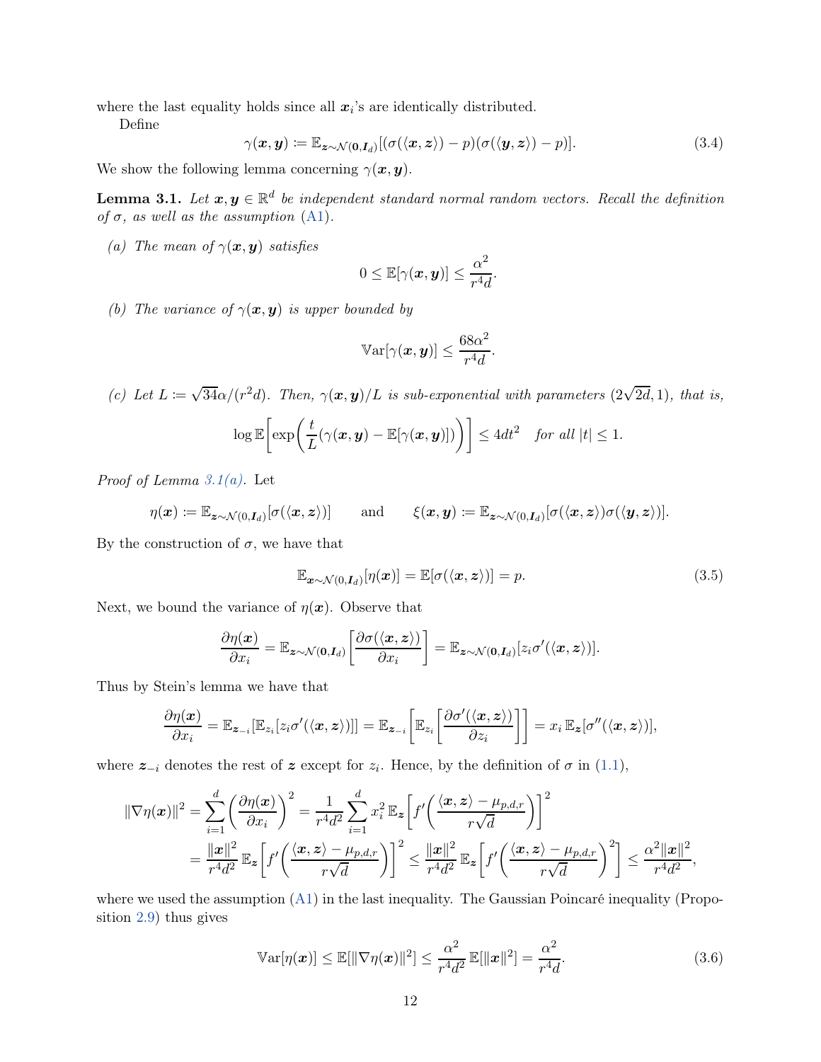where the last equality holds since all $\boldsymbol{x}_i$'s are identically distributed.

Define

$$\gamma(\boldsymbol{x}, \boldsymbol{y}) := \mathbb{E}_{\boldsymbol{z}\sim\mathcal{N}(\boldsymbol{0},\boldsymbol{I}_d)}[(\sigma(\langle \boldsymbol{x}, \boldsymbol{z}\rangle) - p)(\sigma(\langle \boldsymbol{y}, \boldsymbol{z}\rangle) - p)]. \tag{3.4}$$

We show the following lemma concerning $\gamma(\boldsymbol{x}, \boldsymbol{y})$.

**Lemma 3.1.** *Let $\boldsymbol{x}, \boldsymbol{y} \in \mathbb{R}^d$ be independent standard normal random vectors. Recall the definition of $\sigma$, as well as the assumption (A1).*

*(a) The mean of $\gamma(\boldsymbol{x}, \boldsymbol{y})$ satisfies*

$$0 \le \mathbb{E}[\gamma(\boldsymbol{x}, \boldsymbol{y})] \le \frac{\alpha^2}{r^4 d}.$$

*(b) The variance of $\gamma(\boldsymbol{x}, \boldsymbol{y})$ is upper bounded by*

$$\mathbb{V}\mathrm{ar}[\gamma(\boldsymbol{x}, \boldsymbol{y})] \le \frac{68\alpha^2}{r^4 d}.$$

*(c) Let $L := \sqrt{34}\alpha/(r^2 d)$. Then, $\gamma(\boldsymbol{x}, \boldsymbol{y})/L$ is sub-exponential with parameters $(2\sqrt{2d}, 1)$, that is,*

$$\log \mathbb{E}\left[\exp\left(\frac{t}{L}(\gamma(\boldsymbol{x}, \boldsymbol{y}) - \mathbb{E}[\gamma(\boldsymbol{x}, \boldsymbol{y})])\right)\right] \le 4dt^2 \quad \text{for all } |t| \le 1.$$

*Proof of Lemma 3.1(a).* Let

$$\eta(\boldsymbol{x}) := \mathbb{E}_{\boldsymbol{z}\sim\mathcal{N}(0,\boldsymbol{I}_d)}[\sigma(\langle \boldsymbol{x}, \boldsymbol{z}\rangle)] \qquad \text{and} \qquad \xi(\boldsymbol{x}, \boldsymbol{y}) := \mathbb{E}_{\boldsymbol{z}\sim\mathcal{N}(0,\boldsymbol{I}_d)}[\sigma(\langle \boldsymbol{x}, \boldsymbol{z}\rangle)\sigma(\langle \boldsymbol{y}, \boldsymbol{z}\rangle)].$$

By the construction of $\sigma$, we have that

$$\mathbb{E}_{\boldsymbol{x}\sim\mathcal{N}(0,\boldsymbol{I}_d)}[\eta(\boldsymbol{x})] = \mathbb{E}[\sigma(\langle \boldsymbol{x}, \boldsymbol{z}\rangle)] = p. \tag{3.5}$$

Next, we bound the variance of $\eta(\boldsymbol{x})$. Observe that

$$\frac{\partial \eta(\boldsymbol{x})}{\partial x_i} = \mathbb{E}_{\boldsymbol{z}\sim\mathcal{N}(\boldsymbol{0},\boldsymbol{I}_d)}\left[\frac{\partial \sigma(\langle \boldsymbol{x}, \boldsymbol{z}\rangle)}{\partial x_i}\right] = \mathbb{E}_{\boldsymbol{z}\sim\mathcal{N}(\boldsymbol{0},\boldsymbol{I}_d)}[z_i \sigma'(\langle \boldsymbol{x}, \boldsymbol{z}\rangle)].$$

Thus by Stein's lemma we have that

$$\frac{\partial \eta(\boldsymbol{x})}{\partial x_i} = \mathbb{E}_{\boldsymbol{z}_{-i}}[\mathbb{E}_{z_i}[z_i \sigma'(\langle \boldsymbol{x}, \boldsymbol{z}\rangle)]] = \mathbb{E}_{\boldsymbol{z}_{-i}}\left[\mathbb{E}_{z_i}\left[\frac{\partial \sigma'(\langle \boldsymbol{x}, \boldsymbol{z}\rangle)}{\partial z_i}\right]\right] = x_i\, \mathbb{E}_{\boldsymbol{z}}[\sigma''(\langle \boldsymbol{x}, \boldsymbol{z}\rangle)],$$

where $\boldsymbol{z}_{-i}$ denotes the rest of $\boldsymbol{z}$ except for $z_i$. Hence, by the definition of $\sigma$ in (1.1),

$$\begin{aligned}
\|\nabla \eta(\boldsymbol{x})\|^2 = \sum_{i=1}^d \left(\frac{\partial \eta(\boldsymbol{x})}{\partial x_i}\right)^2 &= \frac{1}{r^4 d^2}\sum_{i=1}^d x_i^2\, \mathbb{E}_{\boldsymbol{z}}\left[f'\left(\frac{\langle \boldsymbol{x}, \boldsymbol{z}\rangle - \mu_{p,d,r}}{r\sqrt{d}}\right)\right]^2 \\
&= \frac{\|\boldsymbol{x}\|^2}{r^4 d^2}\, \mathbb{E}_{\boldsymbol{z}}\left[f'\left(\frac{\langle \boldsymbol{x}, \boldsymbol{z}\rangle - \mu_{p,d,r}}{r\sqrt{d}}\right)\right]^2 \le \frac{\|\boldsymbol{x}\|^2}{r^4 d^2}\, \mathbb{E}_{\boldsymbol{z}}\left[f'\left(\frac{\langle \boldsymbol{x}, \boldsymbol{z}\rangle - \mu_{p,d,r}}{r\sqrt{d}}\right)^2\right] \le \frac{\alpha^2 \|\boldsymbol{x}\|^2}{r^4 d^2},
\end{aligned}$$

where we used the assumption (A1) in the last inequality. The Gaussian Poincaré inequality (Proposition 2.9) thus gives

$$\mathbb{V}\mathrm{ar}[\eta(\boldsymbol{x})] \le \mathbb{E}[\|\nabla \eta(\boldsymbol{x})\|^2] \le \frac{\alpha^2}{r^4 d^2}\, \mathbb{E}[\|\boldsymbol{x}\|^2] = \frac{\alpha^2}{r^4 d}. \tag{3.6}$$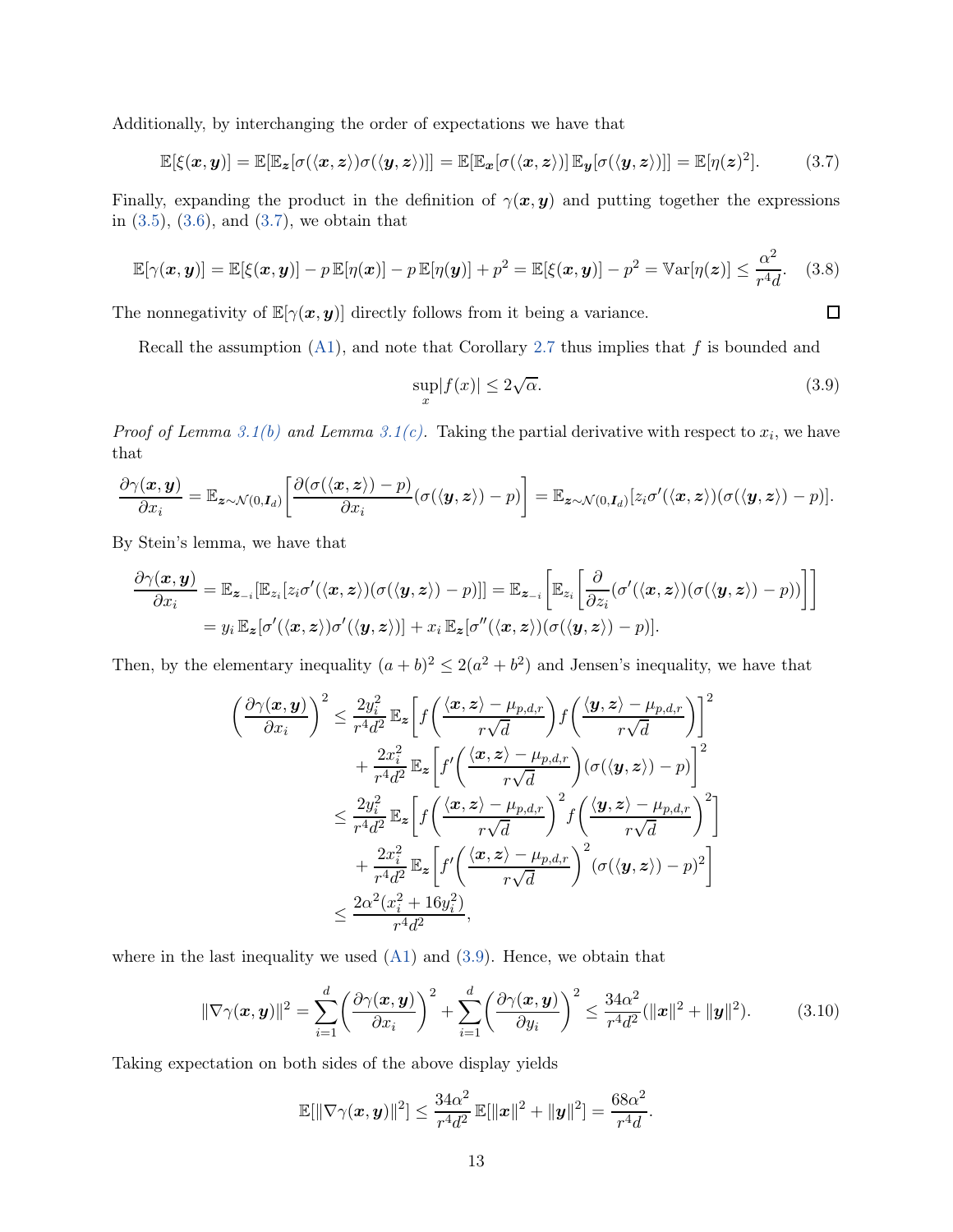Additionally, by interchanging the order of expectations we have that

$$\mathbb{E}[\xi(\boldsymbol{x},\boldsymbol{y})] = \mathbb{E}[\mathbb{E}_{\boldsymbol{z}}[\sigma(\langle \boldsymbol{x},\boldsymbol{z}\rangle)\sigma(\langle \boldsymbol{y},\boldsymbol{z}\rangle)]] = \mathbb{E}[\mathbb{E}_{\boldsymbol{x}}[\sigma(\langle \boldsymbol{x},\boldsymbol{z}\rangle)]\,\mathbb{E}_{\boldsymbol{y}}[\sigma(\langle \boldsymbol{y},\boldsymbol{z}\rangle)]] = \mathbb{E}[\eta(\boldsymbol{z})^2]. \tag{3.7}$$

Finally, expanding the product in the definition of $\gamma(\boldsymbol{x},\boldsymbol{y})$ and putting together the expressions in (3.5), (3.6), and (3.7), we obtain that

$$\mathbb{E}[\gamma(\boldsymbol{x},\boldsymbol{y})] = \mathbb{E}[\xi(\boldsymbol{x},\boldsymbol{y})] - p\,\mathbb{E}[\eta(\boldsymbol{x})] - p\,\mathbb{E}[\eta(\boldsymbol{y})] + p^2 = \mathbb{E}[\xi(\boldsymbol{x},\boldsymbol{y})] - p^2 = \mathbb{V}\mathrm{ar}[\eta(\boldsymbol{z})] \le \frac{\alpha^2}{r^4 d}. \tag{3.8}$$

The nonnegativity of $\mathbb{E}[\gamma(\boldsymbol{x},\boldsymbol{y})]$ directly follows from it being a variance. □

Recall the assumption (A1), and note that Corollary 2.7 thus implies that $f$ is bounded and

$$\sup_x |f(x)| \le 2\sqrt{\alpha}. \tag{3.9}$$

*Proof of Lemma 3.1(b) and Lemma 3.1(c).* Taking the partial derivative with respect to $x_i$, we have that

$$\frac{\partial \gamma(\boldsymbol{x},\boldsymbol{y})}{\partial x_i} = \mathbb{E}_{\boldsymbol{z}\sim\mathcal{N}(0,\boldsymbol{I}_d)}\left[\frac{\partial(\sigma(\langle \boldsymbol{x},\boldsymbol{z}\rangle) - p)}{\partial x_i}(\sigma(\langle \boldsymbol{y},\boldsymbol{z}\rangle) - p)\right] = \mathbb{E}_{\boldsymbol{z}\sim\mathcal{N}(0,\boldsymbol{I}_d)}[z_i\sigma'(\langle \boldsymbol{x},\boldsymbol{z}\rangle)(\sigma(\langle \boldsymbol{y},\boldsymbol{z}\rangle) - p)].$$

By Stein's lemma, we have that

$$\begin{aligned}
\frac{\partial \gamma(\boldsymbol{x},\boldsymbol{y})}{\partial x_i} &= \mathbb{E}_{\boldsymbol{z}_{-i}}[\mathbb{E}_{z_i}[z_i\sigma'(\langle \boldsymbol{x},\boldsymbol{z}\rangle)(\sigma(\langle \boldsymbol{y},\boldsymbol{z}\rangle) - p)]] = \mathbb{E}_{\boldsymbol{z}_{-i}}\left[\mathbb{E}_{z_i}\left[\frac{\partial}{\partial z_i}(\sigma'(\langle \boldsymbol{x},\boldsymbol{z}\rangle)(\sigma(\langle \boldsymbol{y},\boldsymbol{z}\rangle) - p))\right]\right] \\
&= y_i\,\mathbb{E}_{\boldsymbol{z}}[\sigma'(\langle \boldsymbol{x},\boldsymbol{z}\rangle)\sigma'(\langle \boldsymbol{y},\boldsymbol{z}\rangle)] + x_i\,\mathbb{E}_{\boldsymbol{z}}[\sigma''(\langle \boldsymbol{x},\boldsymbol{z}\rangle)(\sigma(\langle \boldsymbol{y},\boldsymbol{z}\rangle) - p)].
\end{aligned}$$

Then, by the elementary inequality $(a+b)^2 \le 2(a^2+b^2)$ and Jensen's inequality, we have that

$$\begin{aligned}
\left(\frac{\partial \gamma(\boldsymbol{x},\boldsymbol{y})}{\partial x_i}\right)^2 &\le \frac{2y_i^2}{r^4d^2}\,\mathbb{E}_{\boldsymbol{z}}\left[f\left(\frac{\langle \boldsymbol{x},\boldsymbol{z}\rangle - \mu_{p,d,r}}{r\sqrt{d}}\right)f\left(\frac{\langle \boldsymbol{y},\boldsymbol{z}\rangle - \mu_{p,d,r}}{r\sqrt{d}}\right)\right]^2 \\
&\quad + \frac{2x_i^2}{r^4d^2}\,\mathbb{E}_{\boldsymbol{z}}\left[f'\left(\frac{\langle \boldsymbol{x},\boldsymbol{z}\rangle - \mu_{p,d,r}}{r\sqrt{d}}\right)(\sigma(\langle \boldsymbol{y},\boldsymbol{z}\rangle) - p)\right]^2 \\
&\le \frac{2y_i^2}{r^4d^2}\,\mathbb{E}_{\boldsymbol{z}}\left[f\left(\frac{\langle \boldsymbol{x},\boldsymbol{z}\rangle - \mu_{p,d,r}}{r\sqrt{d}}\right)^2 f\left(\frac{\langle \boldsymbol{y},\boldsymbol{z}\rangle - \mu_{p,d,r}}{r\sqrt{d}}\right)^2\right] \\
&\quad + \frac{2x_i^2}{r^4d^2}\,\mathbb{E}_{\boldsymbol{z}}\left[f'\left(\frac{\langle \boldsymbol{x},\boldsymbol{z}\rangle - \mu_{p,d,r}}{r\sqrt{d}}\right)^2(\sigma(\langle \boldsymbol{y},\boldsymbol{z}\rangle) - p)^2\right] \\
&\le \frac{2\alpha^2(x_i^2 + 16y_i^2)}{r^4d^2},
\end{aligned}$$

where in the last inequality we used (A1) and (3.9). Hence, we obtain that

$$\|\nabla\gamma(\boldsymbol{x},\boldsymbol{y})\|^2 = \sum_{i=1}^d\left(\frac{\partial \gamma(\boldsymbol{x},\boldsymbol{y})}{\partial x_i}\right)^2 + \sum_{i=1}^d\left(\frac{\partial \gamma(\boldsymbol{x},\boldsymbol{y})}{\partial y_i}\right)^2 \le \frac{34\alpha^2}{r^4d^2}(\|\boldsymbol{x}\|^2 + \|\boldsymbol{y}\|^2). \tag{3.10}$$

Taking expectation on both sides of the above display yields

$$\mathbb{E}[\|\nabla\gamma(\boldsymbol{x},\boldsymbol{y})\|^2] \le \frac{34\alpha^2}{r^4d^2}\,\mathbb{E}[\|\boldsymbol{x}\|^2 + \|\boldsymbol{y}\|^2] = \frac{68\alpha^2}{r^4d}.$$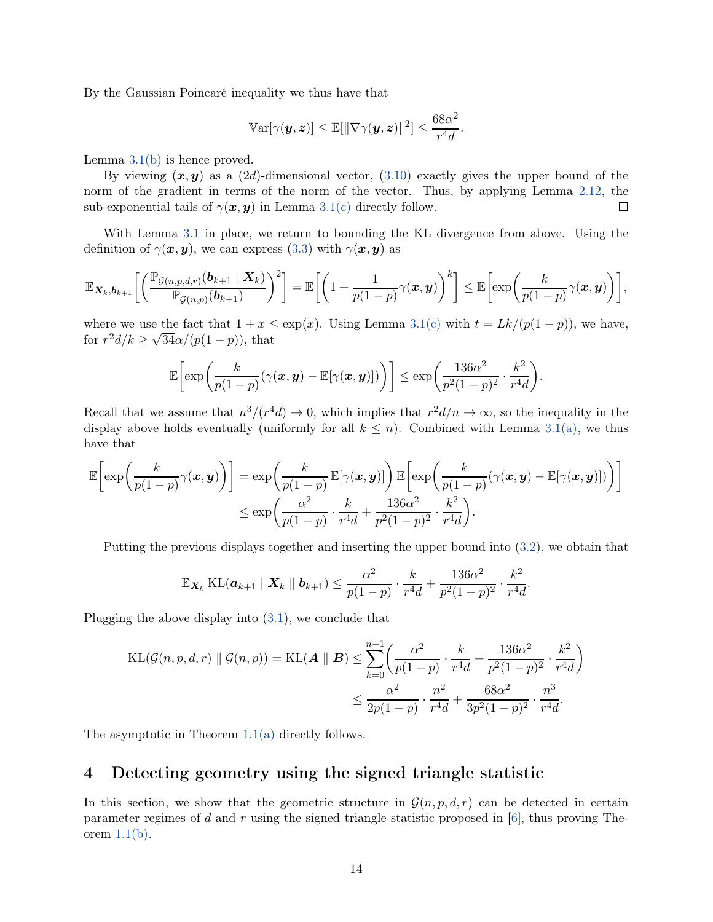By the Gaussian Poincaré inequality we thus have that

$$\mathbb{V}\mathrm{ar}[\gamma(\boldsymbol{y},\boldsymbol{z})] \le \mathbb{E}[\|\nabla\gamma(\boldsymbol{y},\boldsymbol{z})\|^2] \le \frac{68\alpha^2}{r^4 d}.$$

Lemma 3.1(b) is hence proved.

By viewing $(\boldsymbol{x},\boldsymbol{y})$ as a $(2d)$-dimensional vector, (3.10) exactly gives the upper bound of the norm of the gradient in terms of the norm of the vector. Thus, by applying Lemma 2.12, the sub-exponential tails of $\gamma(\boldsymbol{x},\boldsymbol{y})$ in Lemma 3.1(c) directly follow. $\square$

With Lemma 3.1 in place, we return to bounding the KL divergence from above. Using the definition of $\gamma(\boldsymbol{x},\boldsymbol{y})$, we can express (3.3) with $\gamma(\boldsymbol{x},\boldsymbol{y})$ as

$$\mathbb{E}_{\boldsymbol{X}_k,\boldsymbol{b}_{k+1}}\left[\left(\frac{\mathbb{P}_{\mathcal{G}(n,p,d,r)}(\boldsymbol{b}_{k+1}\mid \boldsymbol{X}_k)}{\mathbb{P}_{\mathcal{G}(n,p)}(\boldsymbol{b}_{k+1})}\right)^2\right] = \mathbb{E}\left[\left(1+\frac{1}{p(1-p)}\gamma(\boldsymbol{x},\boldsymbol{y})\right)^k\right] \le \mathbb{E}\left[\exp\left(\frac{k}{p(1-p)}\gamma(\boldsymbol{x},\boldsymbol{y})\right)\right],$$

where we use the fact that $1+x \le \exp(x)$. Using Lemma 3.1(c) with $t = Lk/(p(1-p))$, we have, for $r^2 d/k \ge \sqrt{34}\alpha/(p(1-p))$, that

$$\mathbb{E}\left[\exp\left(\frac{k}{p(1-p)}(\gamma(\boldsymbol{x},\boldsymbol{y})-\mathbb{E}[\gamma(\boldsymbol{x},\boldsymbol{y})])\right)\right] \le \exp\left(\frac{136\alpha^2}{p^2(1-p)^2}\cdot\frac{k^2}{r^4 d}\right).$$

Recall that we assume that $n^3/(r^4 d) \to 0$, which implies that $r^2 d/n \to \infty$, so the inequality in the display above holds eventually (uniformly for all $k \le n$). Combined with Lemma 3.1(a), we thus have that

$$\begin{aligned}\mathbb{E}\left[\exp\left(\frac{k}{p(1-p)}\gamma(\boldsymbol{x},\boldsymbol{y})\right)\right] &= \exp\left(\frac{k}{p(1-p)}\mathbb{E}[\gamma(\boldsymbol{x},\boldsymbol{y})]\right)\mathbb{E}\left[\exp\left(\frac{k}{p(1-p)}(\gamma(\boldsymbol{x},\boldsymbol{y})-\mathbb{E}[\gamma(\boldsymbol{x},\boldsymbol{y})])\right)\right] \\ &\le \exp\left(\frac{\alpha^2}{p(1-p)}\cdot\frac{k}{r^4 d}+\frac{136\alpha^2}{p^2(1-p)^2}\cdot\frac{k^2}{r^4 d}\right).\end{aligned}$$

Putting the previous displays together and inserting the upper bound into (3.2), we obtain that

$$\mathbb{E}_{\boldsymbol{X}_k}\mathrm{KL}(\boldsymbol{a}_{k+1}\mid \boldsymbol{X}_k \,\|\, \boldsymbol{b}_{k+1}) \le \frac{\alpha^2}{p(1-p)}\cdot\frac{k}{r^4 d}+\frac{136\alpha^2}{p^2(1-p)^2}\cdot\frac{k^2}{r^4 d}.$$

Plugging the above display into (3.1), we conclude that

$$\begin{aligned}\mathrm{KL}(\mathcal{G}(n,p,d,r)\,\|\,\mathcal{G}(n,p)) = \mathrm{KL}(\boldsymbol{A}\,\|\,\boldsymbol{B}) &\le \sum_{k=0}^{n-1}\left(\frac{\alpha^2}{p(1-p)}\cdot\frac{k}{r^4 d}+\frac{136\alpha^2}{p^2(1-p)^2}\cdot\frac{k^2}{r^4 d}\right) \\ &\le \frac{\alpha^2}{2p(1-p)}\cdot\frac{n^2}{r^4 d}+\frac{68\alpha^2}{3p^2(1-p)^2}\cdot\frac{n^3}{r^4 d}.\end{aligned}$$

The asymptotic in Theorem 1.1(a) directly follows.

# 4 Detecting geometry using the signed triangle statistic

In this section, we show that the geometric structure in $\mathcal{G}(n,p,d,r)$ can be detected in certain parameter regimes of $d$ and $r$ using the signed triangle statistic proposed in [6], thus proving Theorem 1.1(b).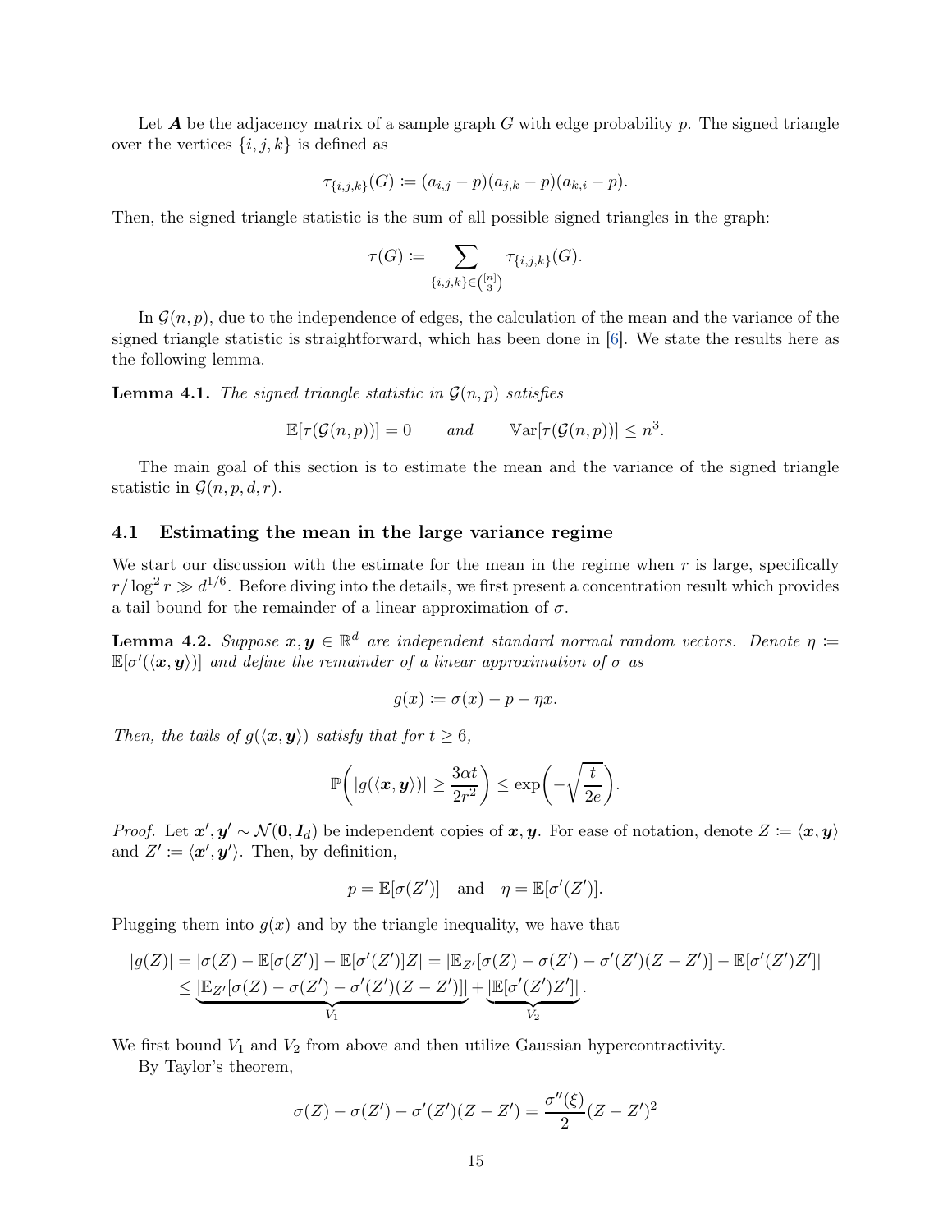Let $\boldsymbol{A}$ be the adjacency matrix of a sample graph $G$ with edge probability $p$. The signed triangle over the vertices $\{i, j, k\}$ is defined as

$$\tau_{\{i,j,k\}}(G) \coloneqq (a_{i,j} - p)(a_{j,k} - p)(a_{k,i} - p).$$

Then, the signed triangle statistic is the sum of all possible signed triangles in the graph:

$$\tau(G) \coloneqq \sum_{\{i,j,k\} \in \binom{[n]}{3}} \tau_{\{i,j,k\}}(G).$$

In $\mathcal{G}(n, p)$, due to the independence of edges, the calculation of the mean and the variance of the signed triangle statistic is straightforward, which has been done in [6]. We state the results here as the following lemma.

**Lemma 4.1.** *The signed triangle statistic in $\mathcal{G}(n, p)$ satisfies*

$$\mathbb{E}[\tau(\mathcal{G}(n, p))] = 0 \qquad \text{and} \qquad \mathbb{V}\text{ar}[\tau(\mathcal{G}(n, p))] \leq n^3.$$

The main goal of this section is to estimate the mean and the variance of the signed triangle statistic in $\mathcal{G}(n, p, d, r)$.

### 4.1 Estimating the mean in the large variance regime

We start our discussion with the estimate for the mean in the regime when $r$ is large, specifically $r/\log^2 r \gg d^{1/6}$. Before diving into the details, we first present a concentration result which provides a tail bound for the remainder of a linear approximation of $\sigma$.

**Lemma 4.2.** *Suppose $\boldsymbol{x}, \boldsymbol{y} \in \mathbb{R}^d$ are independent standard normal random vectors. Denote $\eta \coloneqq \mathbb{E}[\sigma'(\langle \boldsymbol{x}, \boldsymbol{y} \rangle)]$ and define the remainder of a linear approximation of $\sigma$ as*

$$g(x) \coloneqq \sigma(x) - p - \eta x.$$

*Then, the tails of $g(\langle \boldsymbol{x}, \boldsymbol{y} \rangle)$ satisfy that for $t \geq 6$,*

$$\mathbb{P}\left( |g(\langle \boldsymbol{x}, \boldsymbol{y} \rangle)| \geq \frac{3\alpha t}{2r^2} \right) \leq \exp\left( -\sqrt{\frac{t}{2e}} \right).$$

*Proof.* Let $\boldsymbol{x}', \boldsymbol{y}' \sim \mathcal{N}(\boldsymbol{0}, \boldsymbol{I}_d)$ be independent copies of $\boldsymbol{x}, \boldsymbol{y}$. For ease of notation, denote $Z \coloneqq \langle \boldsymbol{x}, \boldsymbol{y} \rangle$ and $Z' \coloneqq \langle \boldsymbol{x}', \boldsymbol{y}' \rangle$. Then, by definition,

$$p = \mathbb{E}[\sigma(Z')] \quad \text{and} \quad \eta = \mathbb{E}[\sigma'(Z')].$$

Plugging them into $g(x)$ and by the triangle inequality, we have that

$$\begin{aligned}
|g(Z)| &= |\sigma(Z) - \mathbb{E}[\sigma(Z')] - \mathbb{E}[\sigma'(Z')]Z| = |\mathbb{E}_{Z'}[\sigma(Z) - \sigma(Z') - \sigma'(Z')(Z - Z')] - \mathbb{E}[\sigma'(Z')Z']| \\
&\leq \underbrace{|\mathbb{E}_{Z'}[\sigma(Z) - \sigma(Z') - \sigma'(Z')(Z - Z')]|}_{V_1} + \underbrace{|\mathbb{E}[\sigma'(Z')Z']|}_{V_2}.
\end{aligned}$$

We first bound $V_1$ and $V_2$ from above and then utilize Gaussian hypercontractivity.

By Taylor's theorem,

$$\sigma(Z) - \sigma(Z') - \sigma'(Z')(Z - Z') = \frac{\sigma''(\xi)}{2}(Z - Z')^2$$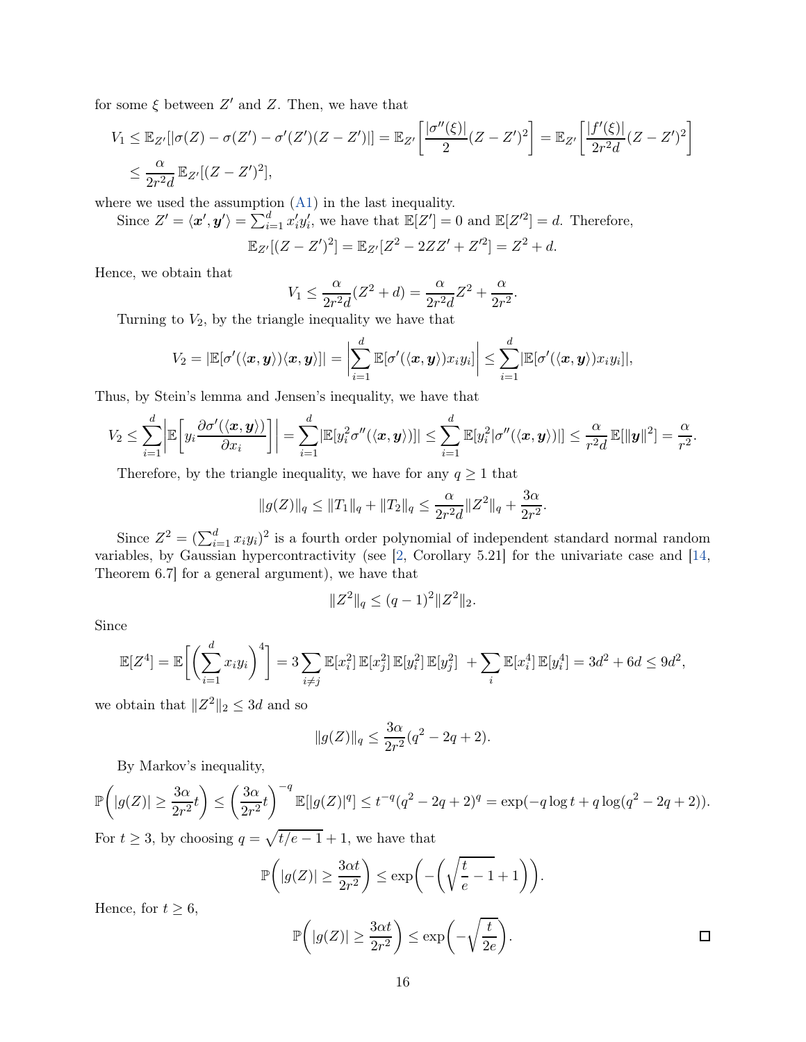for some $\xi$ between $Z'$ and $Z$. Then, we have that

$$
\begin{aligned}
V_1 &\le \mathbb{E}_{Z'}[|\sigma(Z) - \sigma(Z') - \sigma'(Z')(Z - Z')|] = \mathbb{E}_{Z'}\left[\frac{|\sigma''(\xi)|}{2}(Z - Z')^2\right] = \mathbb{E}_{Z'}\left[\frac{|f'(\xi)|}{2r^2 d}(Z - Z')^2\right] \\
&\le \frac{\alpha}{2r^2 d}\,\mathbb{E}_{Z'}[(Z - Z')^2],
\end{aligned}
$$

where we used the assumption (A1) in the last inequality.

Since $Z' = \langle \boldsymbol{x}', \boldsymbol{y}' \rangle = \sum_{i=1}^d x_i' y_i'$, we have that $\mathbb{E}[Z'] = 0$ and $\mathbb{E}[Z'^2] = d$. Therefore,

$$
\mathbb{E}_{Z'}[(Z - Z')^2] = \mathbb{E}_{Z'}[Z^2 - 2ZZ' + Z'^2] = Z^2 + d.
$$

Hence, we obtain that

$$
V_1 \le \frac{\alpha}{2r^2 d}(Z^2 + d) = \frac{\alpha}{2r^2 d}Z^2 + \frac{\alpha}{2r^2}.
$$

Turning to $V_2$, by the triangle inequality we have that

$$
V_2 = |\mathbb{E}[\sigma'(\langle \boldsymbol{x}, \boldsymbol{y} \rangle)\langle \boldsymbol{x}, \boldsymbol{y} \rangle]| = \left|\sum_{i=1}^d \mathbb{E}[\sigma'(\langle \boldsymbol{x}, \boldsymbol{y} \rangle) x_i y_i]\right| \le \sum_{i=1}^d |\mathbb{E}[\sigma'(\langle \boldsymbol{x}, \boldsymbol{y} \rangle) x_i y_i]|,
$$

Thus, by Stein's lemma and Jensen's inequality, we have that

$$
V_2 \le \sum_{i=1}^d \left|\mathbb{E}\left[y_i \frac{\partial \sigma'(\langle \boldsymbol{x}, \boldsymbol{y} \rangle)}{\partial x_i}\right]\right| = \sum_{i=1}^d |\mathbb{E}[y_i^2 \sigma''(\langle \boldsymbol{x}, \boldsymbol{y} \rangle)]| \le \sum_{i=1}^d \mathbb{E}[y_i^2 |\sigma''(\langle \boldsymbol{x}, \boldsymbol{y} \rangle)|] \le \frac{\alpha}{r^2 d}\,\mathbb{E}[\|\boldsymbol{y}\|^2] = \frac{\alpha}{r^2}.
$$

Therefore, by the triangle inequality, we have for any $q \ge 1$ that

$$
\|g(Z)\|_q \le \|T_1\|_q + \|T_2\|_q \le \frac{\alpha}{2r^2 d}\|Z^2\|_q + \frac{3\alpha}{2r^2}.
$$

Since $Z^2 = (\sum_{i=1}^d x_i y_i)^2$ is a fourth order polynomial of independent standard normal random variables, by Gaussian hypercontractivity (see [2, Corollary 5.21] for the univariate case and [14, Theorem 6.7] for a general argument), we have that

$$
\|Z^2\|_q \le (q-1)^2 \|Z^2\|_2.
$$

Since

$$
\mathbb{E}[Z^4] = \mathbb{E}\left[\left(\sum_{i=1}^d x_i y_i\right)^4\right] = 3\sum_{i \ne j} \mathbb{E}[x_i^2]\,\mathbb{E}[x_j^2]\,\mathbb{E}[y_i^2]\,\mathbb{E}[y_j^2] \; + \sum_i \mathbb{E}[x_i^4]\,\mathbb{E}[y_i^4] = 3d^2 + 6d \le 9d^2,
$$

we obtain that $\|Z^2\|_2 \le 3d$ and so

$$
\|g(Z)\|_q \le \frac{3\alpha}{2r^2}(q^2 - 2q + 2).
$$

By Markov's inequality,

$$
\mathbb{P}\left(|g(Z)| \ge \frac{3\alpha}{2r^2}t\right) \le \left(\frac{3\alpha}{2r^2}t\right)^{-q}\mathbb{E}[|g(Z)|^q] \le t^{-q}(q^2 - 2q + 2)^q = \exp(-q\log t + q\log(q^2 - 2q + 2)).
$$

For $t \ge 3$, by choosing $q = \sqrt{t/e - 1} + 1$, we have that

$$
\mathbb{P}\left(|g(Z)| \ge \frac{3\alpha t}{2r^2}\right) \le \exp\left(-\left(\sqrt{\frac{t}{e} - 1} + 1\right)\right).
$$

Hence, for $t \ge 6$,

$$
\mathbb{P}\left(|g(Z)| \ge \frac{3\alpha t}{2r^2}\right) \le \exp\left(-\sqrt{\frac{t}{2e}}\right).
$$

□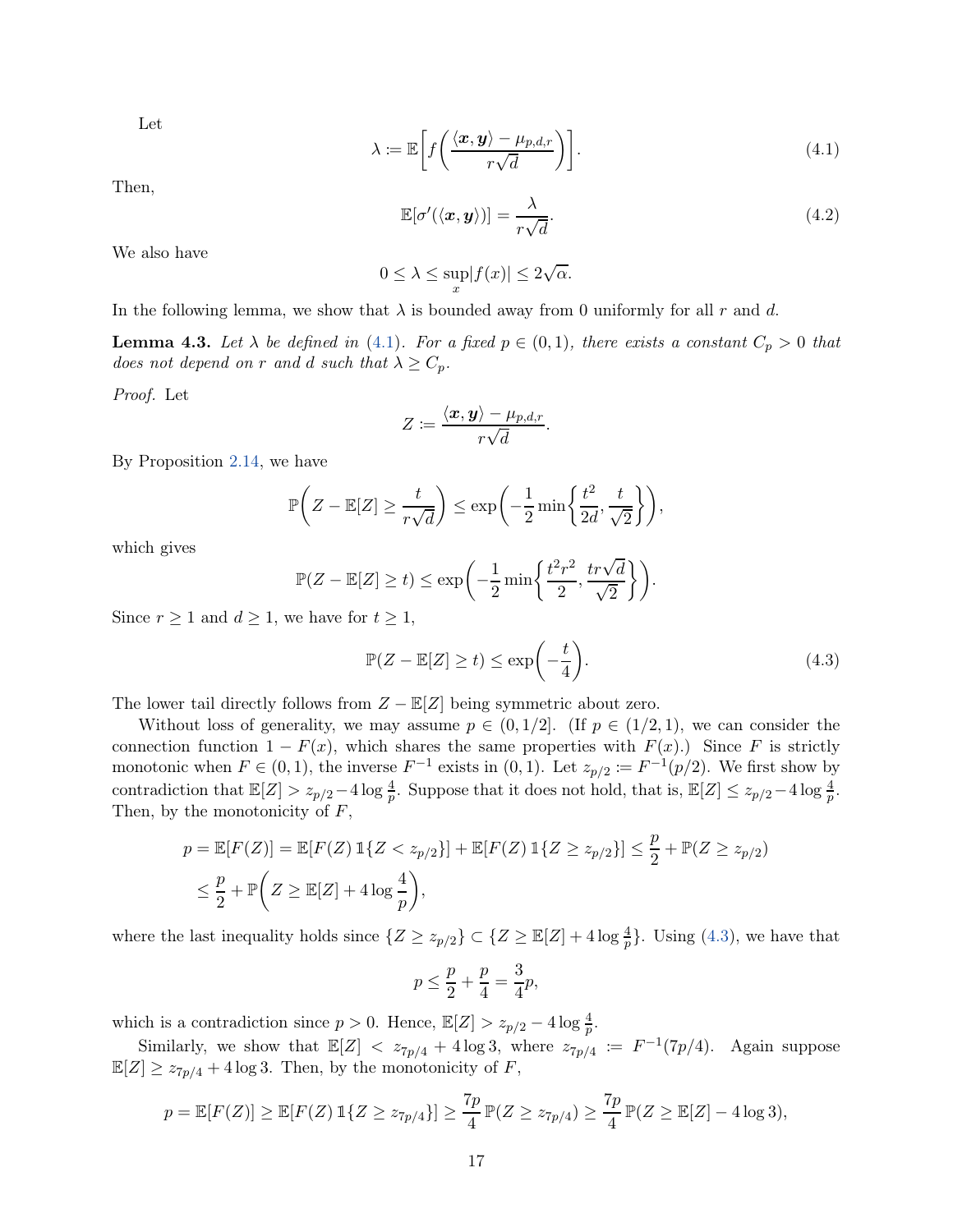Let

$$\lambda \coloneqq \mathbb{E}\left[f\left(\frac{\langle \boldsymbol{x}, \boldsymbol{y}\rangle - \mu_{p,d,r}}{r\sqrt{d}}\right)\right]. \tag{4.1}$$

Then,

$$\mathbb{E}[\sigma'(\langle \boldsymbol{x}, \boldsymbol{y}\rangle)] = \frac{\lambda}{r\sqrt{d}}. \tag{4.2}$$

We also have

$$0 \le \lambda \le \sup_x |f(x)| \le 2\sqrt{\alpha}.$$

In the following lemma, we show that $\lambda$ is bounded away from 0 uniformly for all $r$ and $d$.

**Lemma 4.3.** *Let $\lambda$ be defined in (4.1). For a fixed $p \in (0,1)$, there exists a constant $C_p > 0$ that does not depend on $r$ and $d$ such that $\lambda \ge C_p$.*

*Proof.* Let

$$Z \coloneqq \frac{\langle \boldsymbol{x}, \boldsymbol{y}\rangle - \mu_{p,d,r}}{r\sqrt{d}}.$$

By Proposition 2.14, we have

$$\mathbb{P}\left(Z - \mathbb{E}[Z] \ge \frac{t}{r\sqrt{d}}\right) \le \exp\left(-\frac{1}{2}\min\left\{\frac{t^2}{2d}, \frac{t}{\sqrt{2}}\right\}\right),$$

which gives

$$\mathbb{P}(Z - \mathbb{E}[Z] \ge t) \le \exp\left(-\frac{1}{2}\min\left\{\frac{t^2 r^2}{2}, \frac{tr\sqrt{d}}{\sqrt{2}}\right\}\right).$$

Since $r \ge 1$ and $d \ge 1$, we have for $t \ge 1$,

$$\mathbb{P}(Z - \mathbb{E}[Z] \ge t) \le \exp\left(-\frac{t}{4}\right). \tag{4.3}$$

The lower tail directly follows from $Z - \mathbb{E}[Z]$ being symmetric about zero.

Without loss of generality, we may assume $p \in (0, 1/2]$. (If $p \in (1/2, 1)$, we can consider the connection function $1 - F(x)$, which shares the same properties with $F(x)$.) Since $F$ is strictly monotonic when $F \in (0,1)$, the inverse $F^{-1}$ exists in $(0,1)$. Let $z_{p/2} \coloneqq F^{-1}(p/2)$. We first show by contradiction that $\mathbb{E}[Z] > z_{p/2} - 4\log\frac{4}{p}$. Suppose that it does not hold, that is, $\mathbb{E}[Z] \le z_{p/2} - 4\log\frac{4}{p}$. Then, by the monotonicity of $F$,

$$\begin{aligned}
p = \mathbb{E}[F(Z)] &= \mathbb{E}[F(Z)\,\mathbb{1}\{Z < z_{p/2}\}] + \mathbb{E}[F(Z)\,\mathbb{1}\{Z \ge z_{p/2}\}] \le \frac{p}{2} + \mathbb{P}(Z \ge z_{p/2}) \\
&\le \frac{p}{2} + \mathbb{P}\left(Z \ge \mathbb{E}[Z] + 4\log\frac{4}{p}\right),
\end{aligned}$$

where the last inequality holds since $\{Z \ge z_{p/2}\} \subset \{Z \ge \mathbb{E}[Z] + 4\log\frac{4}{p}\}$. Using (4.3), we have that

$$p \le \frac{p}{2} + \frac{p}{4} = \frac{3}{4}p,$$

which is a contradiction since $p > 0$. Hence, $\mathbb{E}[Z] > z_{p/2} - 4\log\frac{4}{p}$.

Similarly, we show that $\mathbb{E}[Z] < z_{7p/4} + 4\log 3$, where $z_{7p/4} \coloneqq F^{-1}(7p/4)$. Again suppose $\mathbb{E}[Z] \ge z_{7p/4} + 4\log 3$. Then, by the monotonicity of $F$,

$$p = \mathbb{E}[F(Z)] \ge \mathbb{E}[F(Z)\,\mathbb{1}\{Z \ge z_{7p/4}\}] \ge \frac{7p}{4}\,\mathbb{P}(Z \ge z_{7p/4}) \ge \frac{7p}{4}\,\mathbb{P}(Z \ge \mathbb{E}[Z] - 4\log 3),$$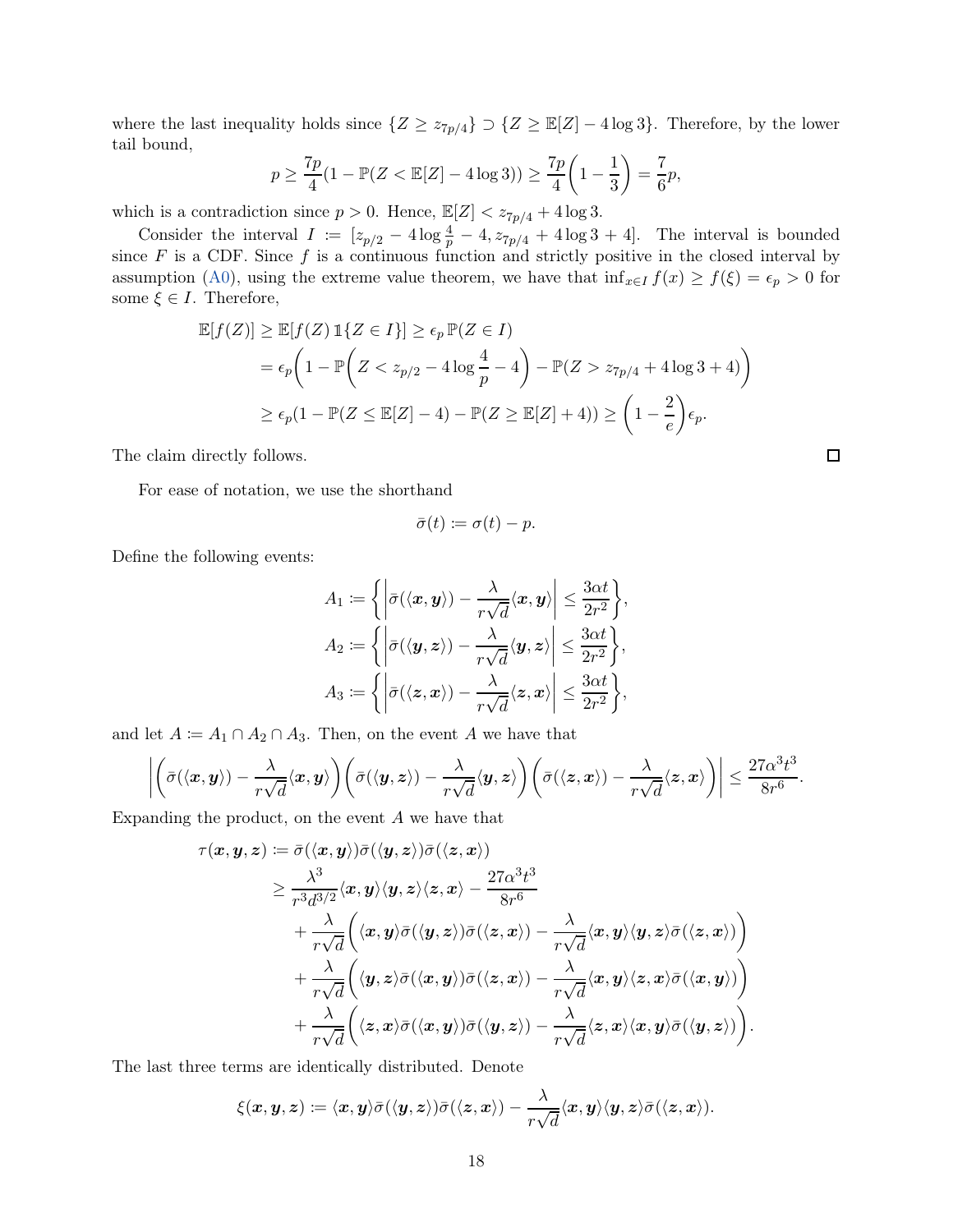where the last inequality holds since $\{Z \geq z_{7p/4}\} \supset \{Z \geq \mathbb{E}[Z] - 4\log 3\}$. Therefore, by the lower tail bound,

$$p \geq \frac{7p}{4}(1 - \mathbb{P}(Z < \mathbb{E}[Z] - 4\log 3)) \geq \frac{7p}{4}\left(1 - \frac{1}{3}\right) = \frac{7}{6}p,$$

which is a contradiction since $p > 0$. Hence, $\mathbb{E}[Z] < z_{7p/4} + 4\log 3$.

Consider the interval $I := [z_{p/2} - 4\log\frac{4}{p} - 4, z_{7p/4} + 4\log 3 + 4]$. The interval is bounded since $F$ is a CDF. Since $f$ is a continuous function and strictly positive in the closed interval by assumption (A0), using the extreme value theorem, we have that $\inf_{x\in I} f(x) \geq f(\xi) = \epsilon_p > 0$ for some $\xi \in I$. Therefore,

$$\begin{aligned}
\mathbb{E}[f(Z)] &\geq \mathbb{E}[f(Z)\,\mathbb{1}\{Z \in I\}] \geq \epsilon_p\,\mathbb{P}(Z \in I) \\
&= \epsilon_p\left(1 - \mathbb{P}\left(Z < z_{p/2} - 4\log\frac{4}{p} - 4\right) - \mathbb{P}(Z > z_{7p/4} + 4\log 3 + 4)\right) \\
&\geq \epsilon_p(1 - \mathbb{P}(Z \leq \mathbb{E}[Z] - 4) - \mathbb{P}(Z \geq \mathbb{E}[Z] + 4)) \geq \left(1 - \frac{2}{e}\right)\epsilon_p.
\end{aligned}$$

The claim directly follows. ☐

For ease of notation, we use the shorthand

$$\bar{\sigma}(t) := \sigma(t) - p.$$

Define the following events:

$$\begin{aligned}
A_1 &:= \left\{\left|\bar{\sigma}(\langle \boldsymbol{x}, \boldsymbol{y}\rangle) - \frac{\lambda}{r\sqrt{d}}\langle \boldsymbol{x}, \boldsymbol{y}\rangle\right| \leq \frac{3\alpha t}{2r^2}\right\}, \\
A_2 &:= \left\{\left|\bar{\sigma}(\langle \boldsymbol{y}, \boldsymbol{z}\rangle) - \frac{\lambda}{r\sqrt{d}}\langle \boldsymbol{y}, \boldsymbol{z}\rangle\right| \leq \frac{3\alpha t}{2r^2}\right\}, \\
A_3 &:= \left\{\left|\bar{\sigma}(\langle \boldsymbol{z}, \boldsymbol{x}\rangle) - \frac{\lambda}{r\sqrt{d}}\langle \boldsymbol{z}, \boldsymbol{x}\rangle\right| \leq \frac{3\alpha t}{2r^2}\right\},
\end{aligned}$$

and let $A := A_1 \cap A_2 \cap A_3$. Then, on the event $A$ we have that

$$\left|\left(\bar{\sigma}(\langle \boldsymbol{x}, \boldsymbol{y}\rangle) - \frac{\lambda}{r\sqrt{d}}\langle \boldsymbol{x}, \boldsymbol{y}\rangle\right)\left(\bar{\sigma}(\langle \boldsymbol{y}, \boldsymbol{z}\rangle) - \frac{\lambda}{r\sqrt{d}}\langle \boldsymbol{y}, \boldsymbol{z}\rangle\right)\left(\bar{\sigma}(\langle \boldsymbol{z}, \boldsymbol{x}\rangle) - \frac{\lambda}{r\sqrt{d}}\langle \boldsymbol{z}, \boldsymbol{x}\rangle\right)\right| \leq \frac{27\alpha^3 t^3}{8r^6}.$$

Expanding the product, on the event $A$ we have that

$$\begin{aligned}
\tau(\boldsymbol{x}, \boldsymbol{y}, \boldsymbol{z}) &:= \bar{\sigma}(\langle \boldsymbol{x}, \boldsymbol{y}\rangle)\bar{\sigma}(\langle \boldsymbol{y}, \boldsymbol{z}\rangle)\bar{\sigma}(\langle \boldsymbol{z}, \boldsymbol{x}\rangle) \\
&\geq \frac{\lambda^3}{r^3 d^{3/2}}\langle \boldsymbol{x}, \boldsymbol{y}\rangle\langle \boldsymbol{y}, \boldsymbol{z}\rangle\langle \boldsymbol{z}, \boldsymbol{x}\rangle - \frac{27\alpha^3 t^3}{8r^6} \\
&\quad + \frac{\lambda}{r\sqrt{d}}\left(\langle \boldsymbol{x}, \boldsymbol{y}\rangle\bar{\sigma}(\langle \boldsymbol{y}, \boldsymbol{z}\rangle)\bar{\sigma}(\langle \boldsymbol{z}, \boldsymbol{x}\rangle) - \frac{\lambda}{r\sqrt{d}}\langle \boldsymbol{x}, \boldsymbol{y}\rangle\langle \boldsymbol{y}, \boldsymbol{z}\rangle\bar{\sigma}(\langle \boldsymbol{z}, \boldsymbol{x}\rangle)\right) \\
&\quad + \frac{\lambda}{r\sqrt{d}}\left(\langle \boldsymbol{y}, \boldsymbol{z}\rangle\bar{\sigma}(\langle \boldsymbol{x}, \boldsymbol{y}\rangle)\bar{\sigma}(\langle \boldsymbol{z}, \boldsymbol{x}\rangle) - \frac{\lambda}{r\sqrt{d}}\langle \boldsymbol{x}, \boldsymbol{y}\rangle\langle \boldsymbol{z}, \boldsymbol{x}\rangle\bar{\sigma}(\langle \boldsymbol{x}, \boldsymbol{y}\rangle)\right) \\
&\quad + \frac{\lambda}{r\sqrt{d}}\left(\langle \boldsymbol{z}, \boldsymbol{x}\rangle\bar{\sigma}(\langle \boldsymbol{x}, \boldsymbol{y}\rangle)\bar{\sigma}(\langle \boldsymbol{y}, \boldsymbol{z}\rangle) - \frac{\lambda}{r\sqrt{d}}\langle \boldsymbol{z}, \boldsymbol{x}\rangle\langle \boldsymbol{x}, \boldsymbol{y}\rangle\bar{\sigma}(\langle \boldsymbol{y}, \boldsymbol{z}\rangle)\right).
\end{aligned}$$

The last three terms are identically distributed. Denote

$$\xi(\boldsymbol{x}, \boldsymbol{y}, \boldsymbol{z}) := \langle \boldsymbol{x}, \boldsymbol{y}\rangle\bar{\sigma}(\langle \boldsymbol{y}, \boldsymbol{z}\rangle)\bar{\sigma}(\langle \boldsymbol{z}, \boldsymbol{x}\rangle) - \frac{\lambda}{r\sqrt{d}}\langle \boldsymbol{x}, \boldsymbol{y}\rangle\langle \boldsymbol{y}, \boldsymbol{z}\rangle\bar{\sigma}(\langle \boldsymbol{z}, \boldsymbol{x}\rangle).$$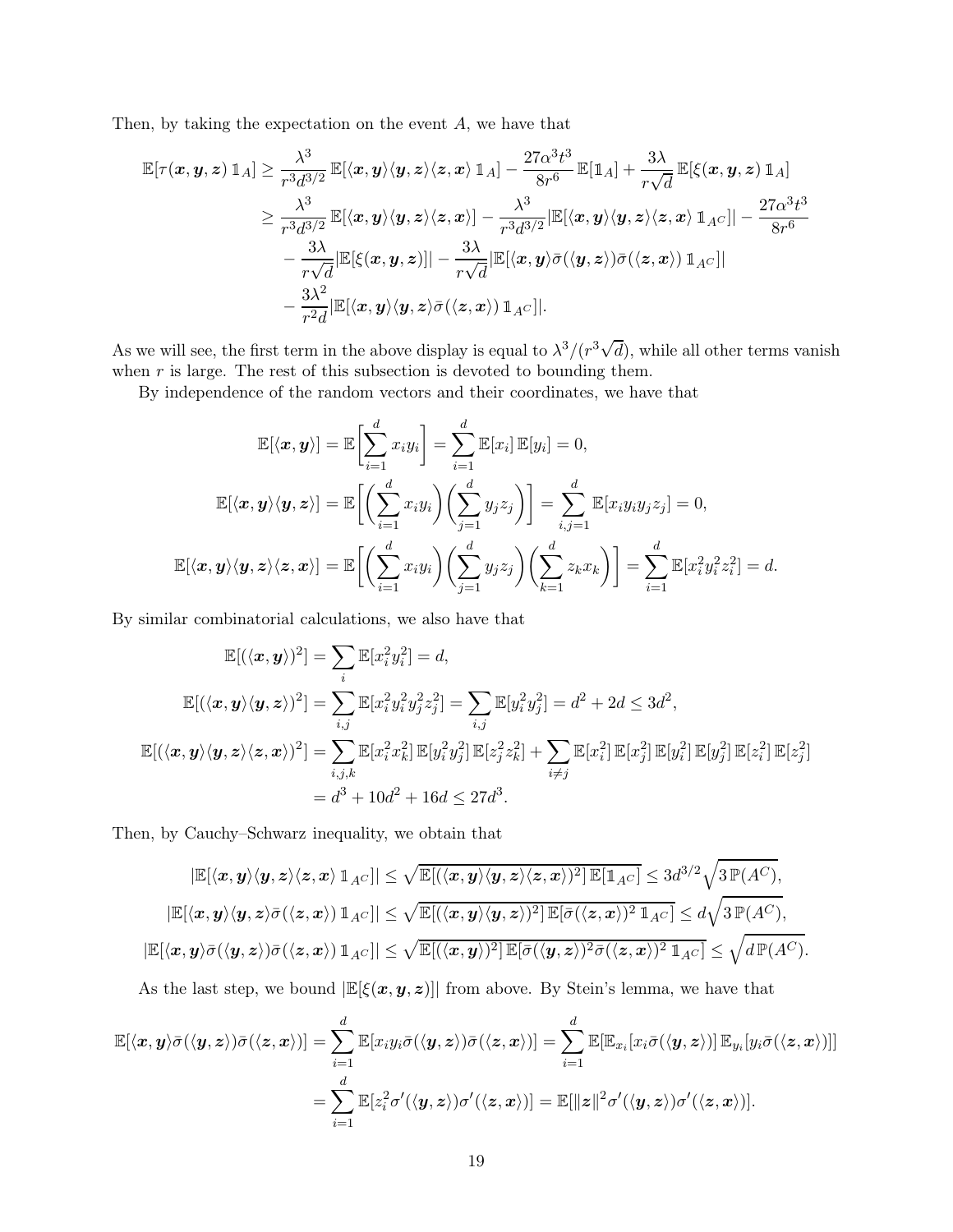Then, by taking the expectation on the event $A$, we have that

$$
\begin{aligned}
\mathbb{E}[\tau(\boldsymbol{x},\boldsymbol{y},\boldsymbol{z})\,\mathbb{1}_A] &\geq \frac{\lambda^3}{r^3 d^{3/2}}\,\mathbb{E}[\langle \boldsymbol{x},\boldsymbol{y}\rangle\langle \boldsymbol{y},\boldsymbol{z}\rangle\langle \boldsymbol{z},\boldsymbol{x}\rangle\,\mathbb{1}_A] - \frac{27\alpha^3 t^3}{8r^6}\,\mathbb{E}[\mathbb{1}_A] + \frac{3\lambda}{r\sqrt{d}}\,\mathbb{E}[\xi(\boldsymbol{x},\boldsymbol{y},\boldsymbol{z})\,\mathbb{1}_A] \\
&\geq \frac{\lambda^3}{r^3 d^{3/2}}\,\mathbb{E}[\langle \boldsymbol{x},\boldsymbol{y}\rangle\langle \boldsymbol{y},\boldsymbol{z}\rangle\langle \boldsymbol{z},\boldsymbol{x}\rangle] - \frac{\lambda^3}{r^3 d^{3/2}}|\mathbb{E}[\langle \boldsymbol{x},\boldsymbol{y}\rangle\langle \boldsymbol{y},\boldsymbol{z}\rangle\langle \boldsymbol{z},\boldsymbol{x}\rangle\,\mathbb{1}_{A^C}]| - \frac{27\alpha^3 t^3}{8r^6} \\
&\quad - \frac{3\lambda}{r\sqrt{d}}|\mathbb{E}[\xi(\boldsymbol{x},\boldsymbol{y},\boldsymbol{z})]| - \frac{3\lambda}{r\sqrt{d}}|\mathbb{E}[\langle \boldsymbol{x},\boldsymbol{y}\rangle\bar{\sigma}(\langle \boldsymbol{y},\boldsymbol{z}\rangle)\bar{\sigma}(\langle \boldsymbol{z},\boldsymbol{x}\rangle)\,\mathbb{1}_{A^C}]| \\
&\quad - \frac{3\lambda^2}{r^2 d}|\mathbb{E}[\langle \boldsymbol{x},\boldsymbol{y}\rangle\langle \boldsymbol{y},\boldsymbol{z}\rangle\bar{\sigma}(\langle \boldsymbol{z},\boldsymbol{x}\rangle)\,\mathbb{1}_{A^C}]|.
\end{aligned}
$$

As we will see, the first term in the above display is equal to $\lambda^3/(r^3\sqrt{d})$, while all other terms vanish when $r$ is large. The rest of this subsection is devoted to bounding them.

By independence of the random vectors and their coordinates, we have that

$$
\mathbb{E}[\langle \boldsymbol{x},\boldsymbol{y}\rangle] = \mathbb{E}\bigg[\sum_{i=1}^d x_i y_i\bigg] = \sum_{i=1}^d \mathbb{E}[x_i]\,\mathbb{E}[y_i] = 0,
$$

$$
\mathbb{E}[\langle \boldsymbol{x},\boldsymbol{y}\rangle\langle \boldsymbol{y},\boldsymbol{z}\rangle] = \mathbb{E}\bigg[\bigg(\sum_{i=1}^d x_i y_i\bigg)\bigg(\sum_{j=1}^d y_j z_j\bigg)\bigg] = \sum_{i,j=1}^d \mathbb{E}[x_i y_i y_j z_j] = 0,
$$

$$
\mathbb{E}[\langle \boldsymbol{x},\boldsymbol{y}\rangle\langle \boldsymbol{y},\boldsymbol{z}\rangle\langle \boldsymbol{z},\boldsymbol{x}\rangle] = \mathbb{E}\bigg[\bigg(\sum_{i=1}^d x_i y_i\bigg)\bigg(\sum_{j=1}^d y_j z_j\bigg)\bigg(\sum_{k=1}^d z_k x_k\bigg)\bigg] = \sum_{i=1}^d \mathbb{E}[x_i^2 y_i^2 z_i^2] = d.
$$

By similar combinatorial calculations, we also have that

$$
\begin{aligned}
\mathbb{E}[(\langle \boldsymbol{x},\boldsymbol{y}\rangle)^2] &= \sum_i \mathbb{E}[x_i^2 y_i^2] = d, \\
\mathbb{E}[(\langle \boldsymbol{x},\boldsymbol{y}\rangle\langle \boldsymbol{y},\boldsymbol{z}\rangle)^2] &= \sum_{i,j} \mathbb{E}[x_i^2 y_i^2 y_j^2 z_j^2] = \sum_{i,j}\mathbb{E}[y_i^2 y_j^2] = d^2 + 2d \leq 3d^2, \\
\mathbb{E}[(\langle \boldsymbol{x},\boldsymbol{y}\rangle\langle \boldsymbol{y},\boldsymbol{z}\rangle\langle \boldsymbol{z},\boldsymbol{x}\rangle)^2] &= \sum_{i,j,k} \mathbb{E}[x_i^2 x_k^2]\,\mathbb{E}[y_i^2 y_j^2]\,\mathbb{E}[z_j^2 z_k^2] + \sum_{i\neq j} \mathbb{E}[x_i^2]\,\mathbb{E}[x_j^2]\,\mathbb{E}[y_i^2]\,\mathbb{E}[y_j^2]\,\mathbb{E}[z_i^2]\,\mathbb{E}[z_j^2] \\
&= d^3 + 10d^2 + 16d \leq 27d^3.
\end{aligned}
$$

Then, by Cauchy–Schwarz inequality, we obtain that

$$
|\mathbb{E}[\langle \boldsymbol{x},\boldsymbol{y}\rangle\langle \boldsymbol{y},\boldsymbol{z}\rangle\langle \boldsymbol{z},\boldsymbol{x}\rangle\,\mathbb{1}_{A^C}]| \leq \sqrt{\mathbb{E}[(\langle \boldsymbol{x},\boldsymbol{y}\rangle\langle \boldsymbol{y},\boldsymbol{z}\rangle\langle \boldsymbol{z},\boldsymbol{x}\rangle)^2]\,\mathbb{E}[\mathbb{1}_{A^C}]} \leq 3d^{3/2}\sqrt{3\,\mathbb{P}(A^C)},
$$

$$
|\mathbb{E}[\langle \boldsymbol{x},\boldsymbol{y}\rangle\langle \boldsymbol{y},\boldsymbol{z}\rangle\bar{\sigma}(\langle \boldsymbol{z},\boldsymbol{x}\rangle)\,\mathbb{1}_{A^C}]| \leq \sqrt{\mathbb{E}[(\langle \boldsymbol{x},\boldsymbol{y}\rangle\langle \boldsymbol{y},\boldsymbol{z}\rangle)^2]\,\mathbb{E}[\bar{\sigma}(\langle \boldsymbol{z},\boldsymbol{x}\rangle)^2\,\mathbb{1}_{A^C}]} \leq d\sqrt{3\,\mathbb{P}(A^C)},
$$

$$
|\mathbb{E}[\langle \boldsymbol{x},\boldsymbol{y}\rangle\bar{\sigma}(\langle \boldsymbol{y},\boldsymbol{z}\rangle)\bar{\sigma}(\langle \boldsymbol{z},\boldsymbol{x}\rangle)\,\mathbb{1}_{A^C}]| \leq \sqrt{\mathbb{E}[(\langle \boldsymbol{x},\boldsymbol{y}\rangle)^2]\,\mathbb{E}[\bar{\sigma}(\langle \boldsymbol{y},\boldsymbol{z}\rangle)^2\bar{\sigma}(\langle \boldsymbol{z},\boldsymbol{x}\rangle)^2\,\mathbb{1}_{A^C}]} \leq \sqrt{d\,\mathbb{P}(A^C)}.
$$

As the last step, we bound $|\mathbb{E}[\xi(\boldsymbol{x},\boldsymbol{y},\boldsymbol{z})]|$ from above. By Stein's lemma, we have that

$$
\begin{aligned}
\mathbb{E}[\langle \boldsymbol{x},\boldsymbol{y}\rangle\bar{\sigma}(\langle \boldsymbol{y},\boldsymbol{z}\rangle)\bar{\sigma}(\langle \boldsymbol{z},\boldsymbol{x}\rangle)] &= \sum_{i=1}^d \mathbb{E}[x_i y_i \bar{\sigma}(\langle \boldsymbol{y},\boldsymbol{z}\rangle)\bar{\sigma}(\langle \boldsymbol{z},\boldsymbol{x}\rangle)] = \sum_{i=1}^d \mathbb{E}[\mathbb{E}_{x_i}[x_i\bar{\sigma}(\langle \boldsymbol{y},\boldsymbol{z}\rangle)]\,\mathbb{E}_{y_i}[y_i\bar{\sigma}(\langle \boldsymbol{z},\boldsymbol{x}\rangle)]] \\
&= \sum_{i=1}^d \mathbb{E}[z_i^2\sigma'(\langle \boldsymbol{y},\boldsymbol{z}\rangle)\sigma'(\langle \boldsymbol{z},\boldsymbol{x}\rangle)] = \mathbb{E}[\|\boldsymbol{z}\|^2\sigma'(\langle \boldsymbol{y},\boldsymbol{z}\rangle)\sigma'(\langle \boldsymbol{z},\boldsymbol{x}\rangle)].
\end{aligned}
$$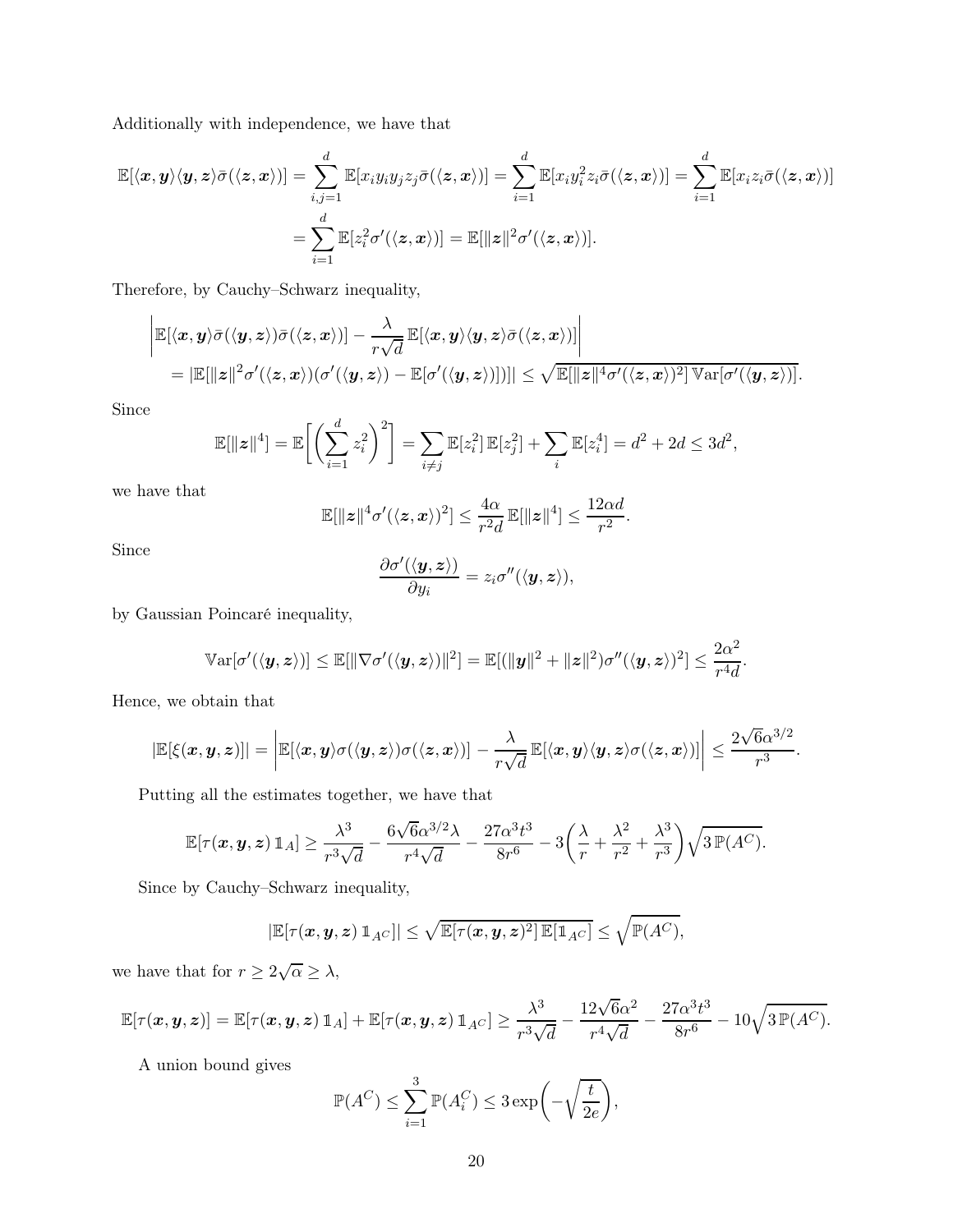Additionally with independence, we have that

$$\mathbb{E}[\langle \boldsymbol{x},\boldsymbol{y}\rangle\langle \boldsymbol{y},\boldsymbol{z}\rangle\bar{\sigma}(\langle \boldsymbol{z},\boldsymbol{x}\rangle)] = \sum_{i,j=1}^{d}\mathbb{E}[x_i y_i y_j z_j \bar{\sigma}(\langle \boldsymbol{z},\boldsymbol{x}\rangle)] = \sum_{i=1}^{d}\mathbb{E}[x_i y_i^2 z_i \bar{\sigma}(\langle \boldsymbol{z},\boldsymbol{x}\rangle)] = \sum_{i=1}^{d}\mathbb{E}[x_i z_i \bar{\sigma}(\langle \boldsymbol{z},\boldsymbol{x}\rangle)]$$
$$= \sum_{i=1}^{d}\mathbb{E}[z_i^2 \sigma'(\langle \boldsymbol{z},\boldsymbol{x}\rangle)] = \mathbb{E}[\|\boldsymbol{z}\|^2\sigma'(\langle \boldsymbol{z},\boldsymbol{x}\rangle)].$$

Therefore, by Cauchy–Schwarz inequality,

$$\left|\mathbb{E}[\langle \boldsymbol{x},\boldsymbol{y}\rangle\bar{\sigma}(\langle \boldsymbol{y},\boldsymbol{z}\rangle)\bar{\sigma}(\langle \boldsymbol{z},\boldsymbol{x}\rangle)] - \frac{\lambda}{r\sqrt{d}}\,\mathbb{E}[\langle \boldsymbol{x},\boldsymbol{y}\rangle\langle \boldsymbol{y},\boldsymbol{z}\rangle\bar{\sigma}(\langle \boldsymbol{z},\boldsymbol{x}\rangle)]\right|$$
$$= |\mathbb{E}[\|\boldsymbol{z}\|^2\sigma'(\langle \boldsymbol{z},\boldsymbol{x}\rangle)(\sigma'(\langle \boldsymbol{y},\boldsymbol{z}\rangle) - \mathbb{E}[\sigma'(\langle \boldsymbol{y},\boldsymbol{z}\rangle)])]| \le \sqrt{\mathbb{E}[\|\boldsymbol{z}\|^4\sigma'(\langle \boldsymbol{z},\boldsymbol{x}\rangle)^2]\,\mathbb{V}\mathrm{ar}[\sigma'(\langle \boldsymbol{y},\boldsymbol{z}\rangle)]}.$$

Since

$$\mathbb{E}[\|\boldsymbol{z}\|^4] = \mathbb{E}\bigg[\bigg(\sum_{i=1}^{d} z_i^2\bigg)^2\bigg] = \sum_{i\neq j}\mathbb{E}[z_i^2]\,\mathbb{E}[z_j^2] + \sum_i \mathbb{E}[z_i^4] = d^2 + 2d \le 3d^2,$$

we have that

$$\mathbb{E}[\|\boldsymbol{z}\|^4\sigma'(\langle \boldsymbol{z},\boldsymbol{x}\rangle)^2] \le \frac{4\alpha}{r^2 d}\,\mathbb{E}[\|\boldsymbol{z}\|^4] \le \frac{12\alpha d}{r^2}.$$

Since

$$\frac{\partial \sigma'(\langle \boldsymbol{y},\boldsymbol{z}\rangle)}{\partial y_i} = z_i\sigma''(\langle \boldsymbol{y},\boldsymbol{z}\rangle),$$

by Gaussian Poincaré inequality,

$$\mathbb{V}\mathrm{ar}[\sigma'(\langle \boldsymbol{y},\boldsymbol{z}\rangle)] \le \mathbb{E}[\|\nabla\sigma'(\langle \boldsymbol{y},\boldsymbol{z}\rangle)\|^2] = \mathbb{E}[(\|\boldsymbol{y}\|^2 + \|\boldsymbol{z}\|^2)\sigma''(\langle \boldsymbol{y},\boldsymbol{z}\rangle)^2] \le \frac{2\alpha^2}{r^4 d}.$$

Hence, we obtain that

$$|\mathbb{E}[\xi(\boldsymbol{x},\boldsymbol{y},\boldsymbol{z})]| = \left|\mathbb{E}[\langle \boldsymbol{x},\boldsymbol{y}\rangle\sigma(\langle \boldsymbol{y},\boldsymbol{z}\rangle)\sigma(\langle \boldsymbol{z},\boldsymbol{x}\rangle)] - \frac{\lambda}{r\sqrt{d}}\,\mathbb{E}[\langle \boldsymbol{x},\boldsymbol{y}\rangle\langle \boldsymbol{y},\boldsymbol{z}\rangle\sigma(\langle \boldsymbol{z},\boldsymbol{x}\rangle)]\right| \le \frac{2\sqrt{6}\alpha^{3/2}}{r^3}.$$

Putting all the estimates together, we have that

$$\mathbb{E}[\tau(\boldsymbol{x},\boldsymbol{y},\boldsymbol{z})\,\mathbb{1}_A] \ge \frac{\lambda^3}{r^3\sqrt{d}} - \frac{6\sqrt{6}\alpha^{3/2}\lambda}{r^4\sqrt{d}} - \frac{27\alpha^3 t^3}{8r^6} - 3\bigg(\frac{\lambda}{r} + \frac{\lambda^2}{r^2} + \frac{\lambda^3}{r^3}\bigg)\sqrt{3\,\mathbb{P}(A^C)}.$$

Since by Cauchy–Schwarz inequality,

$$|\mathbb{E}[\tau(\boldsymbol{x},\boldsymbol{y},\boldsymbol{z})\,\mathbb{1}_{A^C}]| \le \sqrt{\mathbb{E}[\tau(\boldsymbol{x},\boldsymbol{y},\boldsymbol{z})^2]\,\mathbb{E}[\mathbb{1}_{A^C}]} \le \sqrt{\mathbb{P}(A^C)},$$

we have that for $r \ge 2\sqrt{\alpha} \ge \lambda$,

$$\mathbb{E}[\tau(\boldsymbol{x},\boldsymbol{y},\boldsymbol{z})] = \mathbb{E}[\tau(\boldsymbol{x},\boldsymbol{y},\boldsymbol{z})\,\mathbb{1}_A] + \mathbb{E}[\tau(\boldsymbol{x},\boldsymbol{y},\boldsymbol{z})\,\mathbb{1}_{A^C}] \ge \frac{\lambda^3}{r^3\sqrt{d}} - \frac{12\sqrt{6}\alpha^2}{r^4\sqrt{d}} - \frac{27\alpha^3 t^3}{8r^6} - 10\sqrt{3\,\mathbb{P}(A^C)}.$$

A union bound gives

$$\mathbb{P}(A^C) \le \sum_{i=1}^{3}\mathbb{P}(A_i^C) \le 3\exp\bigg(-\sqrt{\frac{t}{2e}}\bigg),$$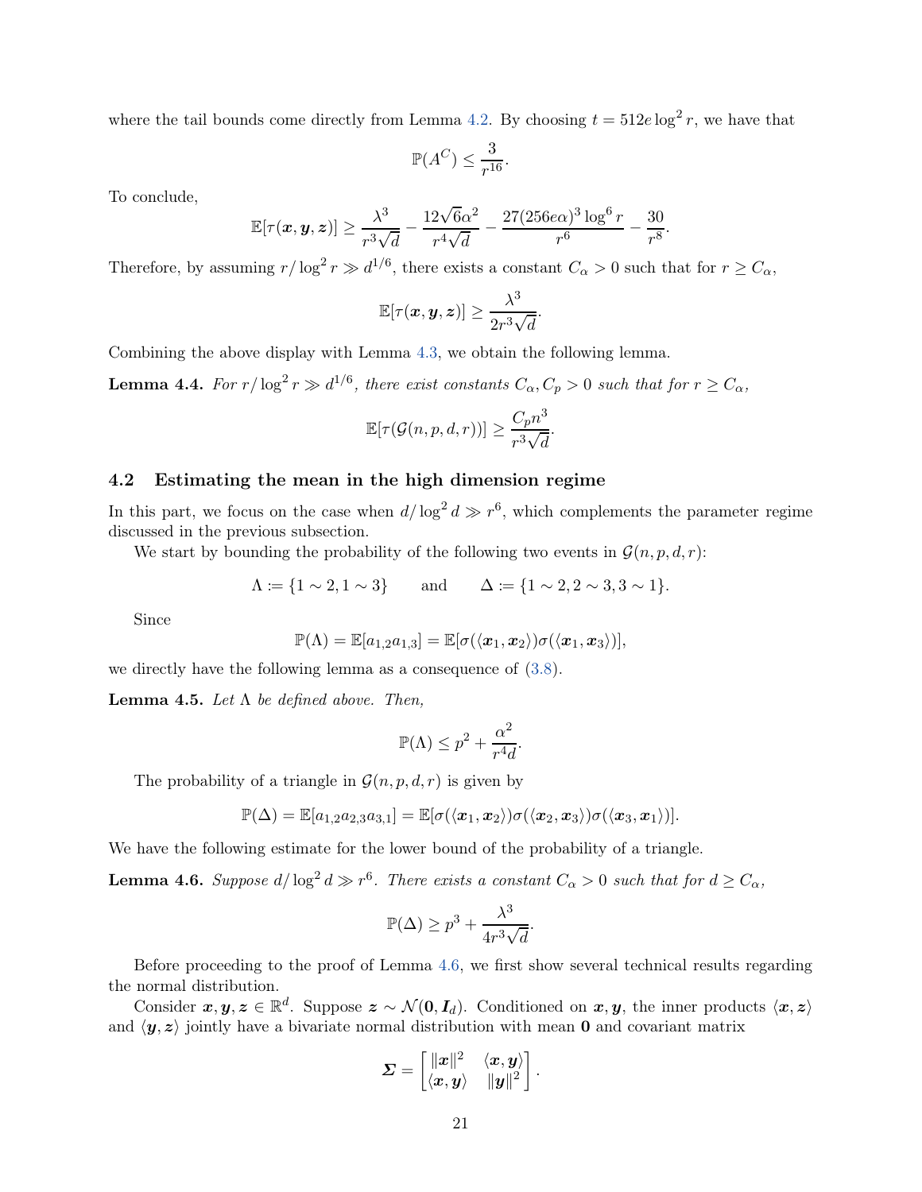where the tail bounds come directly from Lemma 4.2. By choosing $t = 512e\log^2 r$, we have that

$$\mathbb{P}(A^C) \le \frac{3}{r^{16}}.$$

To conclude,

$$\mathbb{E}[\tau(\boldsymbol{x}, \boldsymbol{y}, \boldsymbol{z})] \ge \frac{\lambda^3}{r^3\sqrt{d}} - \frac{12\sqrt{6}\alpha^2}{r^4\sqrt{d}} - \frac{27(256e\alpha)^3\log^6 r}{r^6} - \frac{30}{r^8}.$$

Therefore, by assuming $r/\log^2 r \gg d^{1/6}$, there exists a constant $C_\alpha > 0$ such that for $r \ge C_\alpha$,

$$\mathbb{E}[\tau(\boldsymbol{x}, \boldsymbol{y}, \boldsymbol{z})] \ge \frac{\lambda^3}{2r^3\sqrt{d}}.$$

Combining the above display with Lemma 4.3, we obtain the following lemma.

**Lemma 4.4.** *For $r/\log^2 r \gg d^{1/6}$, there exist constants $C_\alpha, C_p > 0$ such that for $r \ge C_\alpha$,*

$$\mathbb{E}[\tau(\mathcal{G}(n, p, d, r))] \ge \frac{C_p n^3}{r^3\sqrt{d}}.$$

### 4.2 Estimating the mean in the high dimension regime

In this part, we focus on the case when $d/\log^2 d \gg r^6$, which complements the parameter regime discussed in the previous subsection.

We start by bounding the probability of the following two events in $\mathcal{G}(n, p, d, r)$:

$$\Lambda := \{1 \sim 2, 1 \sim 3\} \qquad \text{and} \qquad \Delta := \{1 \sim 2, 2 \sim 3, 3 \sim 1\}.$$

Since

$$\mathbb{P}(\Lambda) = \mathbb{E}[a_{1,2}a_{1,3}] = \mathbb{E}[\sigma(\langle \boldsymbol{x}_1, \boldsymbol{x}_2\rangle)\sigma(\langle \boldsymbol{x}_1, \boldsymbol{x}_3\rangle)],$$

we directly have the following lemma as a consequence of (3.8).

**Lemma 4.5.** *Let $\Lambda$ be defined above. Then,*

$$\mathbb{P}(\Lambda) \le p^2 + \frac{\alpha^2}{r^4 d}.$$

The probability of a triangle in $\mathcal{G}(n, p, d, r)$ is given by

$$\mathbb{P}(\Delta) = \mathbb{E}[a_{1,2}a_{2,3}a_{3,1}] = \mathbb{E}[\sigma(\langle \boldsymbol{x}_1, \boldsymbol{x}_2\rangle)\sigma(\langle \boldsymbol{x}_2, \boldsymbol{x}_3\rangle)\sigma(\langle \boldsymbol{x}_3, \boldsymbol{x}_1\rangle)].$$

We have the following estimate for the lower bound of the probability of a triangle.

**Lemma 4.6.** *Suppose $d/\log^2 d \gg r^6$. There exists a constant $C_\alpha > 0$ such that for $d \ge C_\alpha$,*

$$\mathbb{P}(\Delta) \ge p^3 + \frac{\lambda^3}{4r^3\sqrt{d}}.$$

Before proceeding to the proof of Lemma 4.6, we first show several technical results regarding the normal distribution.

Consider $\boldsymbol{x}, \boldsymbol{y}, \boldsymbol{z} \in \mathbb{R}^d$. Suppose $\boldsymbol{z} \sim \mathcal{N}(\boldsymbol{0}, \boldsymbol{I}_d)$. Conditioned on $\boldsymbol{x}, \boldsymbol{y}$, the inner products $\langle \boldsymbol{x}, \boldsymbol{z}\rangle$ and $\langle \boldsymbol{y}, \boldsymbol{z}\rangle$ jointly have a bivariate normal distribution with mean $\boldsymbol{0}$ and covariance matrix

$$\boldsymbol{\Sigma} = \begin{bmatrix} \|\boldsymbol{x}\|^2 & \langle \boldsymbol{x}, \boldsymbol{y}\rangle \\ \langle \boldsymbol{x}, \boldsymbol{y}\rangle & \|\boldsymbol{y}\|^2 \end{bmatrix}.$$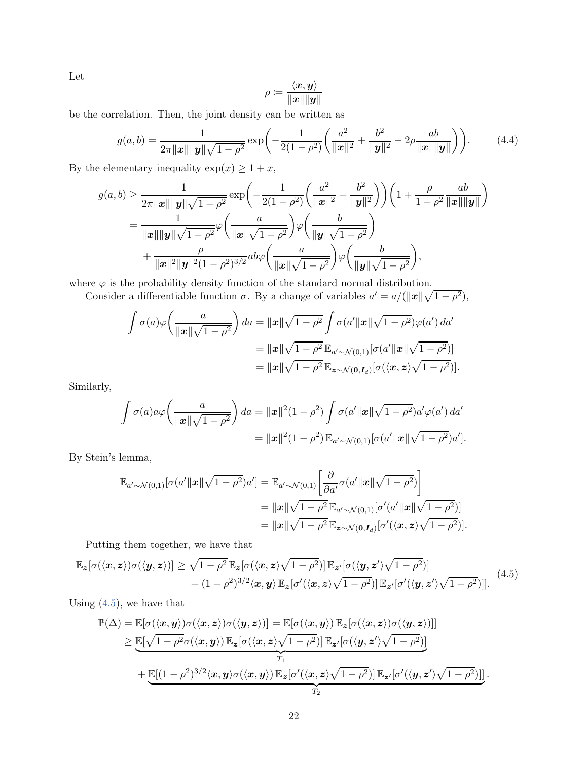Let

$$\rho \coloneqq \frac{\langle \boldsymbol{x}, \boldsymbol{y} \rangle}{\|\boldsymbol{x}\| \|\boldsymbol{y}\|}$$

be the correlation. Then, the joint density can be written as

$$g(a,b) = \frac{1}{2\pi \|\boldsymbol{x}\| \|\boldsymbol{y}\| \sqrt{1-\rho^2}} \exp\biggl( -\frac{1}{2(1-\rho^2)} \biggl( \frac{a^2}{\|\boldsymbol{x}\|^2} + \frac{b^2}{\|\boldsymbol{y}\|^2} - 2\rho \frac{ab}{\|\boldsymbol{x}\| \|\boldsymbol{y}\|} \biggr) \biggr). \tag{4.4}$$

By the elementary inequality $\exp(x) \geq 1 + x$,

$$\begin{aligned}
g(a,b) &\geq \frac{1}{2\pi \|\boldsymbol{x}\| \|\boldsymbol{y}\| \sqrt{1-\rho^2}} \exp\biggl( -\frac{1}{2(1-\rho^2)} \biggl( \frac{a^2}{\|\boldsymbol{x}\|^2} + \frac{b^2}{\|\boldsymbol{y}\|^2} \biggr) \biggr) \biggl( 1 + \frac{\rho}{1-\rho^2} \frac{ab}{\|\boldsymbol{x}\| \|\boldsymbol{y}\|} \biggr) \\
&= \frac{1}{\|\boldsymbol{x}\| \|\boldsymbol{y}\| \sqrt{1-\rho^2}} \varphi\biggl( \frac{a}{\|\boldsymbol{x}\| \sqrt{1-\rho^2}} \biggr) \varphi\biggl( \frac{b}{\|\boldsymbol{y}\| \sqrt{1-\rho^2}} \biggr) \\
&\quad + \frac{\rho}{\|\boldsymbol{x}\|^2 \|\boldsymbol{y}\|^2 (1-\rho^2)^{3/2}} ab \varphi\biggl( \frac{a}{\|\boldsymbol{x}\| \sqrt{1-\rho^2}} \biggr) \varphi\biggl( \frac{b}{\|\boldsymbol{y}\| \sqrt{1-\rho^2}} \biggr),
\end{aligned}$$

where $\varphi$ is the probability density function of the standard normal distribution.

Consider a differentiable function $\sigma$. By a change of variables $a' = a/(\|\boldsymbol{x}\| \sqrt{1-\rho^2})$,

$$\begin{aligned}
\int \sigma(a) \varphi\biggl( \frac{a}{\|\boldsymbol{x}\| \sqrt{1-\rho^2}} \biggr) da &= \|\boldsymbol{x}\| \sqrt{1-\rho^2} \int \sigma(a' \|\boldsymbol{x}\| \sqrt{1-\rho^2}) \varphi(a') \, da' \\
&= \|\boldsymbol{x}\| \sqrt{1-\rho^2} \, \mathbb{E}_{a' \sim \mathcal{N}(0,1)}[\sigma(a' \|\boldsymbol{x}\| \sqrt{1-\rho^2})] \\
&= \|\boldsymbol{x}\| \sqrt{1-\rho^2} \, \mathbb{E}_{\boldsymbol{z} \sim \mathcal{N}(\boldsymbol{0}, \boldsymbol{I}_d)}[\sigma(\langle \boldsymbol{x}, \boldsymbol{z} \rangle \sqrt{1-\rho^2})].
\end{aligned}$$

Similarly,

$$\begin{aligned}
\int \sigma(a) a \varphi\biggl( \frac{a}{\|\boldsymbol{x}\| \sqrt{1-\rho^2}} \biggr) da &= \|\boldsymbol{x}\|^2 (1-\rho^2) \int \sigma(a' \|\boldsymbol{x}\| \sqrt{1-\rho^2}) a' \varphi(a') \, da' \\
&= \|\boldsymbol{x}\|^2 (1-\rho^2) \, \mathbb{E}_{a' \sim \mathcal{N}(0,1)}[\sigma(a' \|\boldsymbol{x}\| \sqrt{1-\rho^2}) a'].
\end{aligned}$$

By Stein's lemma,

$$\begin{aligned}
\mathbb{E}_{a' \sim \mathcal{N}(0,1)}[\sigma(a' \|\boldsymbol{x}\| \sqrt{1-\rho^2}) a'] &= \mathbb{E}_{a' \sim \mathcal{N}(0,1)}\biggl[ \frac{\partial}{\partial a'} \sigma(a' \|\boldsymbol{x}\| \sqrt{1-\rho^2}) \biggr] \\
&= \|\boldsymbol{x}\| \sqrt{1-\rho^2} \, \mathbb{E}_{a' \sim \mathcal{N}(0,1)}[\sigma'(a' \|\boldsymbol{x}\| \sqrt{1-\rho^2})] \\
&= \|\boldsymbol{x}\| \sqrt{1-\rho^2} \, \mathbb{E}_{\boldsymbol{z} \sim \mathcal{N}(\boldsymbol{0}, \boldsymbol{I}_d)}[\sigma'(\langle \boldsymbol{x}, \boldsymbol{z} \rangle \sqrt{1-\rho^2})].
\end{aligned}$$

Putting them together, we have that

$$\begin{aligned}
\mathbb{E}_{\boldsymbol{z}}[\sigma(\langle \boldsymbol{x}, \boldsymbol{z} \rangle) \sigma(\langle \boldsymbol{y}, \boldsymbol{z} \rangle)] \geq{}& \sqrt{1-\rho^2} \, \mathbb{E}_{\boldsymbol{z}}[\sigma(\langle \boldsymbol{x}, \boldsymbol{z} \rangle \sqrt{1-\rho^2})] \, \mathbb{E}_{\boldsymbol{z}'}[\sigma(\langle \boldsymbol{y}, \boldsymbol{z}' \rangle \sqrt{1-\rho^2})] \\
&+ (1-\rho^2)^{3/2} \langle \boldsymbol{x}, \boldsymbol{y} \rangle \, \mathbb{E}_{\boldsymbol{z}}[\sigma'(\langle \boldsymbol{x}, \boldsymbol{z} \rangle \sqrt{1-\rho^2})] \, \mathbb{E}_{\boldsymbol{z}'}[\sigma'(\langle \boldsymbol{y}, \boldsymbol{z}' \rangle \sqrt{1-\rho^2})]].
\end{aligned} \tag{4.5}$$

Using (4.5), we have that

$$\begin{aligned}
\mathbb{P}(\Delta) &= \mathbb{E}[\sigma(\langle \boldsymbol{x}, \boldsymbol{y} \rangle) \sigma(\langle \boldsymbol{x}, \boldsymbol{z} \rangle) \sigma(\langle \boldsymbol{y}, \boldsymbol{z} \rangle)] = \mathbb{E}[\sigma(\langle \boldsymbol{x}, \boldsymbol{y} \rangle) \, \mathbb{E}_{\boldsymbol{z}}[\sigma(\langle \boldsymbol{x}, \boldsymbol{z} \rangle) \sigma(\langle \boldsymbol{y}, \boldsymbol{z} \rangle)]] \\
&\geq \underbrace{\mathbb{E}[\sqrt{1-\rho^2} \sigma(\langle \boldsymbol{x}, \boldsymbol{y} \rangle) \, \mathbb{E}_{\boldsymbol{z}}[\sigma(\langle \boldsymbol{x}, \boldsymbol{z} \rangle \sqrt{1-\rho^2})] \, \mathbb{E}_{\boldsymbol{z}'}[\sigma(\langle \boldsymbol{y}, \boldsymbol{z}' \rangle \sqrt{1-\rho^2})]]}_{T_1} \\
&\quad + \underbrace{\mathbb{E}[(1-\rho^2)^{3/2} \langle \boldsymbol{x}, \boldsymbol{y} \rangle \sigma(\langle \boldsymbol{x}, \boldsymbol{y} \rangle) \, \mathbb{E}_{\boldsymbol{z}}[\sigma'(\langle \boldsymbol{x}, \boldsymbol{z} \rangle \sqrt{1-\rho^2})] \, \mathbb{E}_{\boldsymbol{z}'}[\sigma'(\langle \boldsymbol{y}, \boldsymbol{z}' \rangle \sqrt{1-\rho^2})]]}_{T_2}.
\end{aligned}$$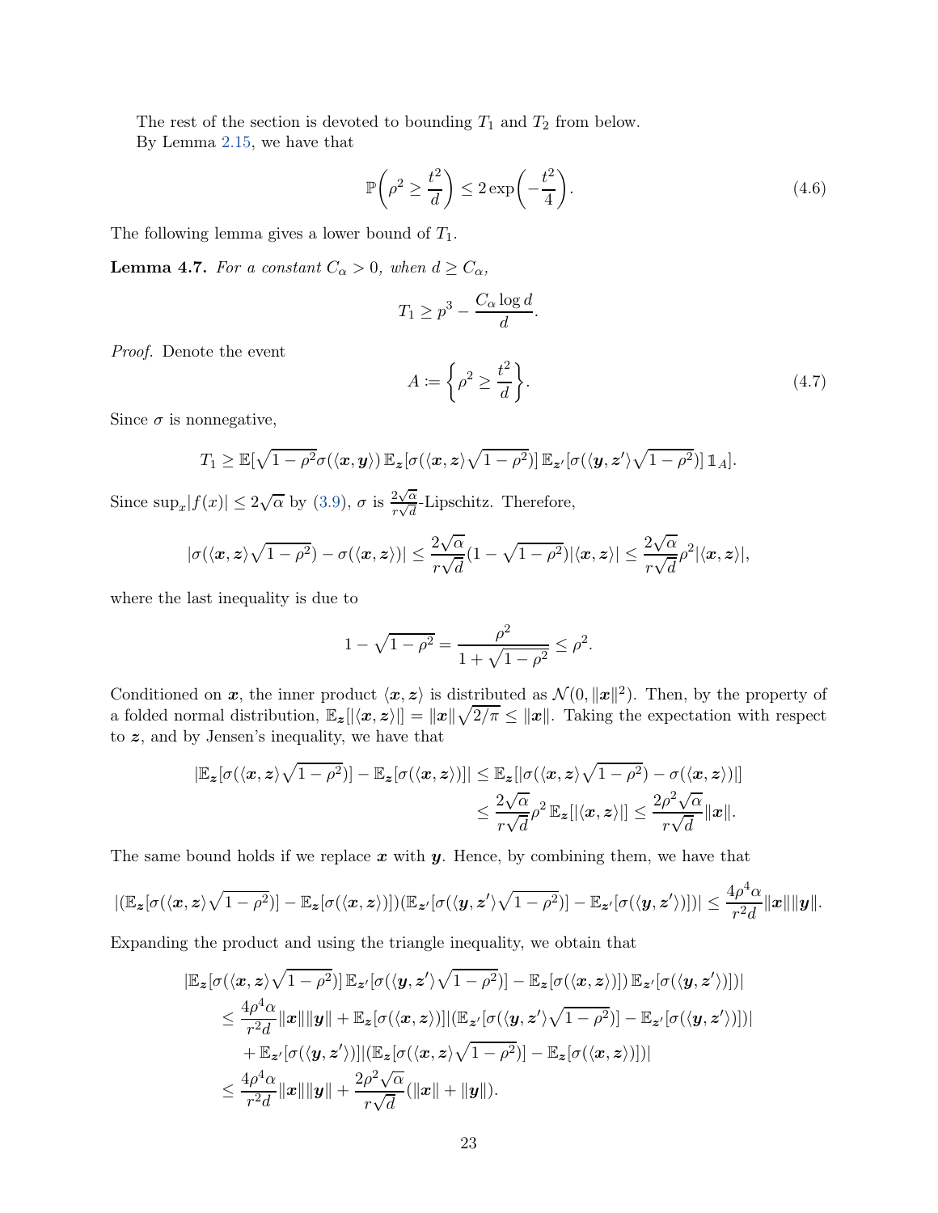The rest of the section is devoted to bounding $T_1$ and $T_2$ from below.

By Lemma 2.15, we have that

$$\mathbb{P}\left(\rho^2 \geq \frac{t^2}{d}\right) \leq 2\exp\left(-\frac{t^2}{4}\right). \tag{4.6}$$

The following lemma gives a lower bound of $T_1$.

**Lemma 4.7.** *For a constant $C_\alpha > 0$, when $d \geq C_\alpha$,*

$$T_1 \geq p^3 - \frac{C_\alpha \log d}{d}.$$

*Proof.* Denote the event

$$A := \left\{\rho^2 \geq \frac{t^2}{d}\right\}. \tag{4.7}$$

Since $\sigma$ is nonnegative,

$$T_1 \geq \mathbb{E}[\sqrt{1-\rho^2}\sigma(\langle \boldsymbol{x}, \boldsymbol{y}\rangle)\,\mathbb{E}_{\boldsymbol{z}}[\sigma(\langle \boldsymbol{x}, \boldsymbol{z}\rangle\sqrt{1-\rho^2})]\,\mathbb{E}_{\boldsymbol{z}'}[\sigma(\langle \boldsymbol{y}, \boldsymbol{z}'\rangle\sqrt{1-\rho^2})]\,\mathbb{1}_A].$$

Since $\sup_x|f(x)| \leq 2\sqrt{\alpha}$ by (3.9), $\sigma$ is $\frac{2\sqrt{\alpha}}{r\sqrt{d}}$-Lipschitz. Therefore,

$$|\sigma(\langle \boldsymbol{x}, \boldsymbol{z}\rangle\sqrt{1-\rho^2}) - \sigma(\langle \boldsymbol{x}, \boldsymbol{z}\rangle)| \leq \frac{2\sqrt{\alpha}}{r\sqrt{d}}(1-\sqrt{1-\rho^2})|\langle \boldsymbol{x}, \boldsymbol{z}\rangle| \leq \frac{2\sqrt{\alpha}}{r\sqrt{d}}\rho^2|\langle \boldsymbol{x}, \boldsymbol{z}\rangle|,$$

where the last inequality is due to

$$1-\sqrt{1-\rho^2} = \frac{\rho^2}{1+\sqrt{1-\rho^2}} \leq \rho^2.$$

Conditioned on $\boldsymbol{x}$, the inner product $\langle \boldsymbol{x}, \boldsymbol{z}\rangle$ is distributed as $\mathcal{N}(0, \|\boldsymbol{x}\|^2)$. Then, by the property of a folded normal distribution, $\mathbb{E}_{\boldsymbol{z}}[|\langle \boldsymbol{x}, \boldsymbol{z}\rangle|] = \|\boldsymbol{x}\|\sqrt{2/\pi} \leq \|\boldsymbol{x}\|$. Taking the expectation with respect to $\boldsymbol{z}$, and by Jensen's inequality, we have that

$$\begin{aligned}
|\mathbb{E}_{\boldsymbol{z}}[\sigma(\langle \boldsymbol{x}, \boldsymbol{z}\rangle\sqrt{1-\rho^2})] - \mathbb{E}_{\boldsymbol{z}}[\sigma(\langle \boldsymbol{x}, \boldsymbol{z}\rangle)]| &\leq \mathbb{E}_{\boldsymbol{z}}[|\sigma(\langle \boldsymbol{x}, \boldsymbol{z}\rangle\sqrt{1-\rho^2}) - \sigma(\langle \boldsymbol{x}, \boldsymbol{z}\rangle)|] \\
&\leq \frac{2\sqrt{\alpha}}{r\sqrt{d}}\rho^2\,\mathbb{E}_{\boldsymbol{z}}[|\langle \boldsymbol{x}, \boldsymbol{z}\rangle|] \leq \frac{2\rho^2\sqrt{\alpha}}{r\sqrt{d}}\|\boldsymbol{x}\|.
\end{aligned}$$

The same bound holds if we replace $\boldsymbol{x}$ with $\boldsymbol{y}$. Hence, by combining them, we have that

$$|(\mathbb{E}_{\boldsymbol{z}}[\sigma(\langle \boldsymbol{x}, \boldsymbol{z}\rangle\sqrt{1-\rho^2})] - \mathbb{E}_{\boldsymbol{z}}[\sigma(\langle \boldsymbol{x}, \boldsymbol{z}\rangle)])(\mathbb{E}_{\boldsymbol{z}'}[\sigma(\langle \boldsymbol{y}, \boldsymbol{z}'\rangle\sqrt{1-\rho^2})] - \mathbb{E}_{\boldsymbol{z}'}[\sigma(\langle \boldsymbol{y}, \boldsymbol{z}'\rangle)])| \leq \frac{4\rho^4\alpha}{r^2 d}\|\boldsymbol{x}\|\|\boldsymbol{y}\|.$$

Expanding the product and using the triangle inequality, we obtain that

$$\begin{aligned}
&|\mathbb{E}_{\boldsymbol{z}}[\sigma(\langle \boldsymbol{x}, \boldsymbol{z}\rangle\sqrt{1-\rho^2})]\,\mathbb{E}_{\boldsymbol{z}'}[\sigma(\langle \boldsymbol{y}, \boldsymbol{z}'\rangle\sqrt{1-\rho^2})] - \mathbb{E}_{\boldsymbol{z}}[\sigma(\langle \boldsymbol{x}, \boldsymbol{z}\rangle)])\,\mathbb{E}_{\boldsymbol{z}'}[\sigma(\langle \boldsymbol{y}, \boldsymbol{z}'\rangle)])| \\
&\leq \frac{4\rho^4\alpha}{r^2 d}\|\boldsymbol{x}\|\|\boldsymbol{y}\| + \mathbb{E}_{\boldsymbol{z}}[\sigma(\langle \boldsymbol{x}, \boldsymbol{z}\rangle)]|(\mathbb{E}_{\boldsymbol{z}'}[\sigma(\langle \boldsymbol{y}, \boldsymbol{z}'\rangle\sqrt{1-\rho^2})] - \mathbb{E}_{\boldsymbol{z}'}[\sigma(\langle \boldsymbol{y}, \boldsymbol{z}'\rangle)])| \\
&\quad + \mathbb{E}_{\boldsymbol{z}'}[\sigma(\langle \boldsymbol{y}, \boldsymbol{z}'\rangle)]|(\mathbb{E}_{\boldsymbol{z}}[\sigma(\langle \boldsymbol{x}, \boldsymbol{z}\rangle\sqrt{1-\rho^2})] - \mathbb{E}_{\boldsymbol{z}}[\sigma(\langle \boldsymbol{x}, \boldsymbol{z}\rangle)])| \\
&\leq \frac{4\rho^4\alpha}{r^2 d}\|\boldsymbol{x}\|\|\boldsymbol{y}\| + \frac{2\rho^2\sqrt{\alpha}}{r\sqrt{d}}(\|\boldsymbol{x}\| + \|\boldsymbol{y}\|).
\end{aligned}$$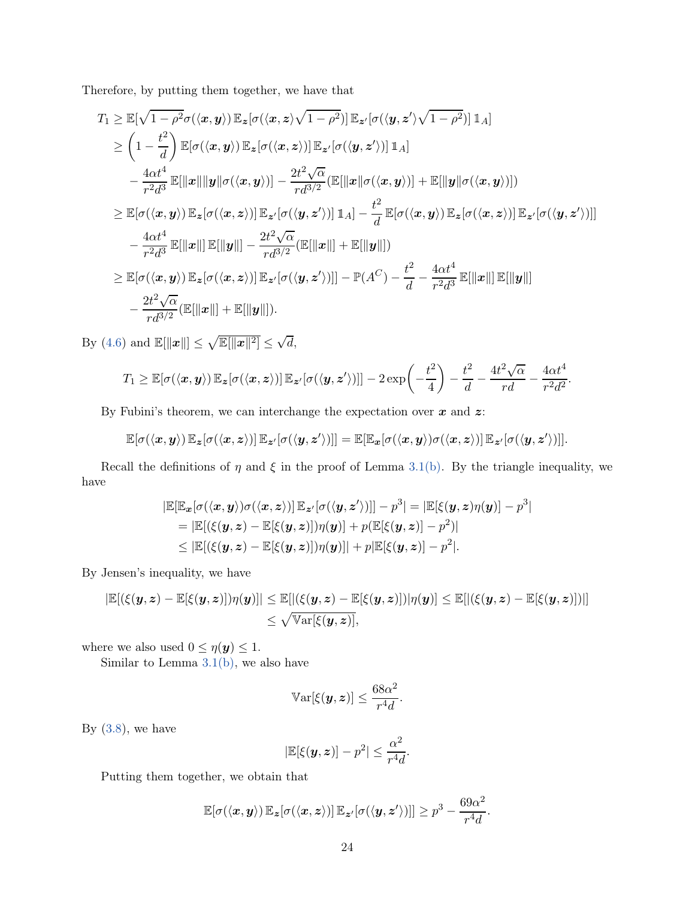Therefore, by putting them together, we have that

$$
\begin{aligned}
T_1 &\geq \mathbb{E}[\sqrt{1-\rho^2}\sigma(\langle \boldsymbol{x}, \boldsymbol{y}\rangle)\, \mathbb{E}_{\boldsymbol{z}}[\sigma(\langle \boldsymbol{x}, \boldsymbol{z}\rangle \sqrt{1-\rho^2})]\, \mathbb{E}_{\boldsymbol{z}'}[\sigma(\langle \boldsymbol{y}, \boldsymbol{z}'\rangle \sqrt{1-\rho^2})]\, \mathbb{1}_A] \\
&\geq \left(1 - \frac{t^2}{d}\right) \mathbb{E}[\sigma(\langle \boldsymbol{x}, \boldsymbol{y}\rangle)\, \mathbb{E}_{\boldsymbol{z}}[\sigma(\langle \boldsymbol{x}, \boldsymbol{z}\rangle)]\, \mathbb{E}_{\boldsymbol{z}'}[\sigma(\langle \boldsymbol{y}, \boldsymbol{z}'\rangle)]\, \mathbb{1}_A] \\
&\quad - \frac{4\alpha t^4}{r^2 d^3} \mathbb{E}[\|\boldsymbol{x}\|\|\boldsymbol{y}\|\sigma(\langle \boldsymbol{x}, \boldsymbol{y}\rangle)] - \frac{2t^2\sqrt{\alpha}}{r d^{3/2}} (\mathbb{E}[\|\boldsymbol{x}\|\sigma(\langle \boldsymbol{x}, \boldsymbol{y}\rangle)] + \mathbb{E}[\|\boldsymbol{y}\|\sigma(\langle \boldsymbol{x}, \boldsymbol{y}\rangle)]) \\
&\geq \mathbb{E}[\sigma(\langle \boldsymbol{x}, \boldsymbol{y}\rangle)\, \mathbb{E}_{\boldsymbol{z}}[\sigma(\langle \boldsymbol{x}, \boldsymbol{z}\rangle)]\, \mathbb{E}_{\boldsymbol{z}'}[\sigma(\langle \boldsymbol{y}, \boldsymbol{z}'\rangle)]\, \mathbb{1}_A] - \frac{t^2}{d} \mathbb{E}[\sigma(\langle \boldsymbol{x}, \boldsymbol{y}\rangle)\, \mathbb{E}_{\boldsymbol{z}}[\sigma(\langle \boldsymbol{x}, \boldsymbol{z}\rangle)]\, \mathbb{E}_{\boldsymbol{z}'}[\sigma(\langle \boldsymbol{y}, \boldsymbol{z}'\rangle)]] \\
&\quad - \frac{4\alpha t^4}{r^2 d^3} \mathbb{E}[\|\boldsymbol{x}\|]\, \mathbb{E}[\|\boldsymbol{y}\|] - \frac{2t^2\sqrt{\alpha}}{r d^{3/2}} (\mathbb{E}[\|\boldsymbol{x}\|] + \mathbb{E}[\|\boldsymbol{y}\|]) \\
&\geq \mathbb{E}[\sigma(\langle \boldsymbol{x}, \boldsymbol{y}\rangle)\, \mathbb{E}_{\boldsymbol{z}}[\sigma(\langle \boldsymbol{x}, \boldsymbol{z}\rangle)]\, \mathbb{E}_{\boldsymbol{z}'}[\sigma(\langle \boldsymbol{y}, \boldsymbol{z}'\rangle)]] - \mathbb{P}(A^C) - \frac{t^2}{d} - \frac{4\alpha t^4}{r^2 d^3} \mathbb{E}[\|\boldsymbol{x}\|]\, \mathbb{E}[\|\boldsymbol{y}\|] \\
&\quad - \frac{2t^2\sqrt{\alpha}}{r d^{3/2}} (\mathbb{E}[\|\boldsymbol{x}\|] + \mathbb{E}[\|\boldsymbol{y}\|]).
\end{aligned}
$$

By (4.6) and $\mathbb{E}[\|\boldsymbol{x}\|] \leq \sqrt{\mathbb{E}[\|\boldsymbol{x}\|^2]} \leq \sqrt{d}$,

$$
T_1 \geq \mathbb{E}[\sigma(\langle \boldsymbol{x}, \boldsymbol{y}\rangle)\, \mathbb{E}_{\boldsymbol{z}}[\sigma(\langle \boldsymbol{x}, \boldsymbol{z}\rangle)]\, \mathbb{E}_{\boldsymbol{z}'}[\sigma(\langle \boldsymbol{y}, \boldsymbol{z}'\rangle)]] - 2\exp\left(-\frac{t^2}{4}\right) - \frac{t^2}{d} - \frac{4t^2\sqrt{\alpha}}{rd} - \frac{4\alpha t^4}{r^2 d^2}.
$$

By Fubini's theorem, we can interchange the expectation over $\boldsymbol{x}$ and $\boldsymbol{z}$:

$$
\mathbb{E}[\sigma(\langle \boldsymbol{x}, \boldsymbol{y}\rangle)\, \mathbb{E}_{\boldsymbol{z}}[\sigma(\langle \boldsymbol{x}, \boldsymbol{z}\rangle)]\, \mathbb{E}_{\boldsymbol{z}'}[\sigma(\langle \boldsymbol{y}, \boldsymbol{z}'\rangle)]] = \mathbb{E}[\mathbb{E}_{\boldsymbol{x}}[\sigma(\langle \boldsymbol{x}, \boldsymbol{y}\rangle)\sigma(\langle \boldsymbol{x}, \boldsymbol{z}\rangle)]\, \mathbb{E}_{\boldsymbol{z}'}[\sigma(\langle \boldsymbol{y}, \boldsymbol{z}'\rangle)]].
$$

Recall the definitions of $\eta$ and $\xi$ in the proof of Lemma 3.1(b). By the triangle inequality, we have

$$
\begin{aligned}
&|\mathbb{E}[\mathbb{E}_{\boldsymbol{x}}[\sigma(\langle \boldsymbol{x}, \boldsymbol{y}\rangle)\sigma(\langle \boldsymbol{x}, \boldsymbol{z}\rangle)]\, \mathbb{E}_{\boldsymbol{z}'}[\sigma(\langle \boldsymbol{y}, \boldsymbol{z}'\rangle)]] - p^3| = |\mathbb{E}[\xi(\boldsymbol{y}, \boldsymbol{z})\eta(\boldsymbol{y})] - p^3| \\
&\quad = |\mathbb{E}[(\xi(\boldsymbol{y}, \boldsymbol{z}) - \mathbb{E}[\xi(\boldsymbol{y}, \boldsymbol{z})])\eta(\boldsymbol{y})] + p(\mathbb{E}[\xi(\boldsymbol{y}, \boldsymbol{z})] - p^2)| \\
&\quad \leq |\mathbb{E}[(\xi(\boldsymbol{y}, \boldsymbol{z}) - \mathbb{E}[\xi(\boldsymbol{y}, \boldsymbol{z})])\eta(\boldsymbol{y})]| + p|\mathbb{E}[\xi(\boldsymbol{y}, \boldsymbol{z})] - p^2|.
\end{aligned}
$$

By Jensen's inequality, we have

$$
\begin{aligned}
|\mathbb{E}[(\xi(\boldsymbol{y}, \boldsymbol{z}) - \mathbb{E}[\xi(\boldsymbol{y}, \boldsymbol{z})])\eta(\boldsymbol{y})]| &\leq \mathbb{E}[|(\xi(\boldsymbol{y}, \boldsymbol{z}) - \mathbb{E}[\xi(\boldsymbol{y}, \boldsymbol{z})])|\eta(\boldsymbol{y})] \leq \mathbb{E}[|(\xi(\boldsymbol{y}, \boldsymbol{z}) - \mathbb{E}[\xi(\boldsymbol{y}, \boldsymbol{z})])|] \\
&\leq \sqrt{\mathbb{V}\mathrm{ar}[\xi(\boldsymbol{y}, \boldsymbol{z})]},
\end{aligned}
$$

where we also used $0 \leq \eta(\boldsymbol{y}) \leq 1$.

Similar to Lemma 3.1(b), we also have

$$
\mathbb{V}\mathrm{ar}[\xi(\boldsymbol{y}, \boldsymbol{z})] \leq \frac{68\alpha^2}{r^4 d}.
$$

By (3.8), we have

$$
|\mathbb{E}[\xi(\boldsymbol{y}, \boldsymbol{z})] - p^2| \leq \frac{\alpha^2}{r^4 d}.
$$

Putting them together, we obtain that

$$
\mathbb{E}[\sigma(\langle \boldsymbol{x}, \boldsymbol{y}\rangle)\, \mathbb{E}_{\boldsymbol{z}}[\sigma(\langle \boldsymbol{x}, \boldsymbol{z}\rangle)]\, \mathbb{E}_{\boldsymbol{z}'}[\sigma(\langle \boldsymbol{y}, \boldsymbol{z}'\rangle)]] \geq p^3 - \frac{69\alpha^2}{r^4 d}.
$$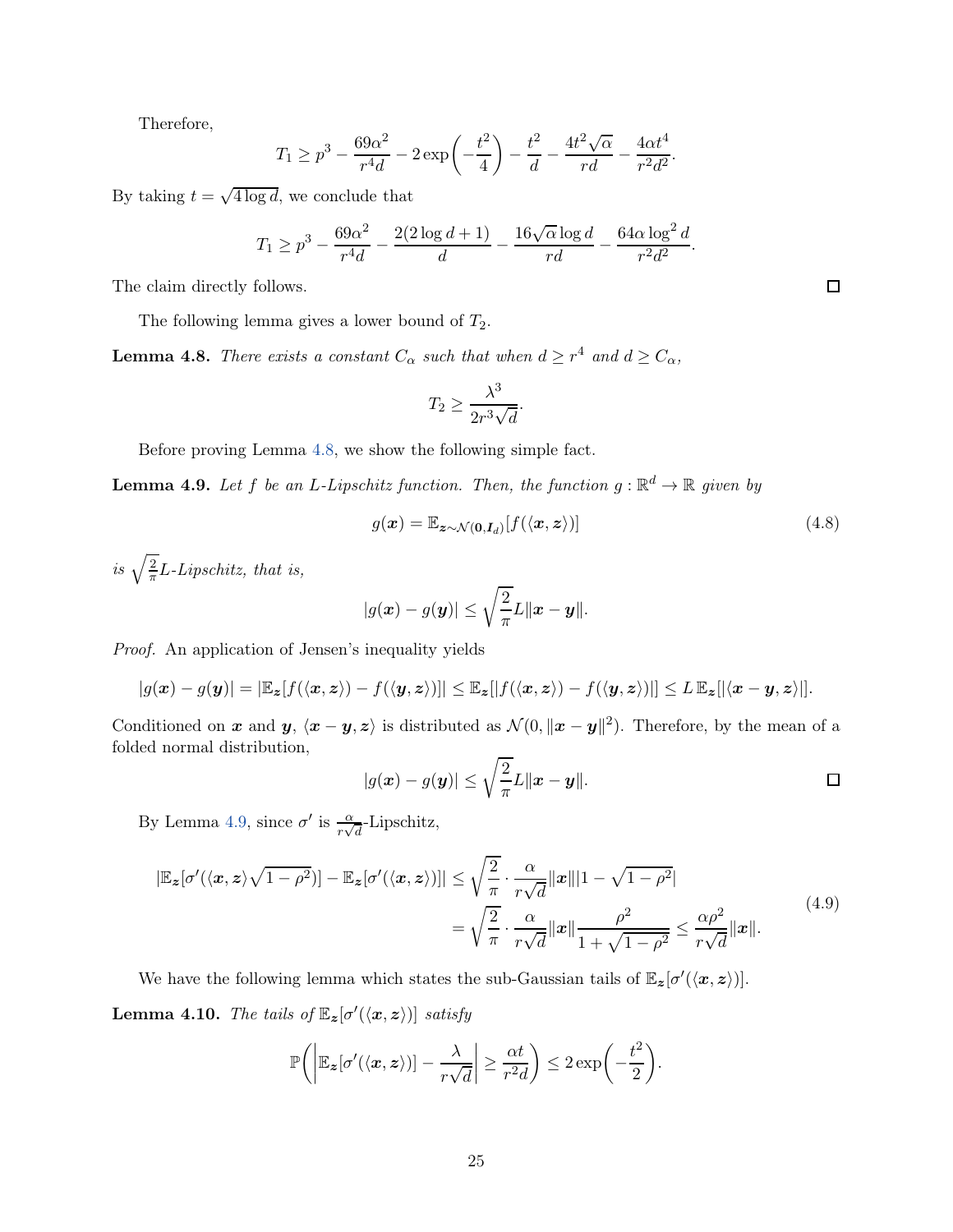Therefore,

$$T_1 \geq p^3 - \frac{69\alpha^2}{r^4 d} - 2\exp\left(-\frac{t^2}{4}\right) - \frac{t^2}{d} - \frac{4t^2\sqrt{\alpha}}{rd} - \frac{4\alpha t^4}{r^2 d^2}.$$

By taking $t = \sqrt{4\log d}$, we conclude that

$$T_1 \geq p^3 - \frac{69\alpha^2}{r^4 d} - \frac{2(2\log d + 1)}{d} - \frac{16\sqrt{\alpha}\log d}{rd} - \frac{64\alpha \log^2 d}{r^2 d^2}.$$

The claim directly follows. ◻

The following lemma gives a lower bound of $T_2$.

**Lemma 4.8.** *There exists a constant $C_\alpha$ such that when $d \geq r^4$ and $d \geq C_\alpha$,*

$$T_2 \geq \frac{\lambda^3}{2r^3\sqrt{d}}.$$

Before proving Lemma 4.8, we show the following simple fact.

**Lemma 4.9.** *Let $f$ be an $L$-Lipschitz function. Then, the function $g : \mathbb{R}^d \to \mathbb{R}$ given by*

$$g(\boldsymbol{x}) = \mathbb{E}_{\boldsymbol{z}\sim\mathcal{N}(\boldsymbol{0},\boldsymbol{I}_d)}[f(\langle \boldsymbol{x}, \boldsymbol{z}\rangle)] \tag{4.8}$$

*is $\sqrt{\frac{2}{\pi}}L$-Lipschitz, that is,*

$$|g(\boldsymbol{x}) - g(\boldsymbol{y})| \leq \sqrt{\frac{2}{\pi}}L\|\boldsymbol{x} - \boldsymbol{y}\|.$$

*Proof.* An application of Jensen's inequality yields

$$|g(\boldsymbol{x}) - g(\boldsymbol{y})| = |\mathbb{E}_{\boldsymbol{z}}[f(\langle \boldsymbol{x}, \boldsymbol{z}\rangle) - f(\langle \boldsymbol{y}, \boldsymbol{z}\rangle)]| \leq \mathbb{E}_{\boldsymbol{z}}[|f(\langle \boldsymbol{x}, \boldsymbol{z}\rangle) - f(\langle \boldsymbol{y}, \boldsymbol{z}\rangle)|] \leq L\,\mathbb{E}_{\boldsymbol{z}}[|\langle \boldsymbol{x} - \boldsymbol{y}, \boldsymbol{z}\rangle|].$$

Conditioned on $\boldsymbol{x}$ and $\boldsymbol{y}$, $\langle \boldsymbol{x} - \boldsymbol{y}, \boldsymbol{z}\rangle$ is distributed as $\mathcal{N}(0, \|\boldsymbol{x} - \boldsymbol{y}\|^2)$. Therefore, by the mean of a folded normal distribution,

$$|g(\boldsymbol{x}) - g(\boldsymbol{y})| \leq \sqrt{\frac{2}{\pi}}L\|\boldsymbol{x} - \boldsymbol{y}\|.$$ ◻

By Lemma 4.9, since $\sigma'$ is $\frac{\alpha}{r\sqrt{d}}$-Lipschitz,

$$\begin{aligned} |\mathbb{E}_{\boldsymbol{z}}[\sigma'(\langle \boldsymbol{x}, \boldsymbol{z}\rangle\sqrt{1-\rho^2})] - \mathbb{E}_{\boldsymbol{z}}[\sigma'(\langle \boldsymbol{x}, \boldsymbol{z}\rangle)]| &\leq \sqrt{\frac{2}{\pi}} \cdot \frac{\alpha}{r\sqrt{d}}\|\boldsymbol{x}\||1 - \sqrt{1-\rho^2}| \\ &= \sqrt{\frac{2}{\pi}} \cdot \frac{\alpha}{r\sqrt{d}}\|\boldsymbol{x}\|\frac{\rho^2}{1+\sqrt{1-\rho^2}} \leq \frac{\alpha\rho^2}{r\sqrt{d}}\|\boldsymbol{x}\|. \end{aligned} \tag{4.9}$$

We have the following lemma which states the sub-Gaussian tails of $\mathbb{E}_{\boldsymbol{z}}[\sigma'(\langle \boldsymbol{x}, \boldsymbol{z}\rangle)]$.

**Lemma 4.10.** *The tails of $\mathbb{E}_{\boldsymbol{z}}[\sigma'(\langle \boldsymbol{x}, \boldsymbol{z}\rangle)]$ satisfy*

$$\mathbb{P}\left(\left|\mathbb{E}_{\boldsymbol{z}}[\sigma'(\langle \boldsymbol{x}, \boldsymbol{z}\rangle)] - \frac{\lambda}{r\sqrt{d}}\right| \geq \frac{\alpha t}{r^2 d}\right) \leq 2\exp\left(-\frac{t^2}{2}\right).$$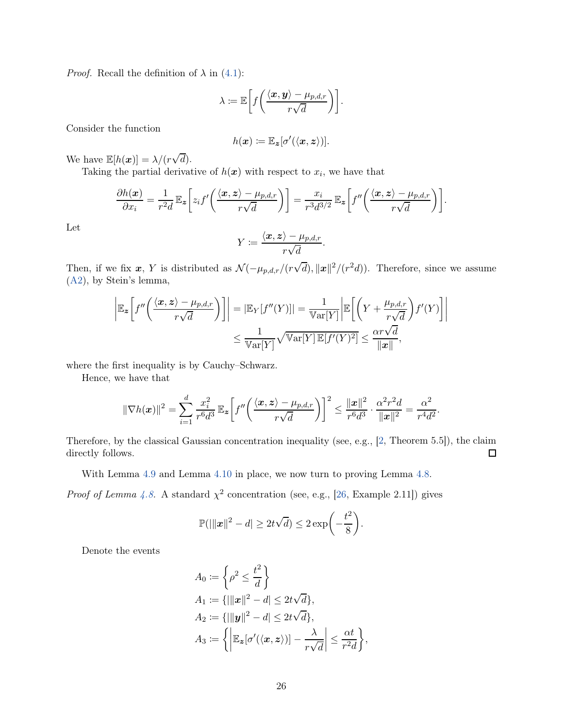*Proof.* Recall the definition of $\lambda$ in (4.1):

$$\lambda \coloneqq \mathbb{E}\left[f\left(\frac{\langle \boldsymbol{x}, \boldsymbol{y}\rangle - \mu_{p,d,r}}{r\sqrt{d}}\right)\right].$$

Consider the function

$$h(\boldsymbol{x}) \coloneqq \mathbb{E}_{\boldsymbol{z}}[\sigma'(\langle \boldsymbol{x}, \boldsymbol{z}\rangle)].$$

We have $\mathbb{E}[h(\boldsymbol{x})] = \lambda/(r\sqrt{d})$.

Taking the partial derivative of $h(\boldsymbol{x})$ with respect to $x_i$, we have that

$$\frac{\partial h(\boldsymbol{x})}{\partial x_i} = \frac{1}{r^2 d}\,\mathbb{E}_{\boldsymbol{z}}\left[z_i f'\left(\frac{\langle \boldsymbol{x}, \boldsymbol{z}\rangle - \mu_{p,d,r}}{r\sqrt{d}}\right)\right] = \frac{x_i}{r^3 d^{3/2}}\,\mathbb{E}_{\boldsymbol{z}}\left[f''\left(\frac{\langle \boldsymbol{x}, \boldsymbol{z}\rangle - \mu_{p,d,r}}{r\sqrt{d}}\right)\right].$$

Let

$$Y \coloneqq \frac{\langle \boldsymbol{x}, \boldsymbol{z}\rangle - \mu_{p,d,r}}{r\sqrt{d}}.$$

Then, if we fix $\boldsymbol{x}$, $Y$ is distributed as $\mathcal{N}(-\mu_{p,d,r}/(r\sqrt{d}), \|\boldsymbol{x}\|^2/(r^2 d))$. Therefore, since we assume (A2), by Stein's lemma,

$$\begin{aligned}
\left|\mathbb{E}_{\boldsymbol{z}}\left[f''\left(\frac{\langle \boldsymbol{x}, \boldsymbol{z}\rangle - \mu_{p,d,r}}{r\sqrt{d}}\right)\right]\right| &= |\mathbb{E}_Y[f''(Y)]| = \frac{1}{\mathbb{V}\mathrm{ar}[Y]}\left|\mathbb{E}\left[\left(Y + \frac{\mu_{p,d,r}}{r\sqrt{d}}\right)f'(Y)\right]\right| \\
&\leq \frac{1}{\mathbb{V}\mathrm{ar}[Y]}\sqrt{\mathbb{V}\mathrm{ar}[Y]\,\mathbb{E}[f'(Y)^2]} \leq \frac{\alpha r\sqrt{d}}{\|\boldsymbol{x}\|},
\end{aligned}$$

where the first inequality is by Cauchy–Schwarz.

Hence, we have that

$$\|\nabla h(\boldsymbol{x})\|^2 = \sum_{i=1}^{d} \frac{x_i^2}{r^6 d^3}\,\mathbb{E}_{\boldsymbol{z}}\left[f''\left(\frac{\langle \boldsymbol{x}, \boldsymbol{z}\rangle - \mu_{p,d,r}}{r\sqrt{d}}\right)\right]^2 \leq \frac{\|\boldsymbol{x}\|^2}{r^6 d^3}\cdot\frac{\alpha^2 r^2 d}{\|\boldsymbol{x}\|^2} = \frac{\alpha^2}{r^4 d^2}.$$

Therefore, by the classical Gaussian concentration inequality (see, e.g., [2, Theorem 5.5]), the claim directly follows. □

With Lemma 4.9 and Lemma 4.10 in place, we now turn to proving Lemma 4.8.

*Proof of Lemma 4.8.* A standard $\chi^2$ concentration (see, e.g., [26, Example 2.11]) gives

$$\mathbb{P}(|\|\boldsymbol{x}\|^2 - d| \geq 2t\sqrt{d}) \leq 2\exp\left(-\frac{t^2}{8}\right).$$

Denote the events

$$\begin{aligned}
A_0 &\coloneqq \left\{\rho^2 \leq \frac{t^2}{d}\right\} \\
A_1 &\coloneqq \{|\|\boldsymbol{x}\|^2 - d| \leq 2t\sqrt{d}\}, \\
A_2 &\coloneqq \{|\|\boldsymbol{y}\|^2 - d| \leq 2t\sqrt{d}\}, \\
A_3 &\coloneqq \left\{\left|\mathbb{E}_{\boldsymbol{z}}[\sigma'(\langle \boldsymbol{x}, \boldsymbol{z}\rangle)] - \frac{\lambda}{r\sqrt{d}}\right| \leq \frac{\alpha t}{r^2 d}\right\},
\end{aligned}$$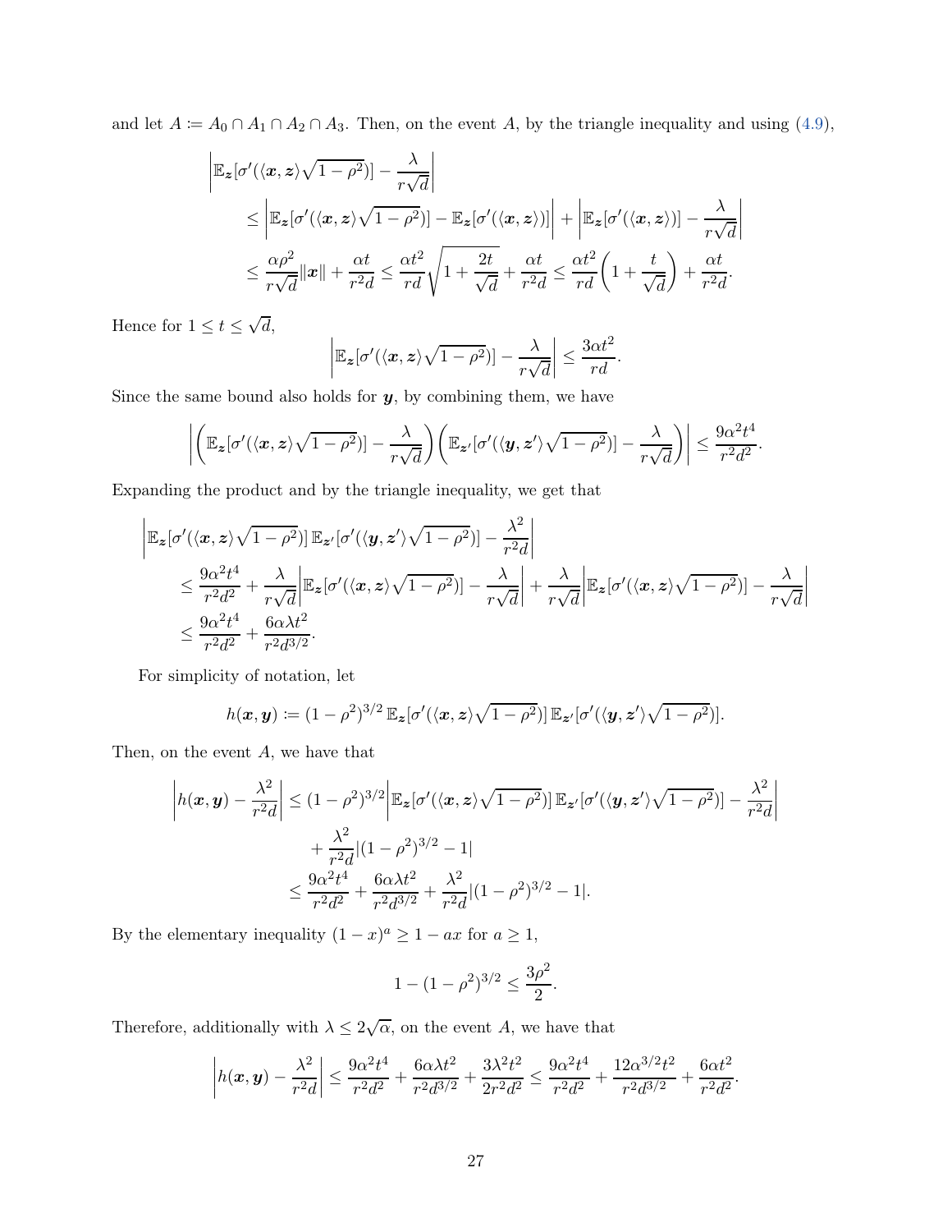and let $A \coloneqq A_0 \cap A_1 \cap A_2 \cap A_3$. Then, on the event $A$, by the triangle inequality and using (4.9),

$$
\begin{aligned}
&\left|\mathbb{E}_{\boldsymbol{z}}[\sigma'(\langle \boldsymbol{x}, \boldsymbol{z}\rangle\sqrt{1-\rho^2})] - \frac{\lambda}{r\sqrt{d}}\right| \\
&\quad\le \left|\mathbb{E}_{\boldsymbol{z}}[\sigma'(\langle \boldsymbol{x}, \boldsymbol{z}\rangle\sqrt{1-\rho^2})] - \mathbb{E}_{\boldsymbol{z}}[\sigma'(\langle \boldsymbol{x}, \boldsymbol{z}\rangle)]\right| + \left|\mathbb{E}_{\boldsymbol{z}}[\sigma'(\langle \boldsymbol{x}, \boldsymbol{z}\rangle)] - \frac{\lambda}{r\sqrt{d}}\right| \\
&\quad\le \frac{\alpha\rho^2}{r\sqrt{d}}\|\boldsymbol{x}\| + \frac{\alpha t}{r^2 d} \le \frac{\alpha t^2}{rd}\sqrt{1+\frac{2t}{\sqrt{d}}} + \frac{\alpha t}{r^2 d} \le \frac{\alpha t^2}{rd}\left(1+\frac{t}{\sqrt{d}}\right) + \frac{\alpha t}{r^2 d}.
\end{aligned}
$$

Hence for $1 \le t \le \sqrt{d}$,

$$
\left|\mathbb{E}_{\boldsymbol{z}}[\sigma'(\langle \boldsymbol{x}, \boldsymbol{z}\rangle\sqrt{1-\rho^2})] - \frac{\lambda}{r\sqrt{d}}\right| \le \frac{3\alpha t^2}{rd}.
$$

Since the same bound also holds for $\boldsymbol{y}$, by combining them, we have

$$
\left|\left(\mathbb{E}_{\boldsymbol{z}}[\sigma'(\langle \boldsymbol{x}, \boldsymbol{z}\rangle\sqrt{1-\rho^2})] - \frac{\lambda}{r\sqrt{d}}\right)\left(\mathbb{E}_{\boldsymbol{z}'}[\sigma'(\langle \boldsymbol{y}, \boldsymbol{z}'\rangle\sqrt{1-\rho^2})] - \frac{\lambda}{r\sqrt{d}}\right)\right| \le \frac{9\alpha^2 t^4}{r^2 d^2}.
$$

Expanding the product and by the triangle inequality, we get that

$$
\begin{aligned}
&\left|\mathbb{E}_{\boldsymbol{z}}[\sigma'(\langle \boldsymbol{x}, \boldsymbol{z}\rangle\sqrt{1-\rho^2})]\,\mathbb{E}_{\boldsymbol{z}'}[\sigma'(\langle \boldsymbol{y}, \boldsymbol{z}'\rangle\sqrt{1-\rho^2})] - \frac{\lambda^2}{r^2 d}\right| \\
&\quad\le \frac{9\alpha^2 t^4}{r^2 d^2} + \frac{\lambda}{r\sqrt{d}}\left|\mathbb{E}_{\boldsymbol{z}}[\sigma'(\langle \boldsymbol{x}, \boldsymbol{z}\rangle\sqrt{1-\rho^2})] - \frac{\lambda}{r\sqrt{d}}\right| + \frac{\lambda}{r\sqrt{d}}\left|\mathbb{E}_{\boldsymbol{z}}[\sigma'(\langle \boldsymbol{x}, \boldsymbol{z}\rangle\sqrt{1-\rho^2})] - \frac{\lambda}{r\sqrt{d}}\right| \\
&\quad\le \frac{9\alpha^2 t^4}{r^2 d^2} + \frac{6\alpha\lambda t^2}{r^2 d^{3/2}}.
\end{aligned}
$$

For simplicity of notation, let

$$
h(\boldsymbol{x}, \boldsymbol{y}) \coloneqq (1-\rho^2)^{3/2}\,\mathbb{E}_{\boldsymbol{z}}[\sigma'(\langle \boldsymbol{x}, \boldsymbol{z}\rangle\sqrt{1-\rho^2})]\,\mathbb{E}_{\boldsymbol{z}'}[\sigma'(\langle \boldsymbol{y}, \boldsymbol{z}'\rangle\sqrt{1-\rho^2})].
$$

Then, on the event $A$, we have that

$$
\begin{aligned}
\left|h(\boldsymbol{x}, \boldsymbol{y}) - \frac{\lambda^2}{r^2 d}\right| &\le (1-\rho^2)^{3/2}\left|\mathbb{E}_{\boldsymbol{z}}[\sigma'(\langle \boldsymbol{x}, \boldsymbol{z}\rangle\sqrt{1-\rho^2})]\,\mathbb{E}_{\boldsymbol{z}'}[\sigma'(\langle \boldsymbol{y}, \boldsymbol{z}'\rangle\sqrt{1-\rho^2})] - \frac{\lambda^2}{r^2 d}\right| \\
&\quad + \frac{\lambda^2}{r^2 d}|(1-\rho^2)^{3/2} - 1| \\
&\le \frac{9\alpha^2 t^4}{r^2 d^2} + \frac{6\alpha\lambda t^2}{r^2 d^{3/2}} + \frac{\lambda^2}{r^2 d}|(1-\rho^2)^{3/2} - 1|.
\end{aligned}
$$

By the elementary inequality $(1-x)^a \ge 1 - ax$ for $a \ge 1$,

$$
1 - (1-\rho^2)^{3/2} \le \frac{3\rho^2}{2}.
$$

Therefore, additionally with $\lambda \le 2\sqrt{\alpha}$, on the event $A$, we have that

$$
\left|h(\boldsymbol{x}, \boldsymbol{y}) - \frac{\lambda^2}{r^2 d}\right| \le \frac{9\alpha^2 t^4}{r^2 d^2} + \frac{6\alpha\lambda t^2}{r^2 d^{3/2}} + \frac{3\lambda^2 t^2}{2r^2 d^2} \le \frac{9\alpha^2 t^4}{r^2 d^2} + \frac{12\alpha^{3/2} t^2}{r^2 d^{3/2}} + \frac{6\alpha t^2}{r^2 d^2}.
$$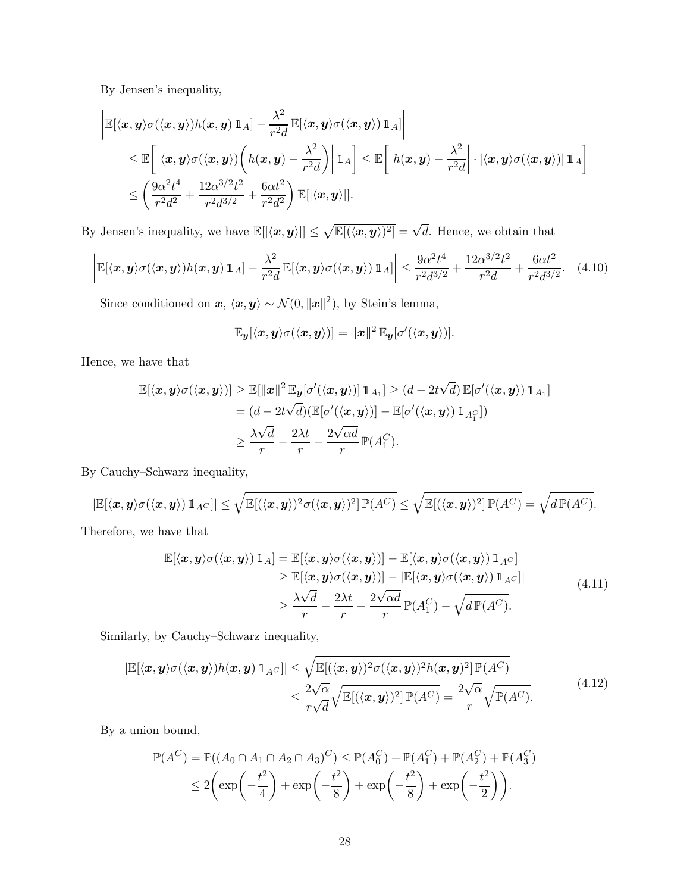By Jensen's inequality,

$$
\begin{aligned}
&\left|\mathbb{E}[\langle \boldsymbol{x}, \boldsymbol{y}\rangle \sigma(\langle \boldsymbol{x}, \boldsymbol{y}\rangle) h(\boldsymbol{x}, \boldsymbol{y})\, \mathbb{1}_A] - \frac{\lambda^2}{r^2 d}\, \mathbb{E}[\langle \boldsymbol{x}, \boldsymbol{y}\rangle \sigma(\langle \boldsymbol{x}, \boldsymbol{y}\rangle)\, \mathbb{1}_A]\right| \\
&\quad \le \mathbb{E}\left[\left|\langle \boldsymbol{x}, \boldsymbol{y}\rangle \sigma(\langle \boldsymbol{x}, \boldsymbol{y}\rangle)\left(h(\boldsymbol{x}, \boldsymbol{y}) - \frac{\lambda^2}{r^2 d}\right)\right| \mathbb{1}_A\right] \le \mathbb{E}\left[\left|h(\boldsymbol{x}, \boldsymbol{y}) - \frac{\lambda^2}{r^2 d}\right| \cdot |\langle \boldsymbol{x}, \boldsymbol{y}\rangle \sigma(\langle \boldsymbol{x}, \boldsymbol{y}\rangle)|\, \mathbb{1}_A\right] \\
&\quad \le \left(\frac{9\alpha^2 t^4}{r^2 d^2} + \frac{12\alpha^{3/2} t^2}{r^2 d^{3/2}} + \frac{6\alpha t^2}{r^2 d^2}\right) \mathbb{E}[|\langle \boldsymbol{x}, \boldsymbol{y}\rangle|].
\end{aligned}
$$

By Jensen's inequality, we have $\mathbb{E}[|\langle \boldsymbol{x}, \boldsymbol{y}\rangle|] \le \sqrt{\mathbb{E}[(\langle \boldsymbol{x}, \boldsymbol{y}\rangle)^2]} = \sqrt{d}$. Hence, we obtain that

$$
\left|\mathbb{E}[\langle \boldsymbol{x}, \boldsymbol{y}\rangle \sigma(\langle \boldsymbol{x}, \boldsymbol{y}\rangle) h(\boldsymbol{x}, \boldsymbol{y})\, \mathbb{1}_A] - \frac{\lambda^2}{r^2 d}\, \mathbb{E}[\langle \boldsymbol{x}, \boldsymbol{y}\rangle \sigma(\langle \boldsymbol{x}, \boldsymbol{y}\rangle)\, \mathbb{1}_A]\right| \le \frac{9\alpha^2 t^4}{r^2 d^{3/2}} + \frac{12\alpha^{3/2} t^2}{r^2 d} + \frac{6\alpha t^2}{r^2 d^{3/2}}. \tag{4.10}
$$

Since conditioned on $\boldsymbol{x}$, $\langle \boldsymbol{x}, \boldsymbol{y}\rangle \sim \mathcal{N}(0, \|\boldsymbol{x}\|^2)$, by Stein's lemma,

$$
\mathbb{E}_{\boldsymbol{y}}[\langle \boldsymbol{x}, \boldsymbol{y}\rangle \sigma(\langle \boldsymbol{x}, \boldsymbol{y}\rangle)] = \|\boldsymbol{x}\|^2\, \mathbb{E}_{\boldsymbol{y}}[\sigma'(\langle \boldsymbol{x}, \boldsymbol{y}\rangle)].
$$

Hence, we have that

$$
\begin{aligned}
\mathbb{E}[\langle \boldsymbol{x}, \boldsymbol{y}\rangle \sigma(\langle \boldsymbol{x}, \boldsymbol{y}\rangle)] &\ge \mathbb{E}[\|\boldsymbol{x}\|^2\, \mathbb{E}_{\boldsymbol{y}}[\sigma'(\langle \boldsymbol{x}, \boldsymbol{y}\rangle)]\, \mathbb{1}_{A_1}] \ge (d - 2t\sqrt{d})\, \mathbb{E}[\sigma'(\langle \boldsymbol{x}, \boldsymbol{y}\rangle)\, \mathbb{1}_{A_1}] \\
&= (d - 2t\sqrt{d})(\mathbb{E}[\sigma'(\langle \boldsymbol{x}, \boldsymbol{y}\rangle)] - \mathbb{E}[\sigma'(\langle \boldsymbol{x}, \boldsymbol{y}\rangle)\, \mathbb{1}_{A_1^C}]) \\
&\ge \frac{\lambda\sqrt{d}}{r} - \frac{2\lambda t}{r} - \frac{2\sqrt{\alpha d}}{r}\, \mathbb{P}(A_1^C).
\end{aligned}
$$

By Cauchy–Schwarz inequality,

$$
|\mathbb{E}[\langle \boldsymbol{x}, \boldsymbol{y}\rangle \sigma(\langle \boldsymbol{x}, \boldsymbol{y}\rangle)\, \mathbb{1}_{A^C}]| \le \sqrt{\mathbb{E}[(\langle \boldsymbol{x}, \boldsymbol{y}\rangle)^2 \sigma(\langle \boldsymbol{x}, \boldsymbol{y}\rangle)^2]\, \mathbb{P}(A^C)} \le \sqrt{\mathbb{E}[(\langle \boldsymbol{x}, \boldsymbol{y}\rangle)^2]\, \mathbb{P}(A^C)} = \sqrt{d\, \mathbb{P}(A^C)}.
$$

Therefore, we have that

$$
\begin{aligned}
\mathbb{E}[\langle \boldsymbol{x}, \boldsymbol{y}\rangle \sigma(\langle \boldsymbol{x}, \boldsymbol{y}\rangle)\, \mathbb{1}_A] &= \mathbb{E}[\langle \boldsymbol{x}, \boldsymbol{y}\rangle \sigma(\langle \boldsymbol{x}, \boldsymbol{y}\rangle)] - \mathbb{E}[\langle \boldsymbol{x}, \boldsymbol{y}\rangle \sigma(\langle \boldsymbol{x}, \boldsymbol{y}\rangle)\, \mathbb{1}_{A^C}] \\
&\ge \mathbb{E}[\langle \boldsymbol{x}, \boldsymbol{y}\rangle \sigma(\langle \boldsymbol{x}, \boldsymbol{y}\rangle)] - |\mathbb{E}[\langle \boldsymbol{x}, \boldsymbol{y}\rangle \sigma(\langle \boldsymbol{x}, \boldsymbol{y}\rangle)\, \mathbb{1}_{A^C}]| \\
&\ge \frac{\lambda\sqrt{d}}{r} - \frac{2\lambda t}{r} - \frac{2\sqrt{\alpha d}}{r}\, \mathbb{P}(A_1^C) - \sqrt{d\, \mathbb{P}(A^C)}.
\end{aligned} \tag{4.11}
$$

Similarly, by Cauchy–Schwarz inequality,

$$
\begin{aligned}
|\mathbb{E}[\langle \boldsymbol{x}, \boldsymbol{y}\rangle \sigma(\langle \boldsymbol{x}, \boldsymbol{y}\rangle) h(\boldsymbol{x}, \boldsymbol{y})\, \mathbb{1}_{A^C}]| &\le \sqrt{\mathbb{E}[(\langle \boldsymbol{x}, \boldsymbol{y}\rangle)^2 \sigma(\langle \boldsymbol{x}, \boldsymbol{y}\rangle)^2 h(\boldsymbol{x}, \boldsymbol{y})^2]\, \mathbb{P}(A^C)} \\
&\le \frac{2\sqrt{\alpha}}{r\sqrt{d}} \sqrt{\mathbb{E}[(\langle \boldsymbol{x}, \boldsymbol{y}\rangle)^2]\, \mathbb{P}(A^C)} = \frac{2\sqrt{\alpha}}{r} \sqrt{\mathbb{P}(A^C)}.
\end{aligned} \tag{4.12}
$$

By a union bound,

$$
\begin{aligned}
\mathbb{P}(A^C) = \mathbb{P}((A_0 \cap A_1 \cap A_2 \cap A_3)^C) &\le \mathbb{P}(A_0^C) + \mathbb{P}(A_1^C) + \mathbb{P}(A_2^C) + \mathbb{P}(A_3^C) \\
&\le 2\left(\exp\left(-\frac{t^2}{4}\right) + \exp\left(-\frac{t^2}{8}\right) + \exp\left(-\frac{t^2}{8}\right) + \exp\left(-\frac{t^2}{2}\right)\right).
\end{aligned}
$$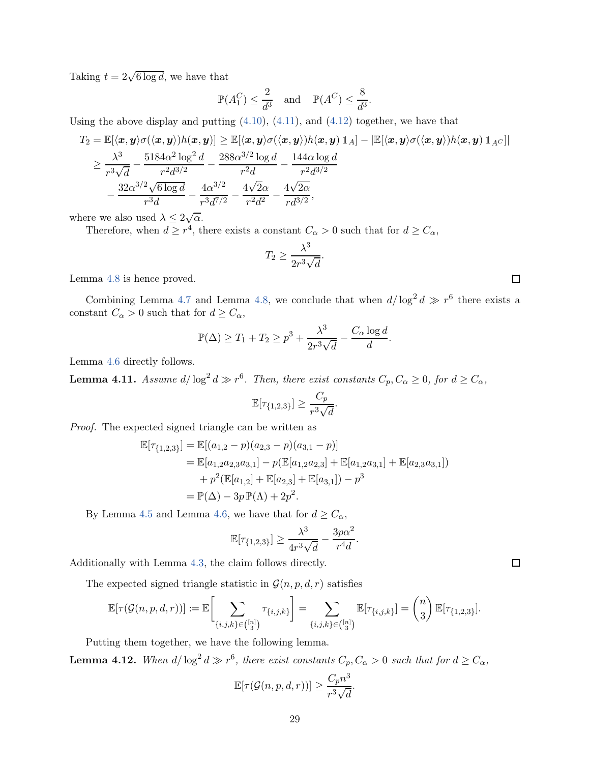Taking $t = 2\sqrt{6\log d}$, we have that

$$\mathbb{P}(A_1^C) \leq \frac{2}{d^3} \quad \text{and} \quad \mathbb{P}(A^C) \leq \frac{8}{d^3}.$$

Using the above display and putting (4.10), (4.11), and (4.12) together, we have that

$$\begin{aligned}
T_2 &= \mathbb{E}[\langle \boldsymbol{x}, \boldsymbol{y}\rangle \sigma(\langle \boldsymbol{x}, \boldsymbol{y}\rangle) h(\boldsymbol{x}, \boldsymbol{y})] \geq \mathbb{E}[\langle \boldsymbol{x}, \boldsymbol{y}\rangle \sigma(\langle \boldsymbol{x}, \boldsymbol{y}\rangle) h(\boldsymbol{x}, \boldsymbol{y})\, \mathbb{1}_A] - |\mathbb{E}[\langle \boldsymbol{x}, \boldsymbol{y}\rangle \sigma(\langle \boldsymbol{x}, \boldsymbol{y}\rangle) h(\boldsymbol{x}, \boldsymbol{y})\, \mathbb{1}_{A^C}]| \\
&\geq \frac{\lambda^3}{r^3\sqrt{d}} - \frac{5184\alpha^2 \log^2 d}{r^2 d^{3/2}} - \frac{288\alpha^{3/2}\log d}{r^2 d} - \frac{144\alpha \log d}{r^2 d^{3/2}} \\
&\quad - \frac{32\alpha^{3/2}\sqrt{6\log d}}{r^3 d} - \frac{4\alpha^{3/2}}{r^3 d^{7/2}} - \frac{4\sqrt{2}\alpha}{r^2 d^2} - \frac{4\sqrt{2\alpha}}{r d^{3/2}},
\end{aligned}$$

where we also used $\lambda \leq 2\sqrt{\alpha}$.

Therefore, when $d \geq r^4$, there exists a constant $C_\alpha > 0$ such that for $d \geq C_\alpha$,

$$T_2 \geq \frac{\lambda^3}{2r^3\sqrt{d}}.$$

Lemma 4.8 is hence proved. ∎

Combining Lemma 4.7 and Lemma 4.8, we conclude that when $d/\log^2 d \gg r^6$ there exists a constant $C_\alpha > 0$ such that for $d \geq C_\alpha$,

$$\mathbb{P}(\Delta) \geq T_1 + T_2 \geq p^3 + \frac{\lambda^3}{2r^3\sqrt{d}} - \frac{C_\alpha \log d}{d}.$$

Lemma 4.6 directly follows.

**Lemma 4.11.** *Assume $d/\log^2 d \gg r^6$. Then, there exist constants $C_p, C_\alpha \geq 0$, for $d \geq C_\alpha$,*

$$\mathbb{E}[\tau_{\{1,2,3\}}] \geq \frac{C_p}{r^3\sqrt{d}}.$$

*Proof.* The expected signed triangle can be written as

$$\begin{aligned}
\mathbb{E}[\tau_{\{1,2,3\}}] &= \mathbb{E}[(a_{1,2} - p)(a_{2,3} - p)(a_{3,1} - p)] \\
&= \mathbb{E}[a_{1,2}a_{2,3}a_{3,1}] - p(\mathbb{E}[a_{1,2}a_{2,3}] + \mathbb{E}[a_{1,2}a_{3,1}] + \mathbb{E}[a_{2,3}a_{3,1}]) \\
&\quad + p^2(\mathbb{E}[a_{1,2}] + \mathbb{E}[a_{2,3}] + \mathbb{E}[a_{3,1}]) - p^3 \\
&= \mathbb{P}(\Delta) - 3p\,\mathbb{P}(\Lambda) + 2p^2.
\end{aligned}$$

By Lemma 4.5 and Lemma 4.6, we have that for $d \geq C_\alpha$,

$$\mathbb{E}[\tau_{\{1,2,3\}}] \geq \frac{\lambda^3}{4r^3\sqrt{d}} - \frac{3p\alpha^2}{r^4 d}.$$

Additionally with Lemma 4.3, the claim follows directly. ∎

The expected signed triangle statistic in $\mathcal{G}(n, p, d, r)$ satisfies

$$\mathbb{E}[\tau(\mathcal{G}(n, p, d, r))] := \mathbb{E}\Bigg[\sum_{\{i,j,k\} \in \binom{[n]}{3}} \tau_{\{i,j,k\}}\Bigg] = \sum_{\{i,j,k\} \in \binom{[n]}{3}} \mathbb{E}[\tau_{\{i,j,k\}}] = \binom{n}{3}\mathbb{E}[\tau_{\{1,2,3\}}].$$

Putting them together, we have the following lemma.

**Lemma 4.12.** *When $d/\log^2 d \gg r^6$, there exist constants $C_p, C_\alpha > 0$ such that for $d \geq C_\alpha$,*

$$\mathbb{E}[\tau(\mathcal{G}(n, p, d, r))] \geq \frac{C_p n^3}{r^3\sqrt{d}}.$$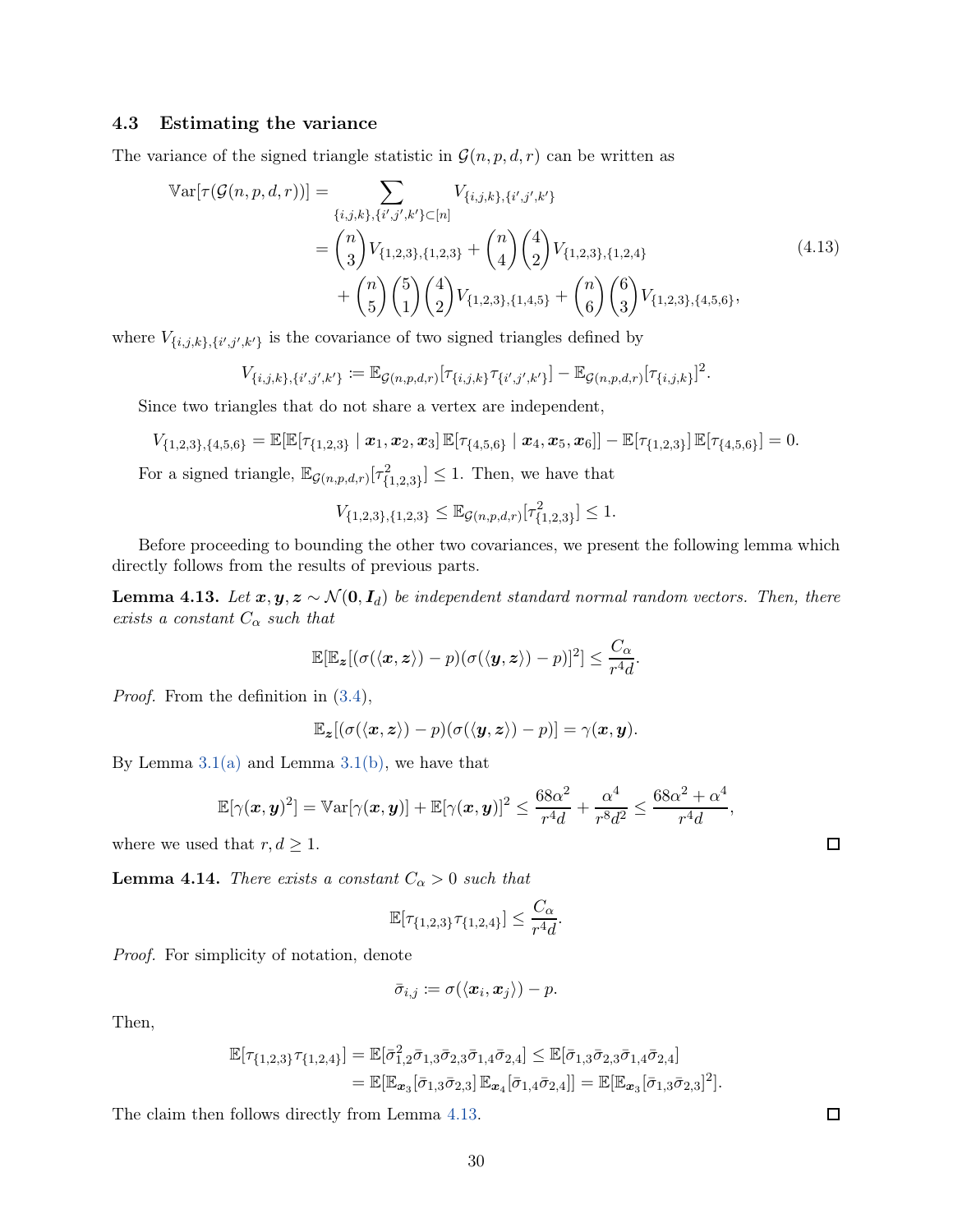### 4.3 Estimating the variance

The variance of the signed triangle statistic in $\mathcal{G}(n,p,d,r)$ can be written as

$$
\begin{aligned}
\mathbb{V}\mathrm{ar}[\tau(\mathcal{G}(n,p,d,r))] &= \sum_{\{i,j,k\},\{i',j',k'\}\subset[n]} V_{\{i,j,k\},\{i',j',k'\}} \\
&= \binom{n}{3} V_{\{1,2,3\},\{1,2,3\}} + \binom{n}{4}\binom{4}{2} V_{\{1,2,3\},\{1,2,4\}} \\
&\quad + \binom{n}{5}\binom{5}{1}\binom{4}{2} V_{\{1,2,3\},\{1,4,5\}} + \binom{n}{6}\binom{6}{3} V_{\{1,2,3\},\{4,5,6\}},
\end{aligned}
\tag{4.13}
$$

where $V_{\{i,j,k\},\{i',j',k'\}}$ is the covariance of two signed triangles defined by

$$
V_{\{i,j,k\},\{i',j',k'\}} := \mathbb{E}_{\mathcal{G}(n,p,d,r)}[\tau_{\{i,j,k\}}\tau_{\{i',j',k'\}}] - \mathbb{E}_{\mathcal{G}(n,p,d,r)}[\tau_{\{i,j,k\}}]^2.
$$

Since two triangles that do not share a vertex are independent,

$$
V_{\{1,2,3\},\{4,5,6\}} = \mathbb{E}[\mathbb{E}[\tau_{\{1,2,3\}} \mid \boldsymbol{x}_1,\boldsymbol{x}_2,\boldsymbol{x}_3]\,\mathbb{E}[\tau_{\{4,5,6\}} \mid \boldsymbol{x}_4,\boldsymbol{x}_5,\boldsymbol{x}_6]] - \mathbb{E}[\tau_{\{1,2,3\}}]\,\mathbb{E}[\tau_{\{4,5,6\}}] = 0.
$$

For a signed triangle, $\mathbb{E}_{\mathcal{G}(n,p,d,r)}[\tau^2_{\{1,2,3\}}] \le 1$. Then, we have that

$$
V_{\{1,2,3\},\{1,2,3\}} \le \mathbb{E}_{\mathcal{G}(n,p,d,r)}[\tau^2_{\{1,2,3\}}] \le 1.
$$

Before proceeding to bounding the other two covariances, we present the following lemma which directly follows from the results of previous parts.

**Lemma 4.13.** *Let $\boldsymbol{x},\boldsymbol{y},\boldsymbol{z} \sim \mathcal{N}(\boldsymbol{0},\boldsymbol{I}_d)$ be independent standard normal random vectors. Then, there exists a constant $C_\alpha$ such that*

$$
\mathbb{E}[\mathbb{E}_{\boldsymbol{z}}[(\sigma(\langle\boldsymbol{x},\boldsymbol{z}\rangle)-p)(\sigma(\langle\boldsymbol{y},\boldsymbol{z}\rangle)-p)]^2] \le \frac{C_\alpha}{r^4 d}.
$$

*Proof.* From the definition in (3.4),

$$
\mathbb{E}_{\boldsymbol{z}}[(\sigma(\langle\boldsymbol{x},\boldsymbol{z}\rangle)-p)(\sigma(\langle\boldsymbol{y},\boldsymbol{z}\rangle)-p)] = \gamma(\boldsymbol{x},\boldsymbol{y}).
$$

By Lemma 3.1(a) and Lemma 3.1(b), we have that

$$
\mathbb{E}[\gamma(\boldsymbol{x},\boldsymbol{y})^2] = \mathbb{V}\mathrm{ar}[\gamma(\boldsymbol{x},\boldsymbol{y})] + \mathbb{E}[\gamma(\boldsymbol{x},\boldsymbol{y})]^2 \le \frac{68\alpha^2}{r^4 d} + \frac{\alpha^4}{r^8 d^2} \le \frac{68\alpha^2+\alpha^4}{r^4 d},
$$

where we used that $r, d \ge 1$. ◻

**Lemma 4.14.** *There exists a constant $C_\alpha > 0$ such that*

$$
\mathbb{E}[\tau_{\{1,2,3\}}\tau_{\{1,2,4\}}] \le \frac{C_\alpha}{r^4 d}.
$$

*Proof.* For simplicity of notation, denote

$$
\bar{\sigma}_{i,j} := \sigma(\langle\boldsymbol{x}_i,\boldsymbol{x}_j\rangle) - p.
$$

Then,

$$
\begin{aligned}
\mathbb{E}[\tau_{\{1,2,3\}}\tau_{\{1,2,4\}}] &= \mathbb{E}[\bar{\sigma}^2_{1,2}\bar{\sigma}_{1,3}\bar{\sigma}_{2,3}\bar{\sigma}_{1,4}\bar{\sigma}_{2,4}] \le \mathbb{E}[\bar{\sigma}_{1,3}\bar{\sigma}_{2,3}\bar{\sigma}_{1,4}\bar{\sigma}_{2,4}] \\
&= \mathbb{E}[\mathbb{E}_{\boldsymbol{x}_3}[\bar{\sigma}_{1,3}\bar{\sigma}_{2,3}]\,\mathbb{E}_{\boldsymbol{x}_4}[\bar{\sigma}_{1,4}\bar{\sigma}_{2,4}]] = \mathbb{E}[\mathbb{E}_{\boldsymbol{x}_3}[\bar{\sigma}_{1,3}\bar{\sigma}_{2,3}]^2].
\end{aligned}
$$

The claim then follows directly from Lemma 4.13. ◻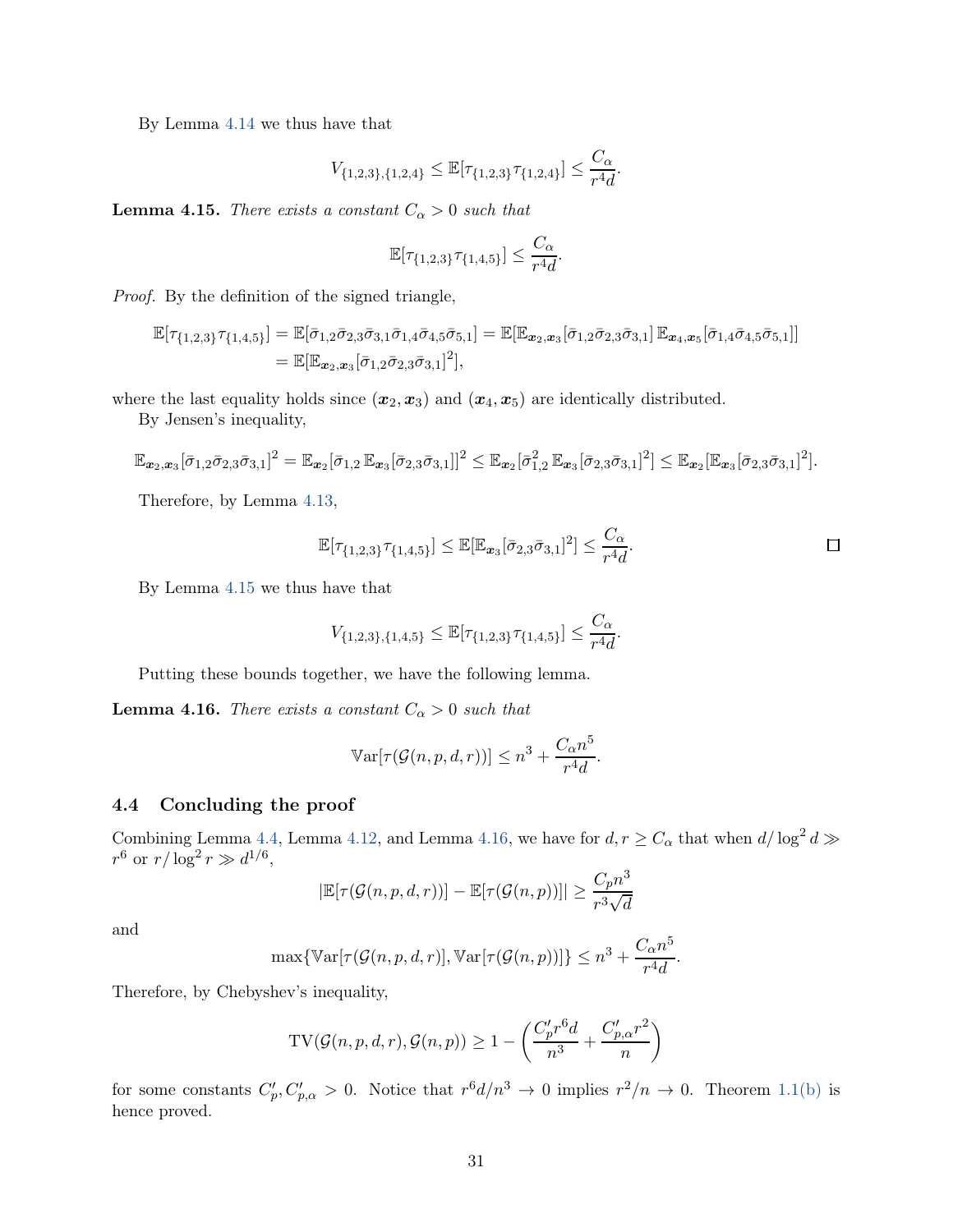By Lemma 4.14 we thus have that

$$V_{\{1,2,3\},\{1,2,4\}} \le \mathbb{E}[\tau_{\{1,2,3\}}\tau_{\{1,2,4\}}] \le \frac{C_\alpha}{r^4 d}.$$

**Lemma 4.15.** *There exists a constant $C_\alpha > 0$ such that*

$$\mathbb{E}[\tau_{\{1,2,3\}}\tau_{\{1,4,5\}}] \le \frac{C_\alpha}{r^4 d}.$$

*Proof.* By the definition of the signed triangle,

$$\begin{aligned}
\mathbb{E}[\tau_{\{1,2,3\}}\tau_{\{1,4,5\}}] &= \mathbb{E}[\bar\sigma_{1,2}\bar\sigma_{2,3}\bar\sigma_{3,1}\bar\sigma_{1,4}\bar\sigma_{4,5}\bar\sigma_{5,1}] = \mathbb{E}[\mathbb{E}_{\boldsymbol{x}_2,\boldsymbol{x}_3}[\bar\sigma_{1,2}\bar\sigma_{2,3}\bar\sigma_{3,1}]\,\mathbb{E}_{\boldsymbol{x}_4,\boldsymbol{x}_5}[\bar\sigma_{1,4}\bar\sigma_{4,5}\bar\sigma_{5,1}]] \\
&= \mathbb{E}[\mathbb{E}_{\boldsymbol{x}_2,\boldsymbol{x}_3}[\bar\sigma_{1,2}\bar\sigma_{2,3}\bar\sigma_{3,1}]^2],
\end{aligned}$$

where the last equality holds since $(\boldsymbol{x}_2,\boldsymbol{x}_3)$ and $(\boldsymbol{x}_4,\boldsymbol{x}_5)$ are identically distributed.

By Jensen's inequality,

$$\mathbb{E}_{\boldsymbol{x}_2,\boldsymbol{x}_3}[\bar\sigma_{1,2}\bar\sigma_{2,3}\bar\sigma_{3,1}]^2 = \mathbb{E}_{\boldsymbol{x}_2}[\bar\sigma_{1,2}\,\mathbb{E}_{\boldsymbol{x}_3}[\bar\sigma_{2,3}\bar\sigma_{3,1}]]^2 \le \mathbb{E}_{\boldsymbol{x}_2}[\bar\sigma_{1,2}^2\,\mathbb{E}_{\boldsymbol{x}_3}[\bar\sigma_{2,3}\bar\sigma_{3,1}]^2] \le \mathbb{E}_{\boldsymbol{x}_2}[\mathbb{E}_{\boldsymbol{x}_3}[\bar\sigma_{2,3}\bar\sigma_{3,1}]^2].$$

Therefore, by Lemma 4.13,

$$\mathbb{E}[\tau_{\{1,2,3\}}\tau_{\{1,4,5\}}] \le \mathbb{E}[\mathbb{E}_{\boldsymbol{x}_3}[\bar\sigma_{2,3}\bar\sigma_{3,1}]^2] \le \frac{C_\alpha}{r^4 d}.$$

□

By Lemma 4.15 we thus have that

$$V_{\{1,2,3\},\{1,4,5\}} \le \mathbb{E}[\tau_{\{1,2,3\}}\tau_{\{1,4,5\}}] \le \frac{C_\alpha}{r^4 d}.$$

Putting these bounds together, we have the following lemma.

**Lemma 4.16.** *There exists a constant $C_\alpha > 0$ such that*

$$\mathbb{V}\mathrm{ar}[\tau(\mathcal{G}(n,p,d,r))] \le n^3 + \frac{C_\alpha n^5}{r^4 d}.$$

## 4.4 Concluding the proof

Combining Lemma 4.4, Lemma 4.12, and Lemma 4.16, we have for $d, r \ge C_\alpha$ that when $d/\log^2 d \gg r^6$ or $r/\log^2 r \gg d^{1/6}$,

$$|\mathbb{E}[\tau(\mathcal{G}(n,p,d,r))] - \mathbb{E}[\tau(\mathcal{G}(n,p))]| \ge \frac{C_p n^3}{r^3\sqrt{d}}$$

and

$$\max\{\mathbb{V}\mathrm{ar}[\tau(\mathcal{G}(n,p,d,r)], \mathbb{V}\mathrm{ar}[\tau(\mathcal{G}(n,p))]\} \le n^3 + \frac{C_\alpha n^5}{r^4 d}.$$

Therefore, by Chebyshev's inequality,

$$\mathrm{TV}(\mathcal{G}(n,p,d,r), \mathcal{G}(n,p)) \ge 1 - \left(\frac{C_p' r^6 d}{n^3} + \frac{C_{p,\alpha}' r^2}{n}\right)$$

for some constants $C_p', C_{p,\alpha}' > 0$. Notice that $r^6 d/n^3 \to 0$ implies $r^2/n \to 0$. Theorem 1.1(b) is hence proved.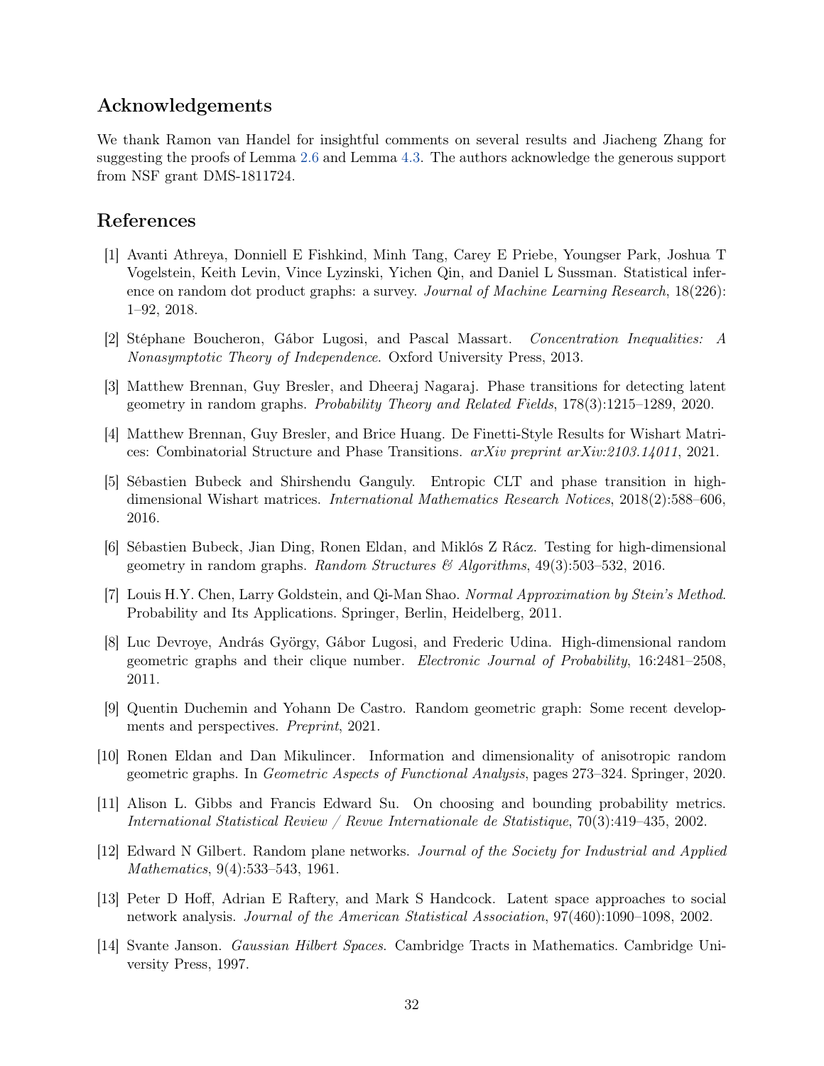## Acknowledgements

We thank Ramon van Handel for insightful comments on several results and Jiacheng Zhang for suggesting the proofs of Lemma 2.6 and Lemma 4.3. The authors acknowledge the generous support from NSF grant DMS-1811724.

## References

[1] Avanti Athreya, Donniell E Fishkind, Minh Tang, Carey E Priebe, Youngser Park, Joshua T Vogelstein, Keith Levin, Vince Lyzinski, Yichen Qin, and Daniel L Sussman. Statistical inference on random dot product graphs: a survey. *Journal of Machine Learning Research*, 18(226): 1–92, 2018.

[2] Stéphane Boucheron, Gábor Lugosi, and Pascal Massart. *Concentration Inequalities: A Nonasymptotic Theory of Independence.* Oxford University Press, 2013.

[3] Matthew Brennan, Guy Bresler, and Dheeraj Nagaraj. Phase transitions for detecting latent geometry in random graphs. *Probability Theory and Related Fields*, 178(3):1215–1289, 2020.

[4] Matthew Brennan, Guy Bresler, and Brice Huang. De Finetti-Style Results for Wishart Matrices: Combinatorial Structure and Phase Transitions. *arXiv preprint arXiv:2103.14011*, 2021.

[5] Sébastien Bubeck and Shirshendu Ganguly. Entropic CLT and phase transition in high-dimensional Wishart matrices. *International Mathematics Research Notices*, 2018(2):588–606, 2016.

[6] Sébastien Bubeck, Jian Ding, Ronen Eldan, and Miklós Z Rácz. Testing for high-dimensional geometry in random graphs. *Random Structures & Algorithms*, 49(3):503–532, 2016.

[7] Louis H.Y. Chen, Larry Goldstein, and Qi-Man Shao. *Normal Approximation by Stein's Method*. Probability and Its Applications. Springer, Berlin, Heidelberg, 2011.

[8] Luc Devroye, András György, Gábor Lugosi, and Frederic Udina. High-dimensional random geometric graphs and their clique number. *Electronic Journal of Probability*, 16:2481–2508, 2011.

[9] Quentin Duchemin and Yohann De Castro. Random geometric graph: Some recent developments and perspectives. *Preprint*, 2021.

[10] Ronen Eldan and Dan Mikulincer. Information and dimensionality of anisotropic random geometric graphs. In *Geometric Aspects of Functional Analysis*, pages 273–324. Springer, 2020.

[11] Alison L. Gibbs and Francis Edward Su. On choosing and bounding probability metrics. *International Statistical Review / Revue Internationale de Statistique*, 70(3):419–435, 2002.

[12] Edward N Gilbert. Random plane networks. *Journal of the Society for Industrial and Applied Mathematics*, 9(4):533–543, 1961.

[13] Peter D Hoff, Adrian E Raftery, and Mark S Handcock. Latent space approaches to social network analysis. *Journal of the American Statistical Association*, 97(460):1090–1098, 2002.

[14] Svante Janson. *Gaussian Hilbert Spaces.* Cambridge Tracts in Mathematics. Cambridge University Press, 1997.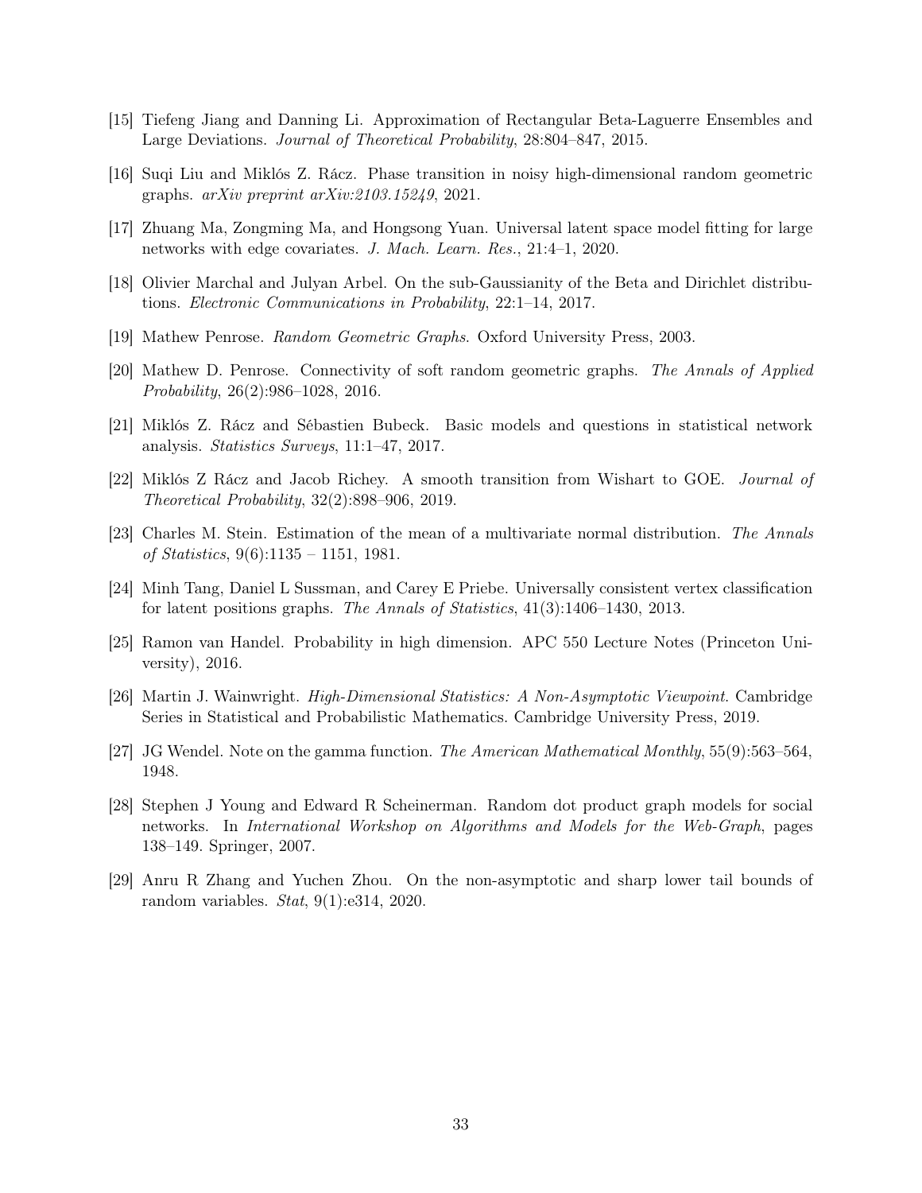[15] Tiefeng Jiang and Danning Li. Approximation of Rectangular Beta-Laguerre Ensembles and Large Deviations. *Journal of Theoretical Probability*, 28:804–847, 2015.

[16] Suqi Liu and Miklós Z. Rácz. Phase transition in noisy high-dimensional random geometric graphs. *arXiv preprint arXiv:2103.15249*, 2021.

[17] Zhuang Ma, Zongming Ma, and Hongsong Yuan. Universal latent space model fitting for large networks with edge covariates. *J. Mach. Learn. Res.*, 21:4–1, 2020.

[18] Olivier Marchal and Julyan Arbel. On the sub-Gaussianity of the Beta and Dirichlet distributions. *Electronic Communications in Probability*, 22:1–14, 2017.

[19] Mathew Penrose. *Random Geometric Graphs*. Oxford University Press, 2003.

[20] Mathew D. Penrose. Connectivity of soft random geometric graphs. *The Annals of Applied Probability*, 26(2):986–1028, 2016.

[21] Miklós Z. Rácz and Sébastien Bubeck. Basic models and questions in statistical network analysis. *Statistics Surveys*, 11:1–47, 2017.

[22] Miklós Z Rácz and Jacob Richey. A smooth transition from Wishart to GOE. *Journal of Theoretical Probability*, 32(2):898–906, 2019.

[23] Charles M. Stein. Estimation of the mean of a multivariate normal distribution. *The Annals of Statistics*, 9(6):1135 – 1151, 1981.

[24] Minh Tang, Daniel L Sussman, and Carey E Priebe. Universally consistent vertex classification for latent positions graphs. *The Annals of Statistics*, 41(3):1406–1430, 2013.

[25] Ramon van Handel. Probability in high dimension. APC 550 Lecture Notes (Princeton University), 2016.

[26] Martin J. Wainwright. *High-Dimensional Statistics: A Non-Asymptotic Viewpoint*. Cambridge Series in Statistical and Probabilistic Mathematics. Cambridge University Press, 2019.

[27] JG Wendel. Note on the gamma function. *The American Mathematical Monthly*, 55(9):563–564, 1948.

[28] Stephen J Young and Edward R Scheinerman. Random dot product graph models for social networks. In *International Workshop on Algorithms and Models for the Web-Graph*, pages 138–149. Springer, 2007.

[29] Anru R Zhang and Yuchen Zhou. On the non-asymptotic and sharp lower tail bounds of random variables. *Stat*, 9(1):e314, 2020.